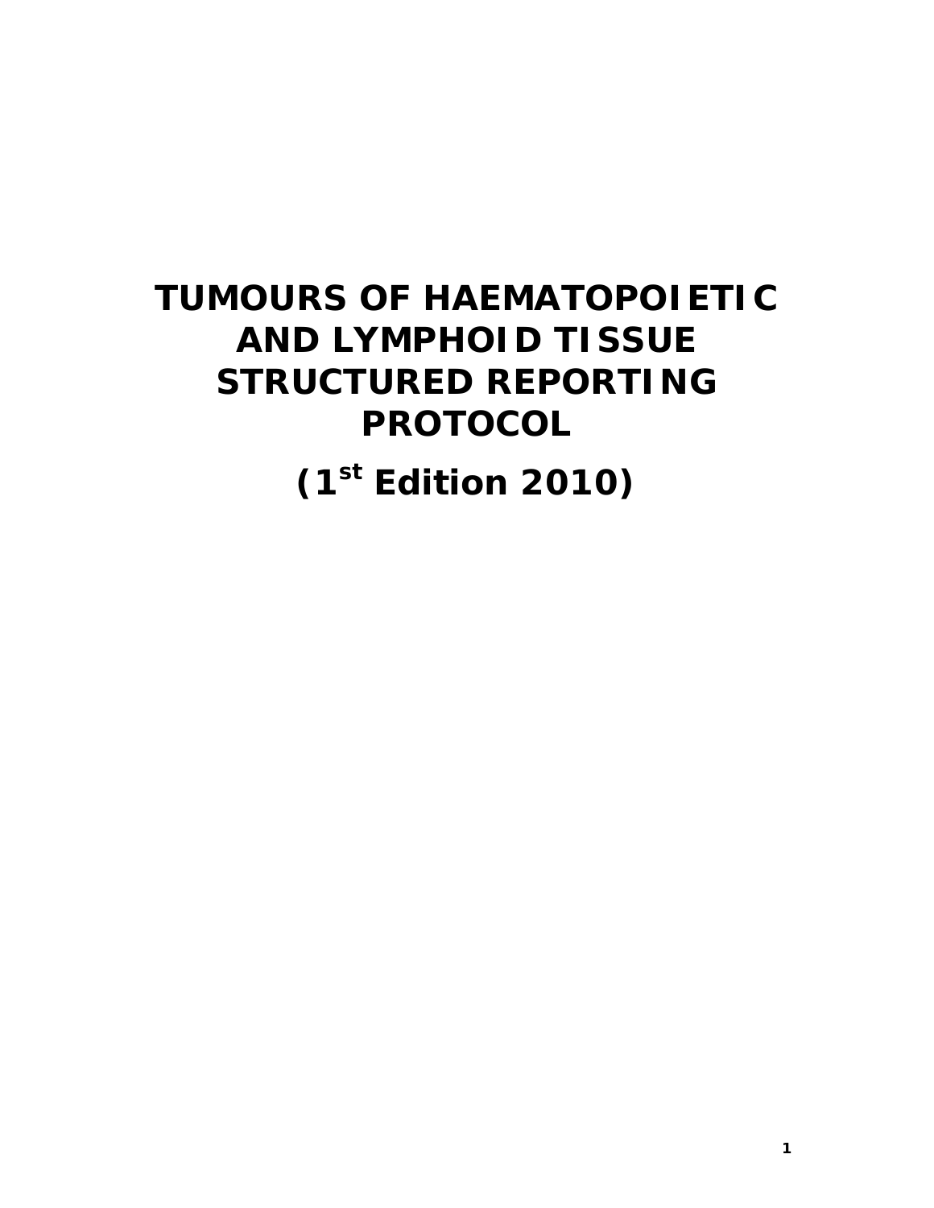# TUMOURS OF HAEMATOPOIETIC AND LYMPHOID TISSUE STRUCTURED REPORTING PROTOCOL

## (1st Edition 2010)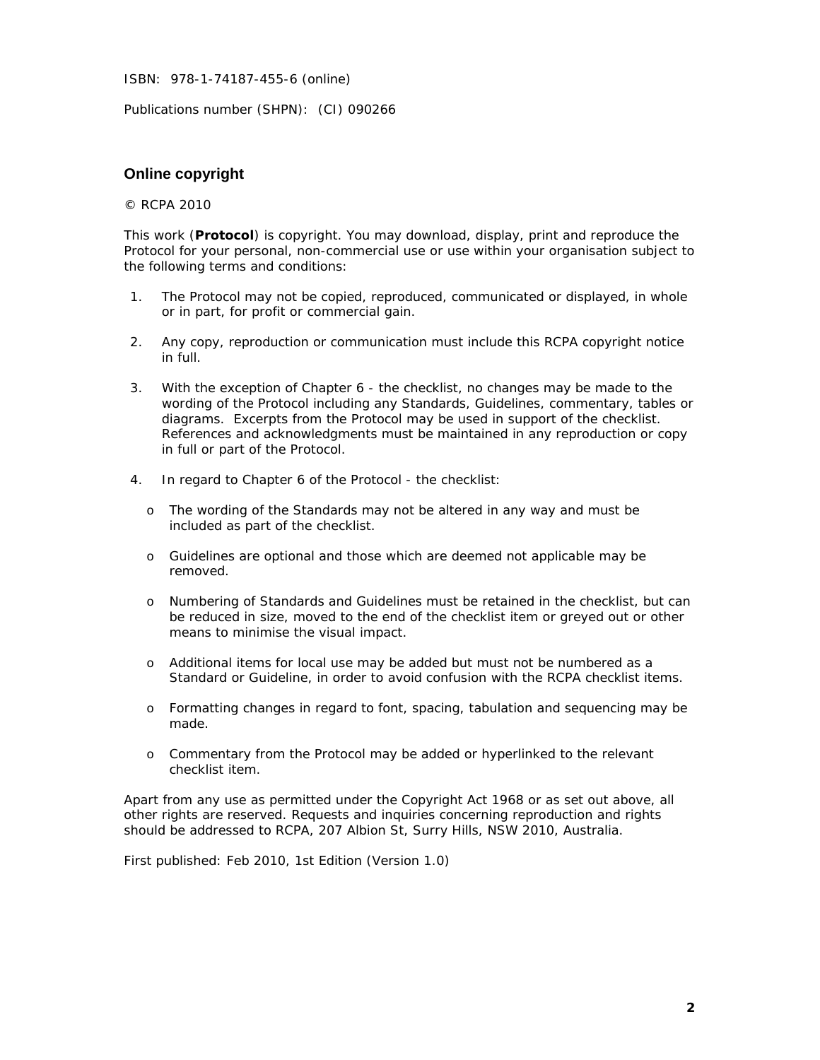ISBN: 978-1-74187-455-6 (online)

Publications number (SHPN): (CI) 090266

## Online copyright

© RCPA 2010

This work (**Protocol**) is copyright. You may download, display, print and reproduce the Protocol for your personal, non-commercial use or use within your organisation subject to the following terms and conditions:

1. The Protocol may not be copied, reproduced, communicated or displayed, in whole or in part, for profit or commercial gain.

2. Any copy, reproduction or communication must include this RCPA copyright notice in full.

3. With the exception of Chapter 6 - the checklist, no changes may be made to the wording of the Protocol including any Standards, Guidelines, commentary, tables or diagrams. Excerpts from the Protocol may be used in support of the checklist. References and acknowledgments must be maintained in any reproduction or copy in full or part of the Protocol.

4. In regard to Chapter 6 of the Protocol - the checklist:

   - The wording of the Standards may not be altered in any way and must be included as part of the checklist.

   - Guidelines are optional and those which are deemed not applicable may be removed.

   - Numbering of Standards and Guidelines must be retained in the checklist, but can be reduced in size, moved to the end of the checklist item or greyed out or other means to minimise the visual impact.

   - Additional items for local use may be added but must not be numbered as a Standard or Guideline, in order to avoid confusion with the RCPA checklist items.

   - Formatting changes in regard to font, spacing, tabulation and sequencing may be made.

   - Commentary from the Protocol may be added or hyperlinked to the relevant checklist item.

Apart from any use as permitted under the Copyright Act 1968 or as set out above, all other rights are reserved. Requests and inquiries concerning reproduction and rights should be addressed to RCPA, 207 Albion St, Surry Hills, NSW 2010, Australia.

First published: Feb 2010, 1st Edition (Version 1.0)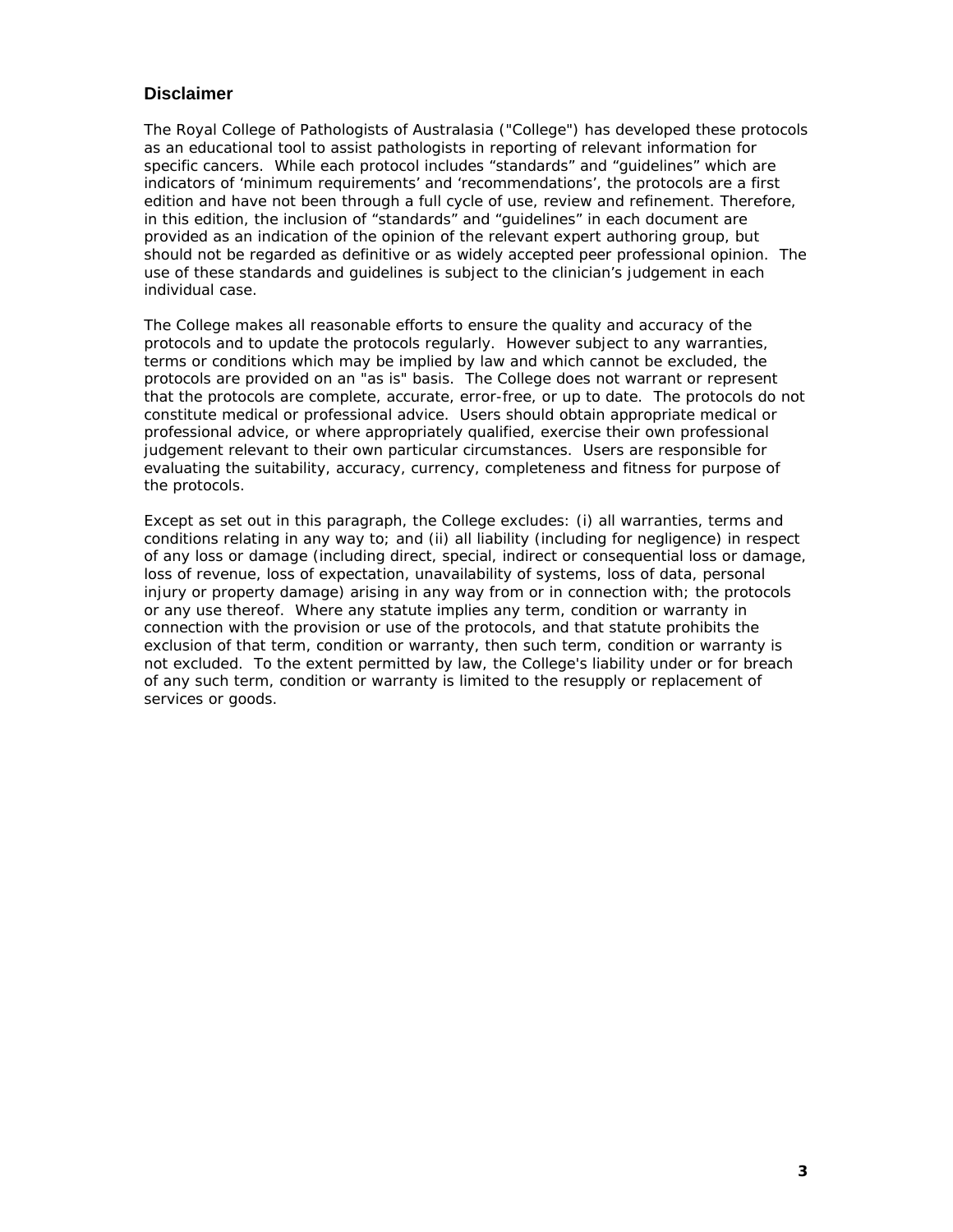## Disclaimer

The Royal College of Pathologists of Australasia ("College") has developed these protocols as an educational tool to assist pathologists in reporting of relevant information for specific cancers. While each protocol includes "standards" and "guidelines" which are indicators of 'minimum requirements' and 'recommendations', the protocols are a first edition and have not been through a full cycle of use, review and refinement. Therefore, in this edition, the inclusion of "standards" and "guidelines" in each document are provided as an indication of the opinion of the relevant expert authoring group, but should not be regarded as definitive or as widely accepted peer professional opinion. The use of these standards and guidelines is subject to the clinician's judgement in each individual case.

The College makes all reasonable efforts to ensure the quality and accuracy of the protocols and to update the protocols regularly. However subject to any warranties, terms or conditions which may be implied by law and which cannot be excluded, the protocols are provided on an "as is" basis. The College does not warrant or represent that the protocols are complete, accurate, error-free, or up to date. The protocols do not constitute medical or professional advice. Users should obtain appropriate medical or professional advice, or where appropriately qualified, exercise their own professional judgement relevant to their own particular circumstances. Users are responsible for evaluating the suitability, accuracy, currency, completeness and fitness for purpose of the protocols.

Except as set out in this paragraph, the College excludes: (i) all warranties, terms and conditions relating in any way to; and (ii) all liability (including for negligence) in respect of any loss or damage (including direct, special, indirect or consequential loss or damage, loss of revenue, loss of expectation, unavailability of systems, loss of data, personal injury or property damage) arising in any way from or in connection with; the protocols or any use thereof. Where any statute implies any term, condition or warranty in connection with the provision or use of the protocols, and that statute prohibits the exclusion of that term, condition or warranty, then such term, condition or warranty is not excluded. To the extent permitted by law, the College's liability under or for breach of any such term, condition or warranty is limited to the resupply or replacement of services or goods.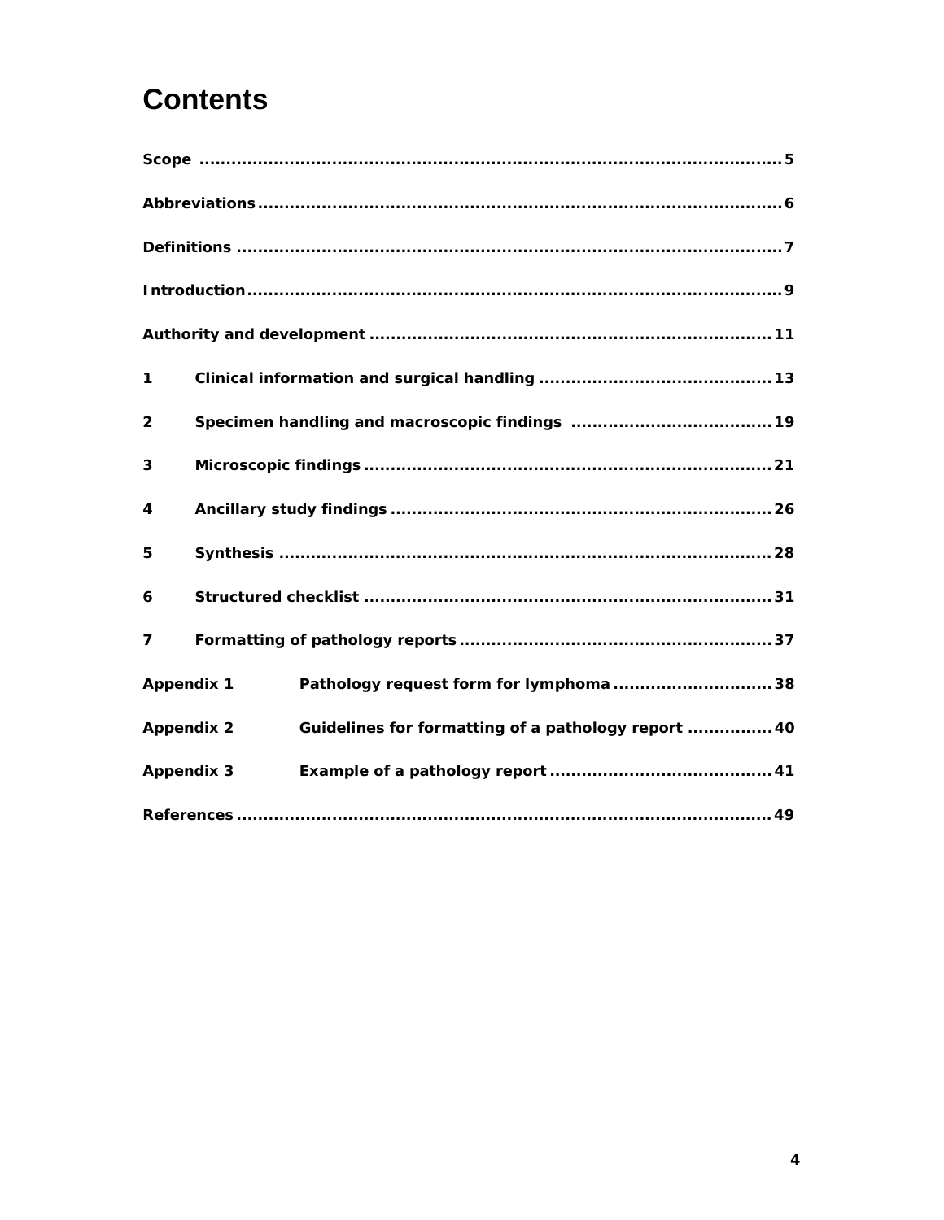# Contents

| | |
|---|---|
| **Scope** | **5** |
| **Abbreviations** | **6** |
| **Definitions** | **7** |
| **Introduction** | **9** |
| **Authority and development** | **11** |
| **1 Clinical information and surgical handling** | **13** |
| **2 Specimen handling and macroscopic findings** | **19** |
| **3 Microscopic findings** | **21** |
| **4 Ancillary study findings** | **26** |
| **5 Synthesis** | **28** |
| **6 Structured checklist** | **31** |
| **7 Formatting of pathology reports** | **37** |
| **Appendix 1 Pathology request form for lymphoma** | **38** |
| **Appendix 2 Guidelines for formatting of a pathology report** | **40** |
| **Appendix 3 Example of a pathology report** | **41** |
| **References** | **49** |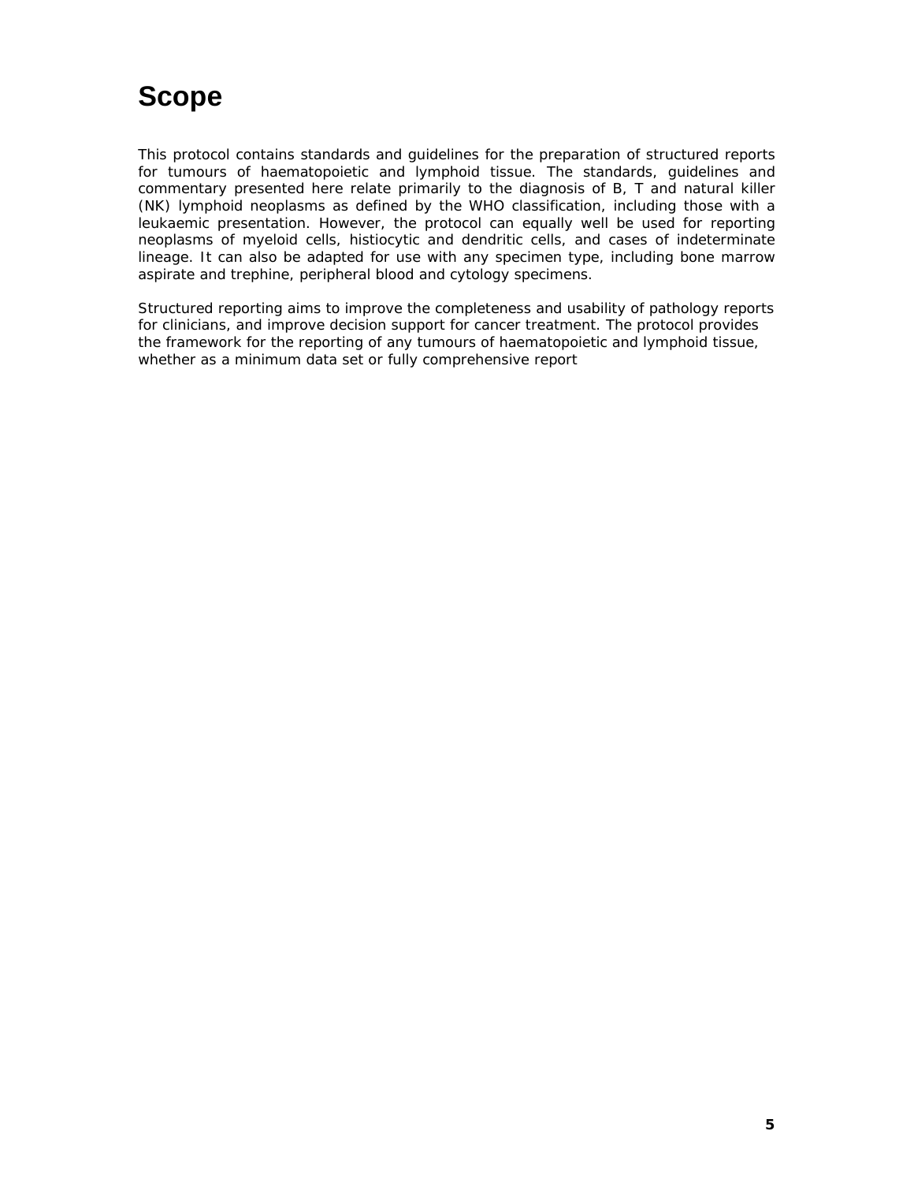# Scope

This protocol contains standards and guidelines for the preparation of structured reports for tumours of haematopoietic and lymphoid tissue. The standards, guidelines and commentary presented here relate primarily to the diagnosis of B, T and natural killer (NK) lymphoid neoplasms as defined by the WHO classification, including those with a leukaemic presentation. However, the protocol can equally well be used for reporting neoplasms of myeloid cells, histiocytic and dendritic cells, and cases of indeterminate lineage. It can also be adapted for use with any specimen type, including bone marrow aspirate and trephine, peripheral blood and cytology specimens.

Structured reporting aims to improve the completeness and usability of pathology reports for clinicians, and improve decision support for cancer treatment. The protocol provides the framework for the reporting of any tumours of haematopoietic and lymphoid tissue, whether as a minimum data set or fully comprehensive report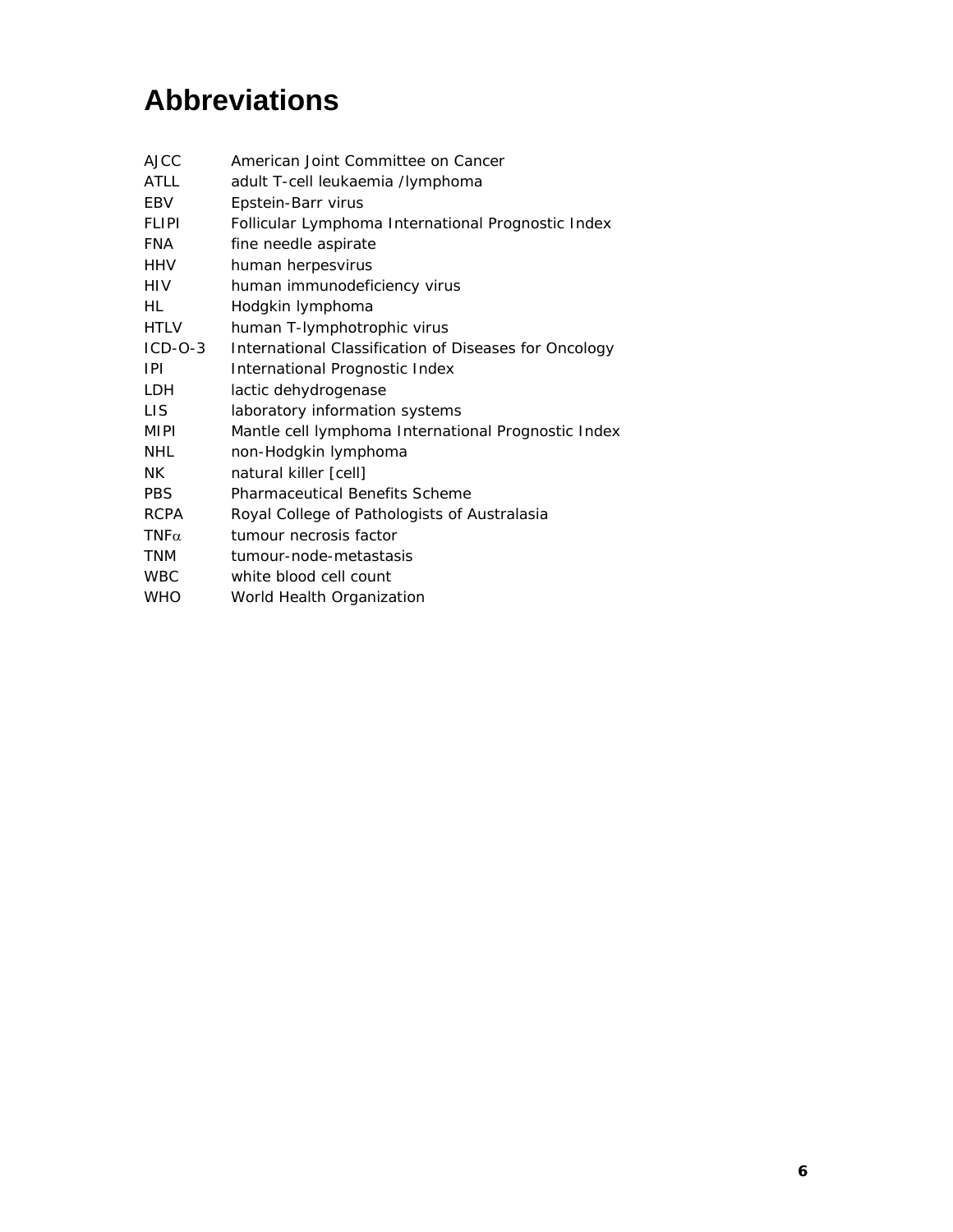# Abbreviations

| | |
|---|---|
| AJCC | American Joint Committee on Cancer |
| ATLL | adult T-cell leukaemia /lymphoma |
| EBV | Epstein-Barr virus |
| FLIPI | Follicular Lymphoma International Prognostic Index |
| FNA | fine needle aspirate |
| HHV | human herpesvirus |
| HIV | human immunodeficiency virus |
| HL | Hodgkin lymphoma |
| HTLV | human T-lymphotrophic virus |
| ICD-O-3 | International Classification of Diseases for Oncology |
| IPI | International Prognostic Index |
| LDH | lactic dehydrogenase |
| LIS | laboratory information systems |
| MIPI | Mantle cell lymphoma International Prognostic Index |
| NHL | non-Hodgkin lymphoma |
| NK | natural killer [cell] |
| PBS | Pharmaceutical Benefits Scheme |
| RCPA | Royal College of Pathologists of Australasia |
| TNF$\alpha$ | tumour necrosis factor |
| TNM | tumour-node-metastasis |
| WBC | white blood cell count |
| WHO | World Health Organization |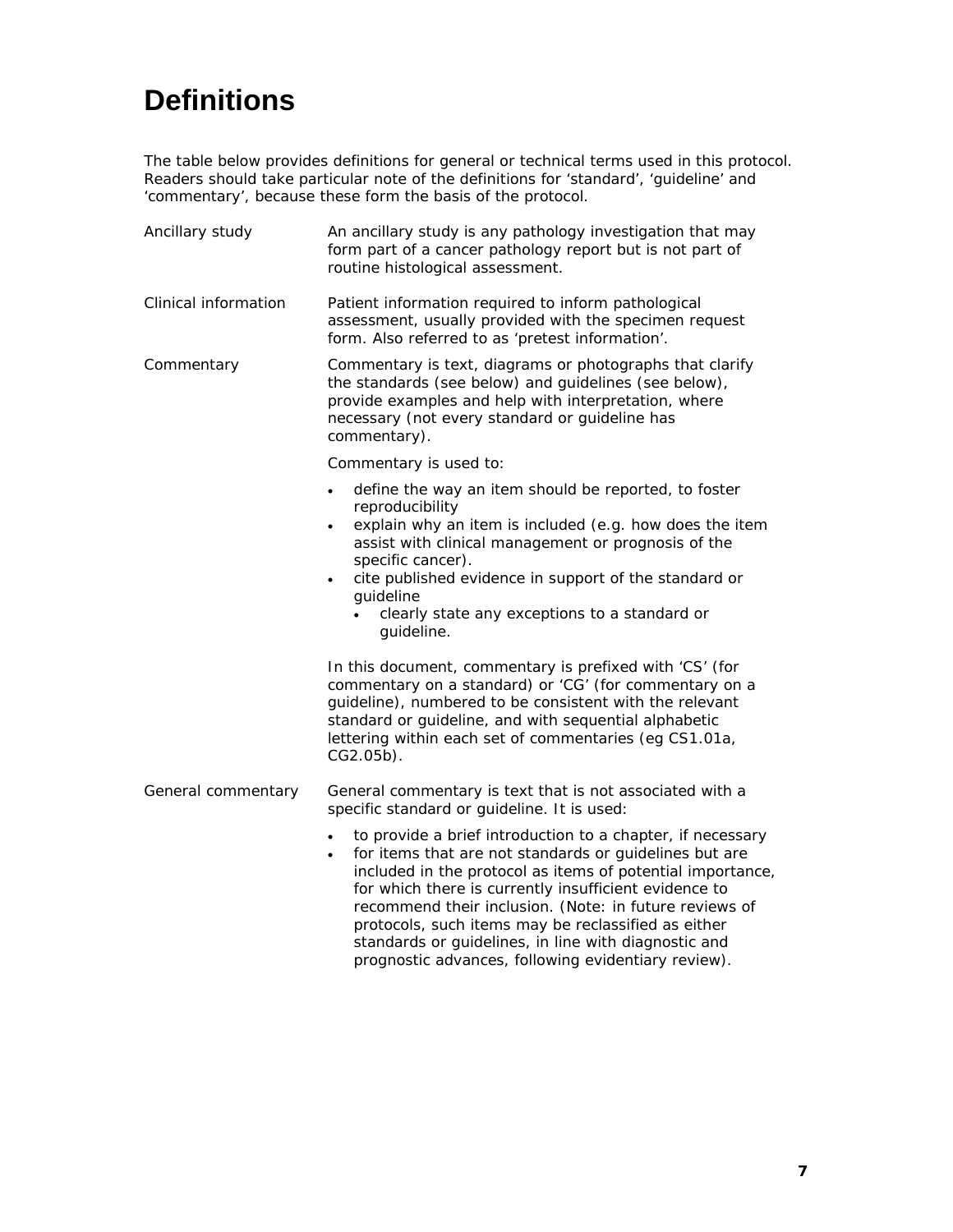# Definitions

The table below provides definitions for general or technical terms used in this protocol. Readers should take particular note of the definitions for 'standard', 'guideline' and 'commentary', because these form the basis of the protocol.

| Term | Definition |
|---|---|
| Ancillary study | An ancillary study is any pathology investigation that may form part of a cancer pathology report but is not part of routine histological assessment. |
| Clinical information | Patient information required to inform pathological assessment, usually provided with the specimen request form. Also referred to as 'pretest information'. |
| Commentary | Commentary is text, diagrams or photographs that clarify the standards (see below) and guidelines (see below), provide examples and help with interpretation, where necessary (not every standard or guideline has commentary).<br><br>Commentary is used to:<br>• define the way an item should be reported, to foster reproducibility<br>• explain why an item is included (e.g. how does the item assist with clinical management or prognosis of the specific cancer).<br>• cite published evidence in support of the standard or guideline<br>&nbsp;&nbsp;&nbsp;&nbsp;• clearly state any exceptions to a standard or guideline.<br><br>In this document, commentary is prefixed with 'CS' (for commentary on a standard) or 'CG' (for commentary on a guideline), numbered to be consistent with the relevant standard or guideline, and with sequential alphabetic lettering within each set of commentaries (eg CS1.01a, CG2.05b). |
| General commentary | General commentary is text that is not associated with a specific standard or guideline. It is used:<br>• to provide a brief introduction to a chapter, if necessary<br>• for items that are not standards or guidelines but are included in the protocol as items of potential importance, for which there is currently insufficient evidence to recommend their inclusion. (Note: in future reviews of protocols, such items may be reclassified as either standards or guidelines, in line with diagnostic and prognostic advances, following evidentiary review). |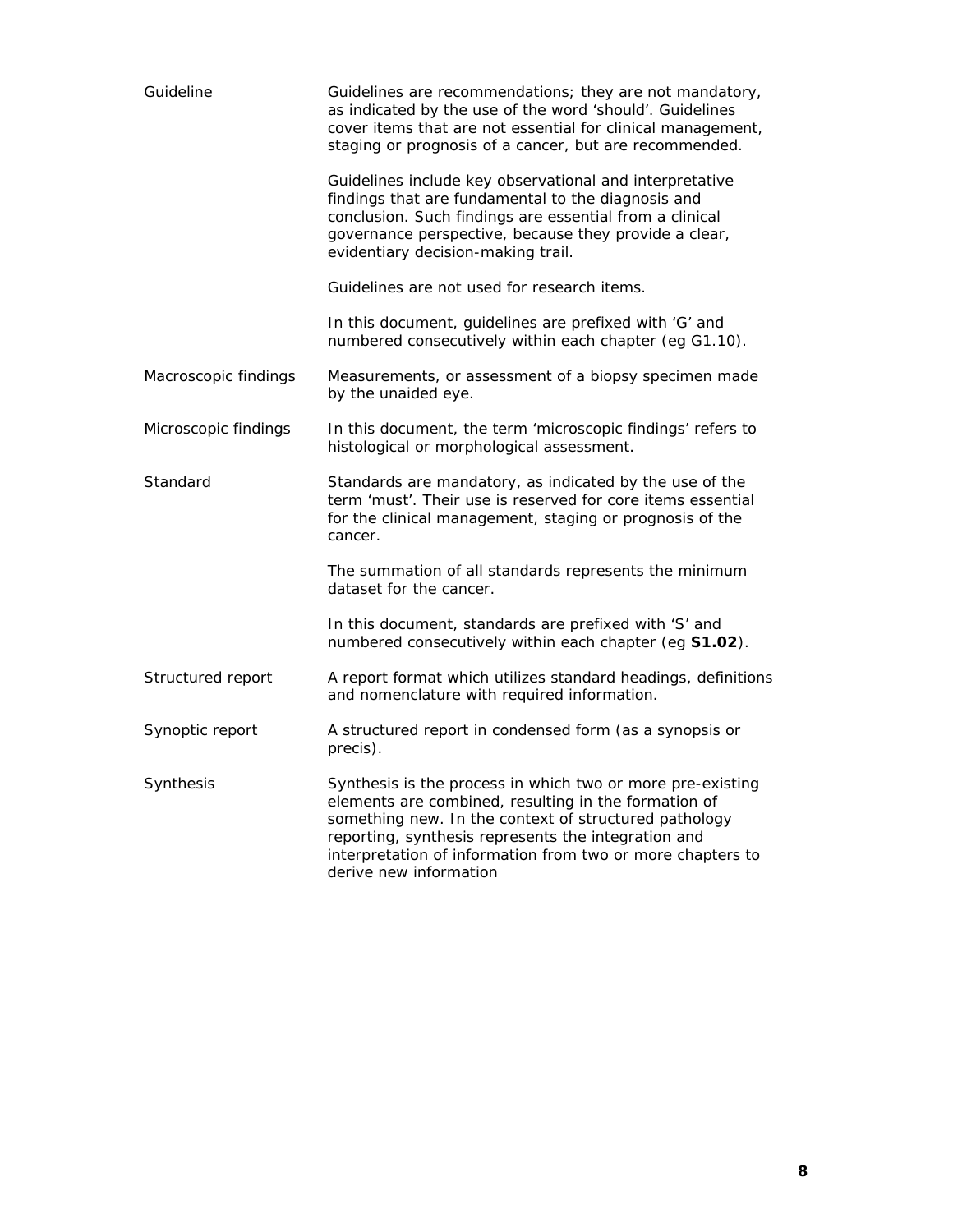| | |
|---|---|
| Guideline | Guidelines are recommendations; they are not mandatory, as indicated by the use of the word 'should'. Guidelines cover items that are not essential for clinical management, staging or prognosis of a cancer, but are recommended.<br><br>Guidelines include key observational and interpretative findings that are fundamental to the diagnosis and conclusion. Such findings are essential from a clinical governance perspective, because they provide a clear, evidentiary decision-making trail.<br><br>Guidelines are not used for research items.<br><br>In this document, guidelines are prefixed with 'G' and numbered consecutively within each chapter (eg G1.10). |
| Macroscopic findings | Measurements, or assessment of a biopsy specimen made by the unaided eye. |
| Microscopic findings | In this document, the term 'microscopic findings' refers to histological or morphological assessment. |
| Standard | Standards are mandatory, as indicated by the use of the term 'must'. Their use is reserved for core items essential for the clinical management, staging or prognosis of the cancer.<br><br>The summation of all standards represents the minimum dataset for the cancer.<br><br>In this document, standards are prefixed with 'S' and numbered consecutively within each chapter (eg **S1.02**). |
| Structured report | A report format which utilizes standard headings, definitions and nomenclature with required information. |
| Synoptic report | A structured report in condensed form (as a synopsis or precis). |
| Synthesis | Synthesis is the process in which two or more pre-existing elements are combined, resulting in the formation of something new. In the context of structured pathology reporting, synthesis represents the integration and interpretation of information from two or more chapters to derive new information |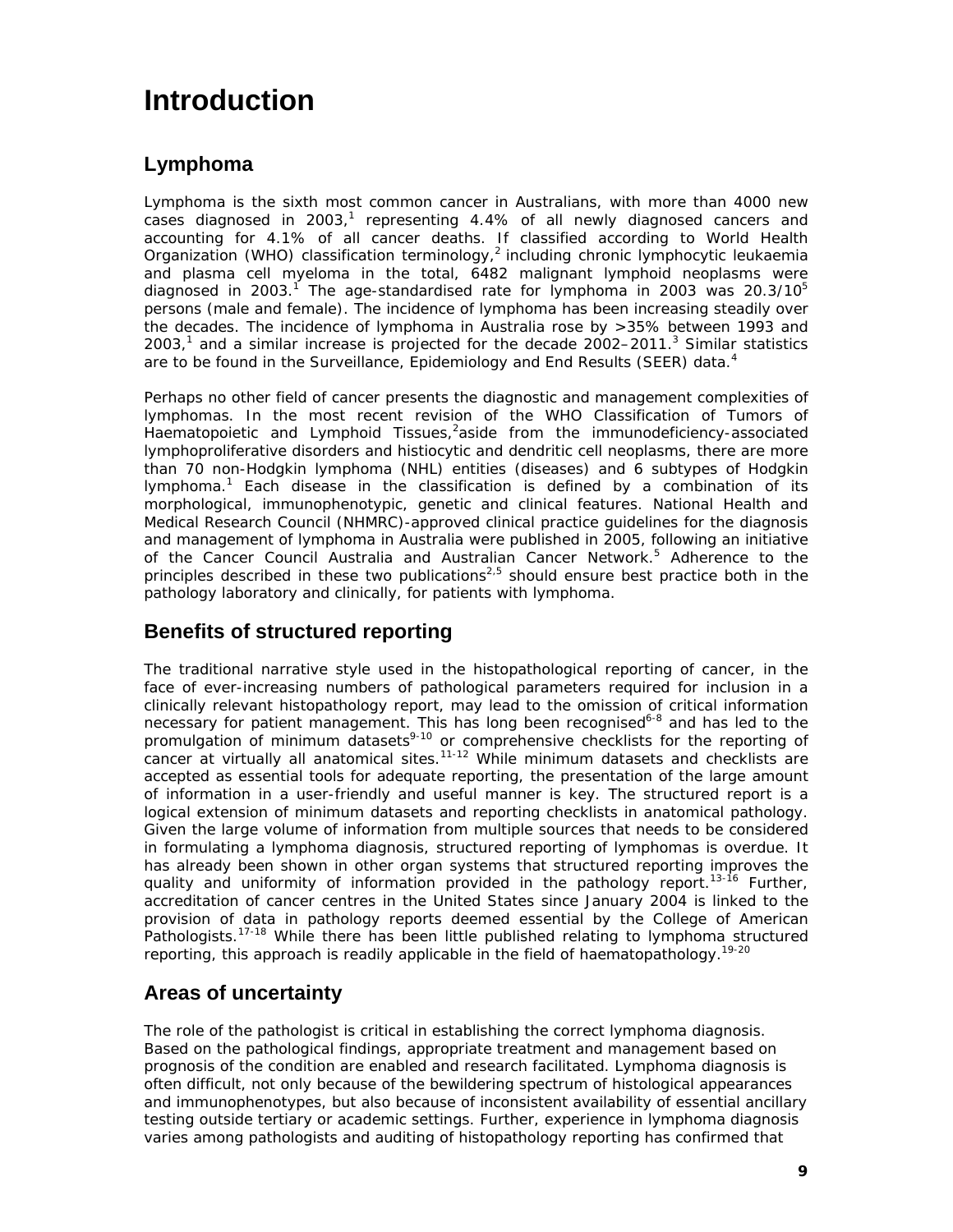# Introduction

## Lymphoma

Lymphoma is the sixth most common cancer in Australians, with more than 4000 new cases diagnosed in 2003,[1] representing 4.4% of all newly diagnosed cancers and accounting for 4.1% of all cancer deaths. If classified according to World Health Organization (WHO) classification terminology,[2] including chronic lymphocytic leukaemia and plasma cell myeloma in the total, 6482 malignant lymphoid neoplasms were diagnosed in 2003.[1] The age-standardised rate for lymphoma in 2003 was $20.3/10^5$ persons (male and female). The incidence of lymphoma has been increasing steadily over the decades. The incidence of lymphoma in Australia rose by >35% between 1993 and 2003,[1] and a similar increase is projected for the decade 2002–2011.[3] Similar statistics are to be found in the Surveillance, Epidemiology and End Results (SEER) data.[4]

Perhaps no other field of cancer presents the diagnostic and management complexities of lymphomas. In the most recent revision of the WHO Classification of Tumors of Haematopoietic and Lymphoid Tissues,[2] aside from the immunodeficiency-associated lymphoproliferative disorders and histiocytic and dendritic cell neoplasms, there are more than 70 non-Hodgkin lymphoma (NHL) entities (diseases) and 6 subtypes of Hodgkin lymphoma.[1] Each disease in the classification is defined by a combination of its morphological, immunophenotypic, genetic and clinical features. National Health and Medical Research Council (NHMRC)-approved clinical practice guidelines for the diagnosis and management of lymphoma in Australia were published in 2005, following an initiative of the Cancer Council Australia and Australian Cancer Network.[5] Adherence to the principles described in these two publications[2,5] should ensure best practice both in the pathology laboratory and clinically, for patients with lymphoma.

## Benefits of structured reporting

The traditional narrative style used in the histopathological reporting of cancer, in the face of ever-increasing numbers of pathological parameters required for inclusion in a clinically relevant histopathology report, may lead to the omission of critical information necessary for patient management. This has long been recognised[6-8] and has led to the promulgation of minimum datasets[9-10] or comprehensive checklists for the reporting of cancer at virtually all anatomical sites.[11-12] While minimum datasets and checklists are accepted as essential tools for adequate reporting, the presentation of the large amount of information in a user-friendly and useful manner is key. The structured report is a logical extension of minimum datasets and reporting checklists in anatomical pathology. Given the large volume of information from multiple sources that needs to be considered in formulating a lymphoma diagnosis, structured reporting of lymphomas is overdue. It has already been shown in other organ systems that structured reporting improves the quality and uniformity of information provided in the pathology report.[13-16] Further, accreditation of cancer centres in the United States since January 2004 is linked to the provision of data in pathology reports deemed essential by the College of American Pathologists.[17-18] While there has been little published relating to lymphoma structured reporting, this approach is readily applicable in the field of haematopathology.[19-20]

## Areas of uncertainty

The role of the pathologist is critical in establishing the correct lymphoma diagnosis. Based on the pathological findings, appropriate treatment and management based on prognosis of the condition are enabled and research facilitated. Lymphoma diagnosis is often difficult, not only because of the bewildering spectrum of histological appearances and immunophenotypes, but also because of inconsistent availability of essential ancillary testing outside tertiary or academic settings. Further, experience in lymphoma diagnosis varies among pathologists and auditing of histopathology reporting has confirmed that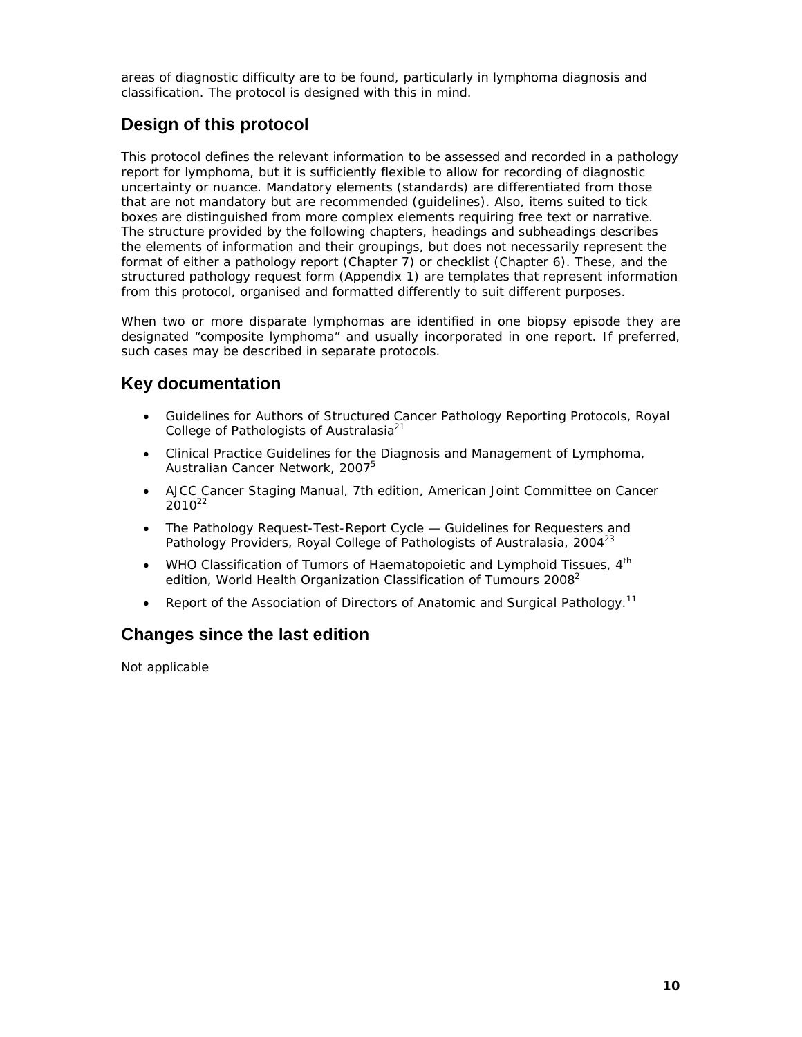areas of diagnostic difficulty are to be found, particularly in lymphoma diagnosis and classification. The protocol is designed with this in mind.

## Design of this protocol

This protocol defines the relevant information to be assessed and recorded in a pathology report for lymphoma, but it is sufficiently flexible to allow for recording of diagnostic uncertainty or nuance. Mandatory elements (standards) are differentiated from those that are not mandatory but are recommended (guidelines). Also, items suited to tick boxes are distinguished from more complex elements requiring free text or narrative. The structure provided by the following chapters, headings and subheadings describes the elements of information and their groupings, but does not necessarily represent the format of either a pathology report (Chapter 7) or checklist (Chapter 6). These, and the structured pathology request form (Appendix 1) are templates that represent information from this protocol, organised and formatted differently to suit different purposes.

When two or more disparate lymphomas are identified in one biopsy episode they are designated "composite lymphoma" and usually incorporated in one report. If preferred, such cases may be described in separate protocols.

## Key documentation

- Guidelines for Authors of Structured Cancer Pathology Reporting Protocols, Royal College of Pathologists of Australasia[21]
- Clinical Practice Guidelines for the Diagnosis and Management of Lymphoma, Australian Cancer Network, 2007[5]
- AJCC Cancer Staging Manual, 7th edition, American Joint Committee on Cancer 2010[22]
- The Pathology Request-Test-Report Cycle — Guidelines for Requesters and Pathology Providers, Royal College of Pathologists of Australasia, 2004[23]
- WHO Classification of Tumors of Haematopoietic and Lymphoid Tissues, 4th edition, World Health Organization Classification of Tumours 2008[2]
- Report of the Association of Directors of Anatomic and Surgical Pathology.[11]

## Changes since the last edition

Not applicable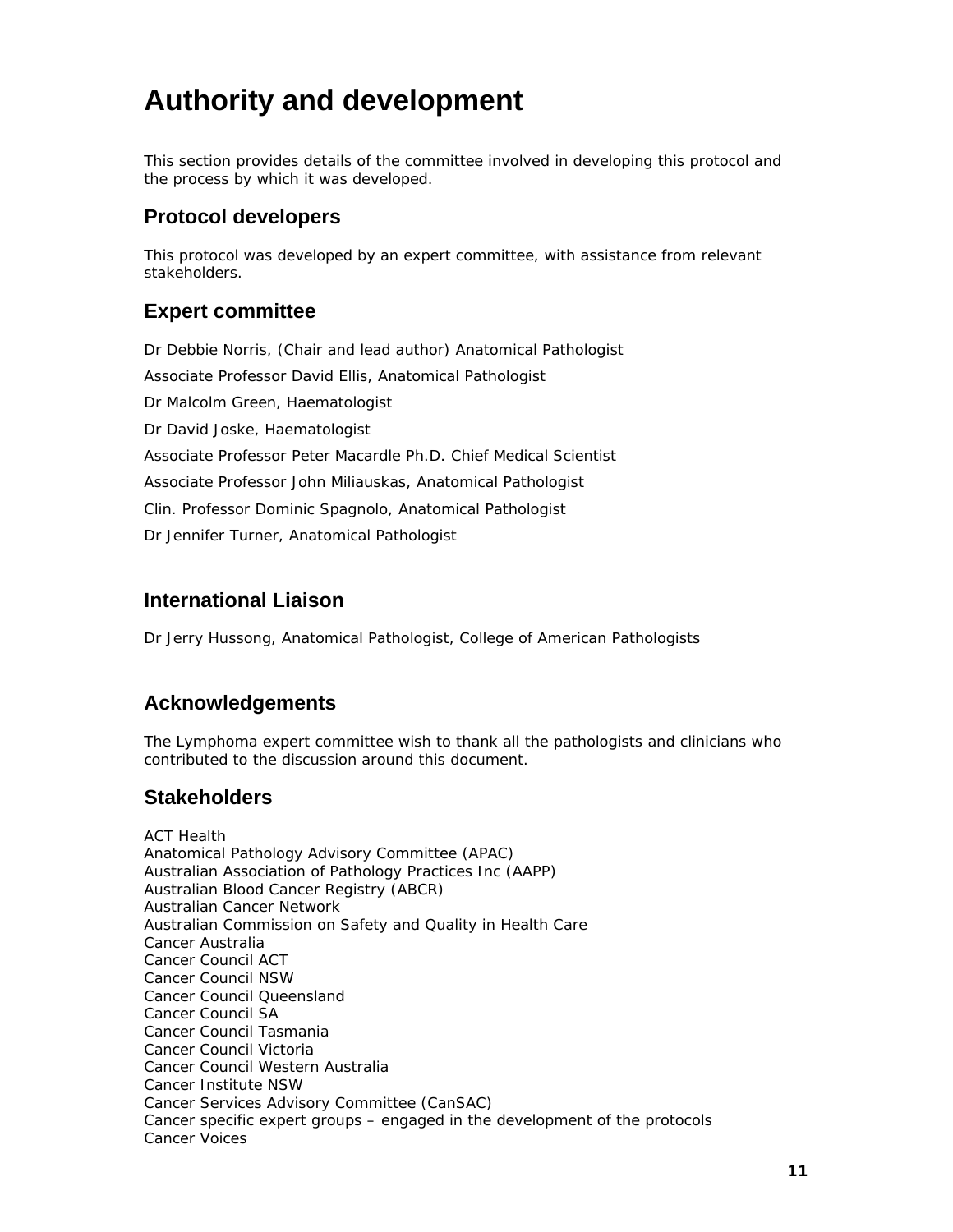# Authority and development

This section provides details of the committee involved in developing this protocol and the process by which it was developed.

## Protocol developers

This protocol was developed by an expert committee, with assistance from relevant stakeholders.

## Expert committee

Dr Debbie Norris, (Chair and lead author) Anatomical Pathologist

Associate Professor David Ellis, Anatomical Pathologist

Dr Malcolm Green, Haematologist

Dr David Joske, Haematologist

Associate Professor Peter Macardle Ph.D. Chief Medical Scientist

Associate Professor John Miliauskas, Anatomical Pathologist

Clin. Professor Dominic Spagnolo, Anatomical Pathologist

Dr Jennifer Turner, Anatomical Pathologist

## International Liaison

Dr Jerry Hussong, Anatomical Pathologist, College of American Pathologists

## Acknowledgements

The Lymphoma expert committee wish to thank all the pathologists and clinicians who contributed to the discussion around this document.

## Stakeholders

ACT Health
Anatomical Pathology Advisory Committee (APAC)
Australian Association of Pathology Practices Inc (AAPP)
Australian Blood Cancer Registry (ABCR)
Australian Cancer Network
Australian Commission on Safety and Quality in Health Care
Cancer Australia
Cancer Council ACT
Cancer Council NSW
Cancer Council Queensland
Cancer Council SA
Cancer Council Tasmania
Cancer Council Victoria
Cancer Council Western Australia
Cancer Institute NSW
Cancer Services Advisory Committee (CanSAC)
Cancer specific expert groups – engaged in the development of the protocols
Cancer Voices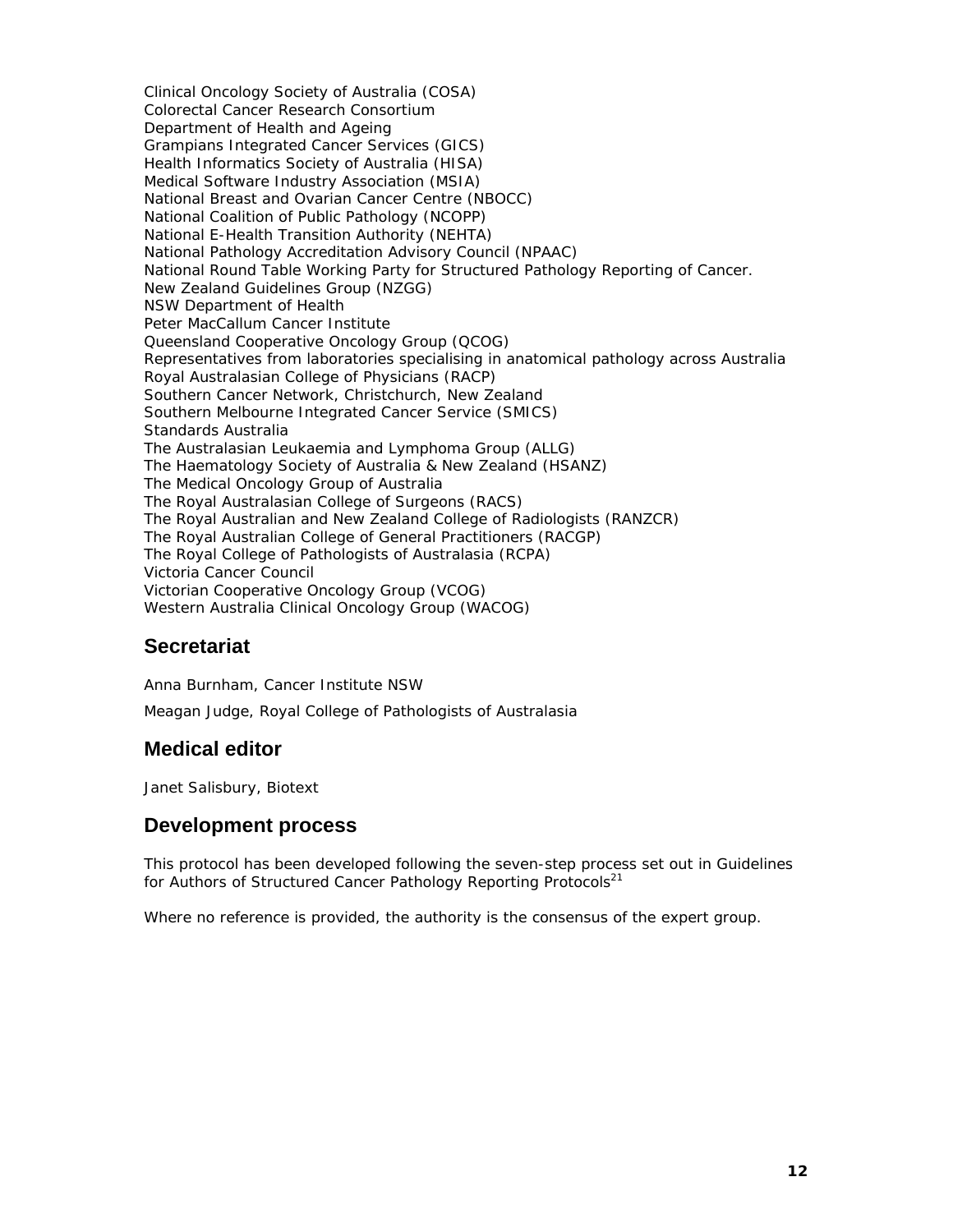Clinical Oncology Society of Australia (COSA)
Colorectal Cancer Research Consortium
Department of Health and Ageing
Grampians Integrated Cancer Services (GICS)
Health Informatics Society of Australia (HISA)
Medical Software Industry Association (MSIA)
National Breast and Ovarian Cancer Centre (NBOCC)
National Coalition of Public Pathology (NCOPP)
National E-Health Transition Authority (NEHTA)
National Pathology Accreditation Advisory Council (NPAAC)
National Round Table Working Party for Structured Pathology Reporting of Cancer.
New Zealand Guidelines Group (NZGG)
NSW Department of Health
Peter MacCallum Cancer Institute
Queensland Cooperative Oncology Group (QCOG)
Representatives from laboratories specialising in anatomical pathology across Australia
Royal Australasian College of Physicians (RACP)
Southern Cancer Network, Christchurch, New Zealand
Southern Melbourne Integrated Cancer Service (SMICS)
Standards Australia
The Australasian Leukaemia and Lymphoma Group (ALLG)
The Haematology Society of Australia & New Zealand (HSANZ)
The Medical Oncology Group of Australia
The Royal Australasian College of Surgeons (RACS)
The Royal Australian and New Zealand College of Radiologists (RANZCR)
The Royal Australian College of General Practitioners (RACGP)
The Royal College of Pathologists of Australasia (RCPA)
Victoria Cancer Council
Victorian Cooperative Oncology Group (VCOG)
Western Australia Clinical Oncology Group (WACOG)

## Secretariat

Anna Burnham, Cancer Institute NSW

Meagan Judge, Royal College of Pathologists of Australasia

## Medical editor

Janet Salisbury, Biotext

## Development process

This protocol has been developed following the seven-step process set out in Guidelines for Authors of Structured Cancer Pathology Reporting Protocols[21]

Where no reference is provided, the authority is the consensus of the expert group.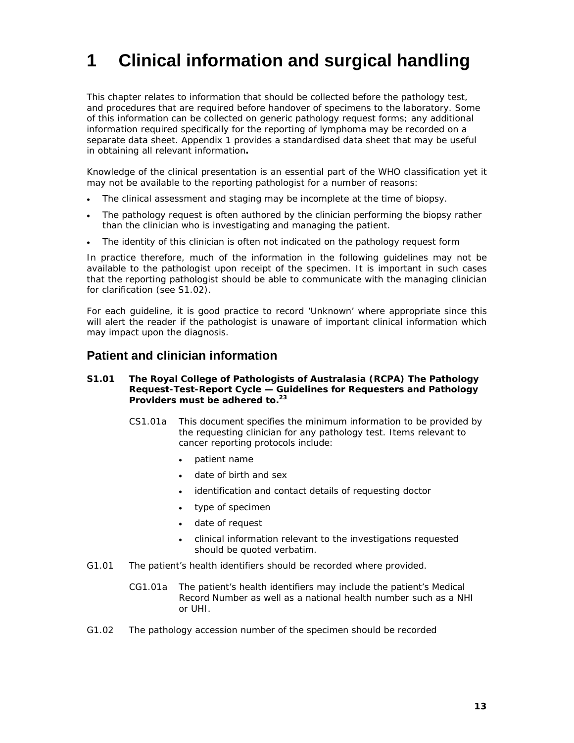# 1 Clinical information and surgical handling

This chapter relates to information that should be collected before the pathology test, and procedures that are required before handover of specimens to the laboratory. Some of this information can be collected on generic pathology request forms; any additional information required specifically for the reporting of lymphoma may be recorded on a separate data sheet. Appendix 1 provides a standardised data sheet that may be useful in obtaining all relevant information**.**

Knowledge of the clinical presentation is an essential part of the WHO classification yet it may not be available to the reporting pathologist for a number of reasons:

- The clinical assessment and staging may be incomplete at the time of biopsy.
- The pathology request is often authored by the clinician performing the biopsy rather than the clinician who is investigating and managing the patient.
- The identity of this clinician is often not indicated on the pathology request form

In practice therefore, much of the information in the following guidelines may not be available to the pathologist upon receipt of the specimen. It is important in such cases that the reporting pathologist should be able to communicate with the managing clinician for clarification (see S1.02).

For each guideline, it is good practice to record 'Unknown' where appropriate since this will alert the reader if the pathologist is unaware of important clinical information which may impact upon the diagnosis.

## Patient and clinician information

**S1.01 The Royal College of Pathologists of Australasia (RCPA) The Pathology Request-Test-Report Cycle — Guidelines for Requesters and Pathology Providers must be adhered to.[23]**

CS1.01a This document specifies the minimum information to be provided by the requesting clinician for any pathology test. Items relevant to cancer reporting protocols include:

- patient name
- date of birth and sex
- identification and contact details of requesting doctor
- type of specimen
- date of request
- clinical information relevant to the investigations requested should be quoted verbatim.

G1.01 The patient's health identifiers should be recorded where provided.

CG1.01a The patient's health identifiers may include the patient's Medical Record Number as well as a national health number such as a NHI or UHI.

G1.02 The pathology accession number of the specimen should be recorded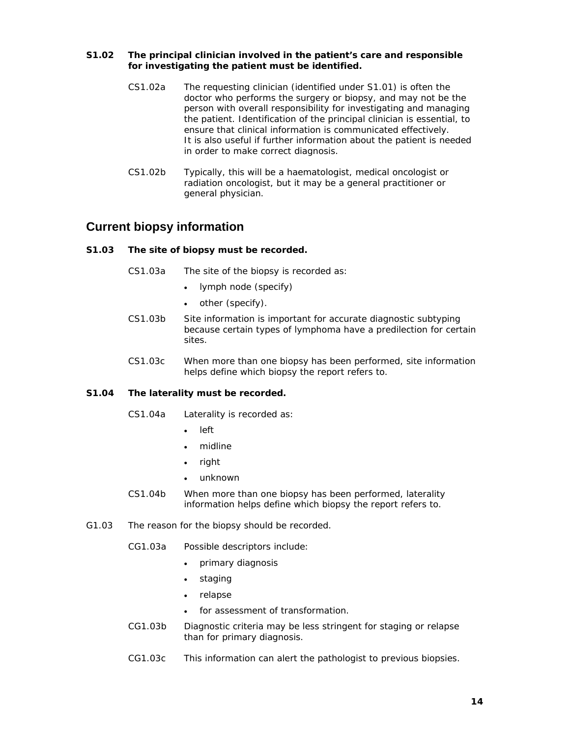**S1.02 The principal clinician involved in the patient's care and responsible for investigating the patient must be identified.**

CS1.02a The requesting clinician (identified under S1.01) is often the doctor who performs the surgery or biopsy, and may not be the person with overall responsibility for investigating and managing the patient. Identification of the principal clinician is essential, to ensure that clinical information is communicated effectively. It is also useful if further information about the patient is needed in order to make correct diagnosis.

CS1.02b Typically, this will be a haematologist, medical oncologist or radiation oncologist, but it may be a general practitioner or general physician.

## Current biopsy information

**S1.03 The site of biopsy must be recorded.**

CS1.03a The site of the biopsy is recorded as:

- lymph node (specify)
- other (specify).

CS1.03b Site information is important for accurate diagnostic subtyping because certain types of lymphoma have a predilection for certain sites.

CS1.03c When more than one biopsy has been performed, site information helps define which biopsy the report refers to.

**S1.04 The laterality must be recorded.**

CS1.04a Laterality is recorded as:

- left
- midline
- right
- unknown

CS1.04b When more than one biopsy has been performed, laterality information helps define which biopsy the report refers to.

G1.03 The reason for the biopsy should be recorded.

CG1.03a Possible descriptors include:

- primary diagnosis
- staging
- relapse
- for assessment of transformation.

CG1.03b Diagnostic criteria may be less stringent for staging or relapse than for primary diagnosis.

CG1.03c This information can alert the pathologist to previous biopsies.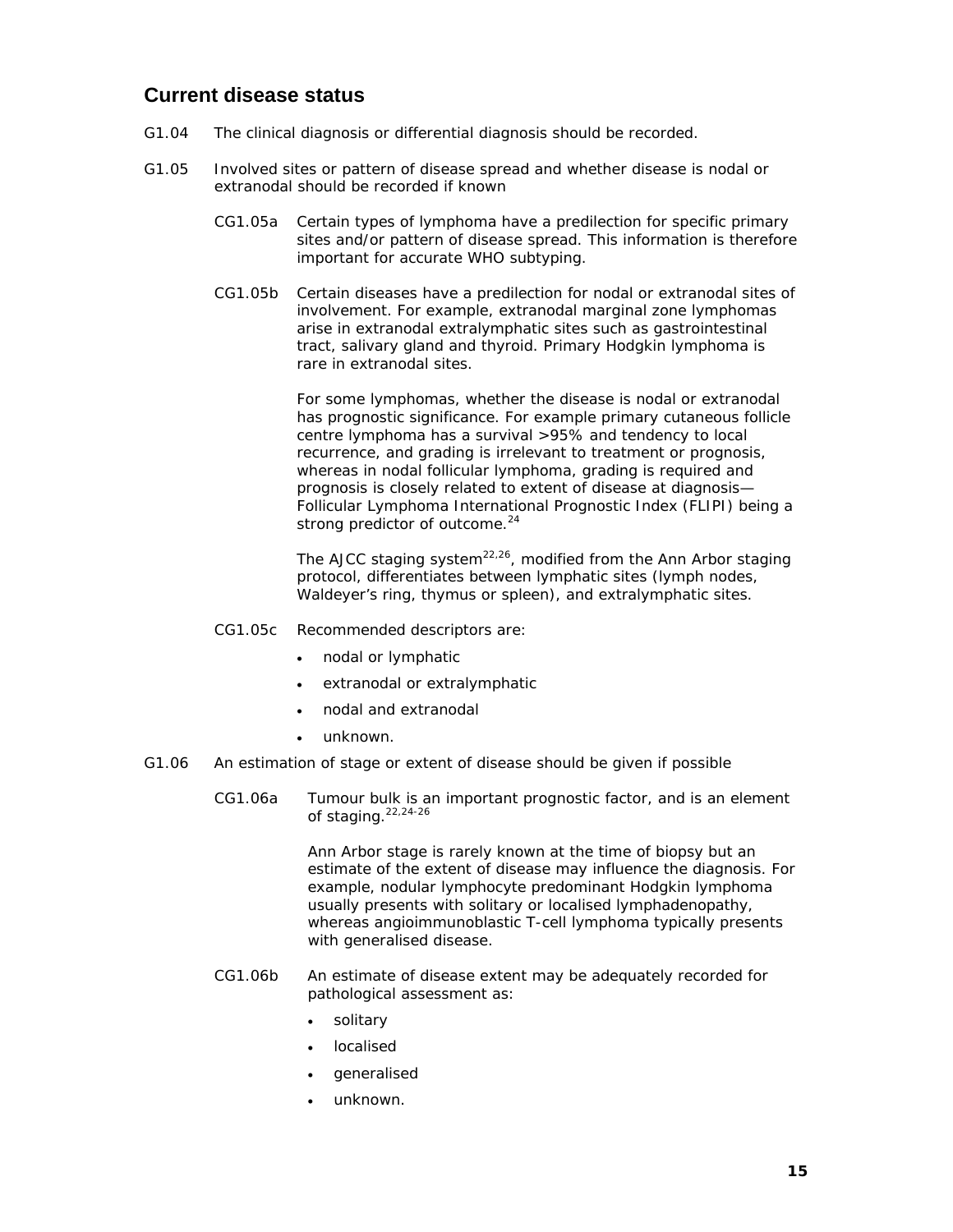## Current disease status

G1.04 The clinical diagnosis or differential diagnosis should be recorded.

G1.05 Involved sites or pattern of disease spread and whether disease is nodal or extranodal should be recorded if known

CG1.05a Certain types of lymphoma have a predilection for specific primary sites and/or pattern of disease spread. This information is therefore important for accurate WHO subtyping.

CG1.05b Certain diseases have a predilection for nodal or extranodal sites of involvement. For example, extranodal marginal zone lymphomas arise in extranodal extralymphatic sites such as gastrointestinal tract, salivary gland and thyroid. Primary Hodgkin lymphoma is rare in extranodal sites.

For some lymphomas, whether the disease is nodal or extranodal has prognostic significance. For example primary cutaneous follicle centre lymphoma has a survival >95% and tendency to local recurrence, and grading is irrelevant to treatment or prognosis, whereas in nodal follicular lymphoma, grading is required and prognosis is closely related to extent of disease at diagnosis—Follicular Lymphoma International Prognostic Index (FLIPI) being a strong predictor of outcome.[24]

The AJCC staging system[22,26], modified from the Ann Arbor staging protocol, differentiates between lymphatic sites (lymph nodes, Waldeyer's ring, thymus or spleen), and extralymphatic sites.

CG1.05c Recommended descriptors are:

- nodal or lymphatic
- extranodal or extralymphatic
- nodal and extranodal
- unknown.

G1.06 An estimation of stage or extent of disease should be given if possible

CG1.06a Tumour bulk is an important prognostic factor, and is an element of staging.[22,24-26]

Ann Arbor stage is rarely known at the time of biopsy but an estimate of the extent of disease may influence the diagnosis. For example, nodular lymphocyte predominant Hodgkin lymphoma usually presents with solitary or localised lymphadenopathy, whereas angioimmunoblastic T-cell lymphoma typically presents with generalised disease.

CG1.06b An estimate of disease extent may be adequately recorded for pathological assessment as:

- solitary
- localised
- generalised
- unknown.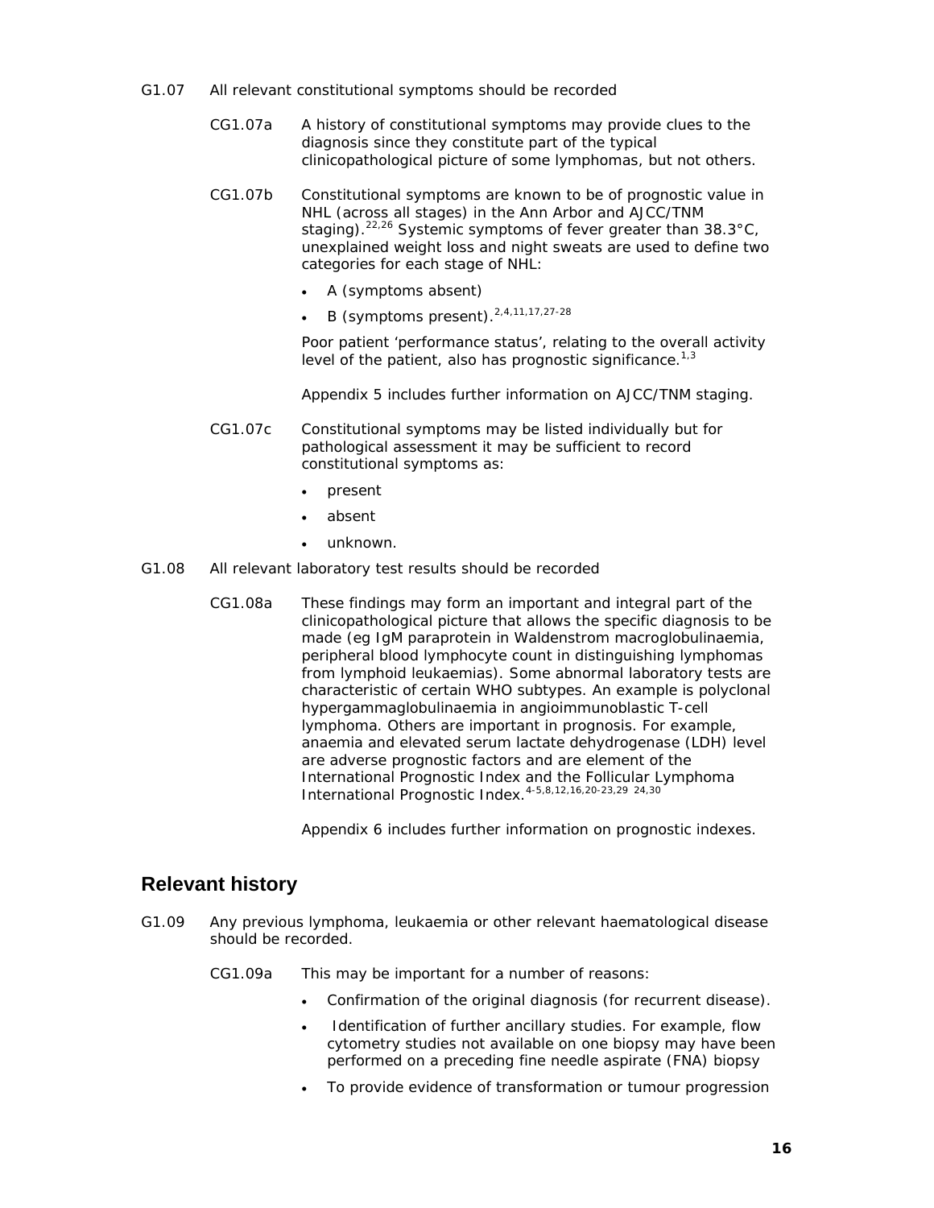G1.07 All relevant constitutional symptoms should be recorded

CG1.07a A history of constitutional symptoms may provide clues to the diagnosis since they constitute part of the typical clinicopathological picture of some lymphomas, but not others.

CG1.07b Constitutional symptoms are known to be of prognostic value in NHL (across all stages) in the Ann Arbor and AJCC/TNM staging).[22,26] Systemic symptoms of fever greater than 38.3°C, unexplained weight loss and night sweats are used to define two categories for each stage of NHL:

- A (symptoms absent)
- B (symptoms present).[2,4,11,17,27-28]

Poor patient 'performance status', relating to the overall activity level of the patient, also has prognostic significance.[1,3]

Appendix 5 includes further information on AJCC/TNM staging.

CG1.07c Constitutional symptoms may be listed individually but for pathological assessment it may be sufficient to record constitutional symptoms as:

- present
- absent
- unknown.

G1.08 All relevant laboratory test results should be recorded

CG1.08a These findings may form an important and integral part of the clinicopathological picture that allows the specific diagnosis to be made (eg IgM paraprotein in Waldenstrom macroglobulinaemia, peripheral blood lymphocyte count in distinguishing lymphomas from lymphoid leukaemias). Some abnormal laboratory tests are characteristic of certain WHO subtypes. An example is polyclonal hypergammaglobulinaemia in angioimmunoblastic T-cell lymphoma. Others are important in prognosis. For example, anaemia and elevated serum lactate dehydrogenase (LDH) level are adverse prognostic factors and are element of the International Prognostic Index and the Follicular Lymphoma International Prognostic Index.[4-5,8,12,16,20-23,29 24,30]

Appendix 6 includes further information on prognostic indexes.

## Relevant history

G1.09 Any previous lymphoma, leukaemia or other relevant haematological disease should be recorded.

CG1.09a This may be important for a number of reasons:

- Confirmation of the original diagnosis (for recurrent disease).
- Identification of further ancillary studies. For example, flow cytometry studies not available on one biopsy may have been performed on a preceding fine needle aspirate (FNA) biopsy
- To provide evidence of transformation or tumour progression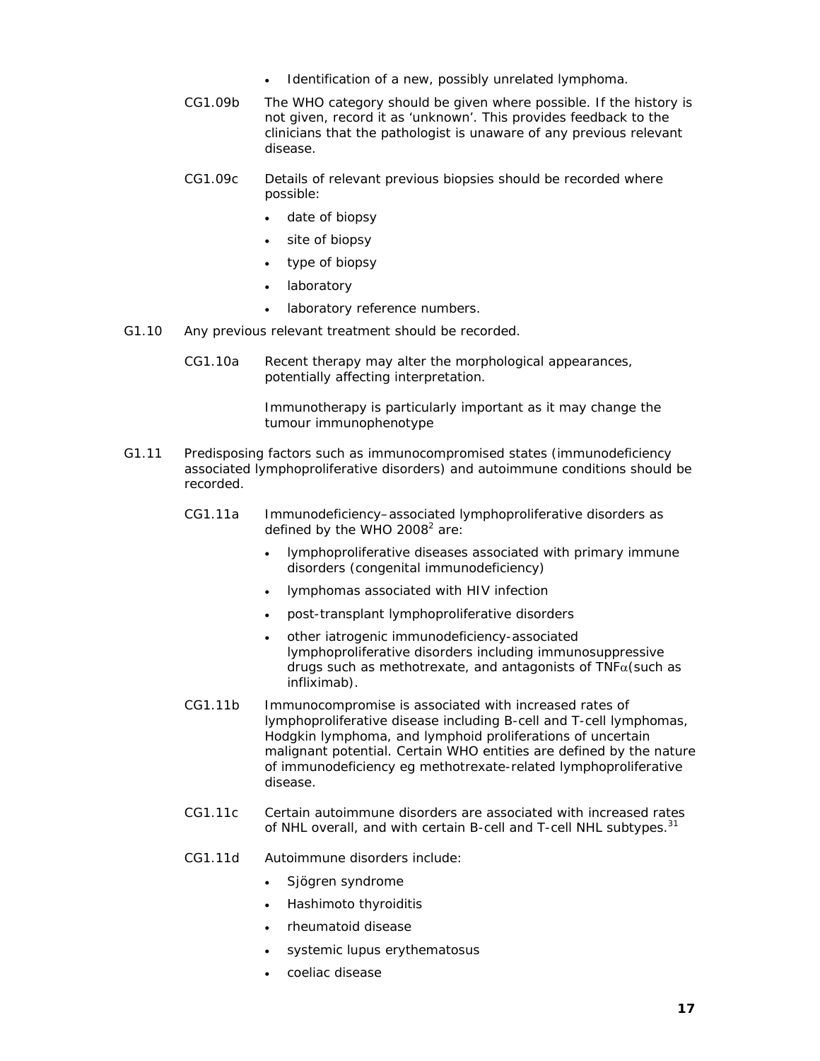- Identification of a new, possibly unrelated lymphoma.

CG1.09b The WHO category should be given where possible. If the history is not given, record it as 'unknown'. This provides feedback to the clinicians that the pathologist is unaware of any previous relevant disease.

CG1.09c Details of relevant previous biopsies should be recorded where possible:

- date of biopsy
- site of biopsy
- type of biopsy
- laboratory
- laboratory reference numbers.

G1.10 Any previous relevant treatment should be recorded.

CG1.10a Recent therapy may alter the morphological appearances, potentially affecting interpretation.

Immunotherapy is particularly important as it may change the tumour immunophenotype

G1.11 Predisposing factors such as immunocompromised states (immunodeficiency associated lymphoproliferative disorders) and autoimmune conditions should be recorded.

CG1.11a Immunodeficiency–associated lymphoproliferative disorders as defined by the WHO 2008[2] are:

- lymphoproliferative diseases associated with primary immune disorders (congenital immunodeficiency)
- lymphomas associated with HIV infection
- post-transplant lymphoproliferative disorders
- other iatrogenic immunodeficiency-associated lymphoproliferative disorders including immunosuppressive drugs such as methotrexate, and antagonists of TNFα(such as infliximab).

CG1.11b Immunocompromise is associated with increased rates of lymphoproliferative disease including B-cell and T-cell lymphomas, Hodgkin lymphoma, and lymphoid proliferations of uncertain malignant potential. Certain WHO entities are defined by the nature of immunodeficiency eg methotrexate-related lymphoproliferative disease.

CG1.11c Certain autoimmune disorders are associated with increased rates of NHL overall, and with certain B-cell and T-cell NHL subtypes.[31]

CG1.11d Autoimmune disorders include:

- Sjögren syndrome
- Hashimoto thyroiditis
- rheumatoid disease
- systemic lupus erythematosus
- coeliac disease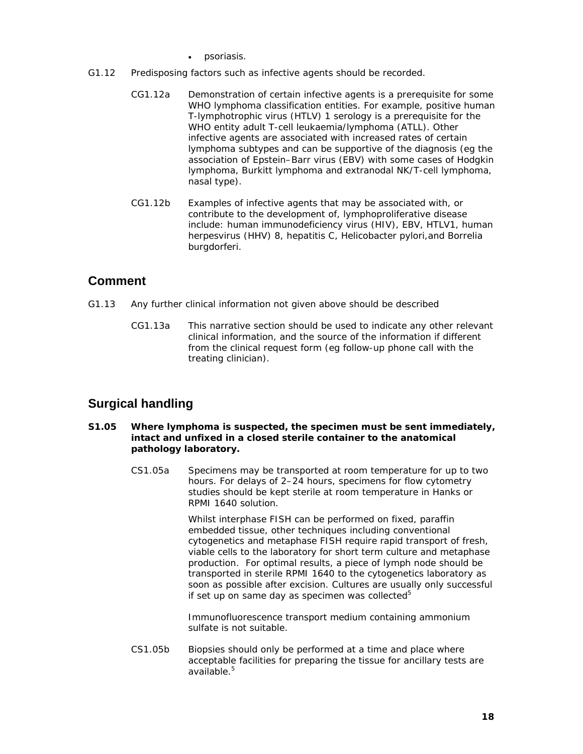- psoriasis.

G1.12 Predisposing factors such as infective agents should be recorded.

CG1.12a Demonstration of certain infective agents is a prerequisite for some WHO lymphoma classification entities. For example, positive human T-lymphotrophic virus (HTLV) 1 serology is a prerequisite for the WHO entity adult T-cell leukaemia/lymphoma (ATLL). Other infective agents are associated with increased rates of certain lymphoma subtypes and can be supportive of the diagnosis (eg the association of Epstein–Barr virus (EBV) with some cases of Hodgkin lymphoma, Burkitt lymphoma and extranodal NK/T-cell lymphoma, nasal type).

CG1.12b Examples of infective agents that may be associated with, or contribute to the development of, lymphoproliferative disease include: human immunodeficiency virus (HIV), EBV, HTLV1, human herpesvirus (HHV) 8, hepatitis C, Helicobacter pylori,and Borrelia burgdorferi.

## Comment

G1.13 Any further clinical information not given above should be described

CG1.13a This narrative section should be used to indicate any other relevant clinical information, and the source of the information if different from the clinical request form (eg follow-up phone call with the treating clinician).

## Surgical handling

**S1.05 Where lymphoma is suspected, the specimen must be sent immediately, intact and unfixed in a closed sterile container to the anatomical pathology laboratory.**

CS1.05a Specimens may be transported at room temperature for up to two hours. For delays of 2–24 hours, specimens for flow cytometry studies should be kept sterile at room temperature in Hanks or RPMI 1640 solution.

Whilst interphase FISH can be performed on fixed, paraffin embedded tissue, other techniques including conventional cytogenetics and metaphase FISH require rapid transport of fresh, viable cells to the laboratory for short term culture and metaphase production. For optimal results, a piece of lymph node should be transported in sterile RPMI 1640 to the cytogenetics laboratory as soon as possible after excision. Cultures are usually only successful if set up on same day as specimen was collected[5]

Immunofluorescence transport medium containing ammonium sulfate is not suitable.

CS1.05b Biopsies should only be performed at a time and place where acceptable facilities for preparing the tissue for ancillary tests are available.[5]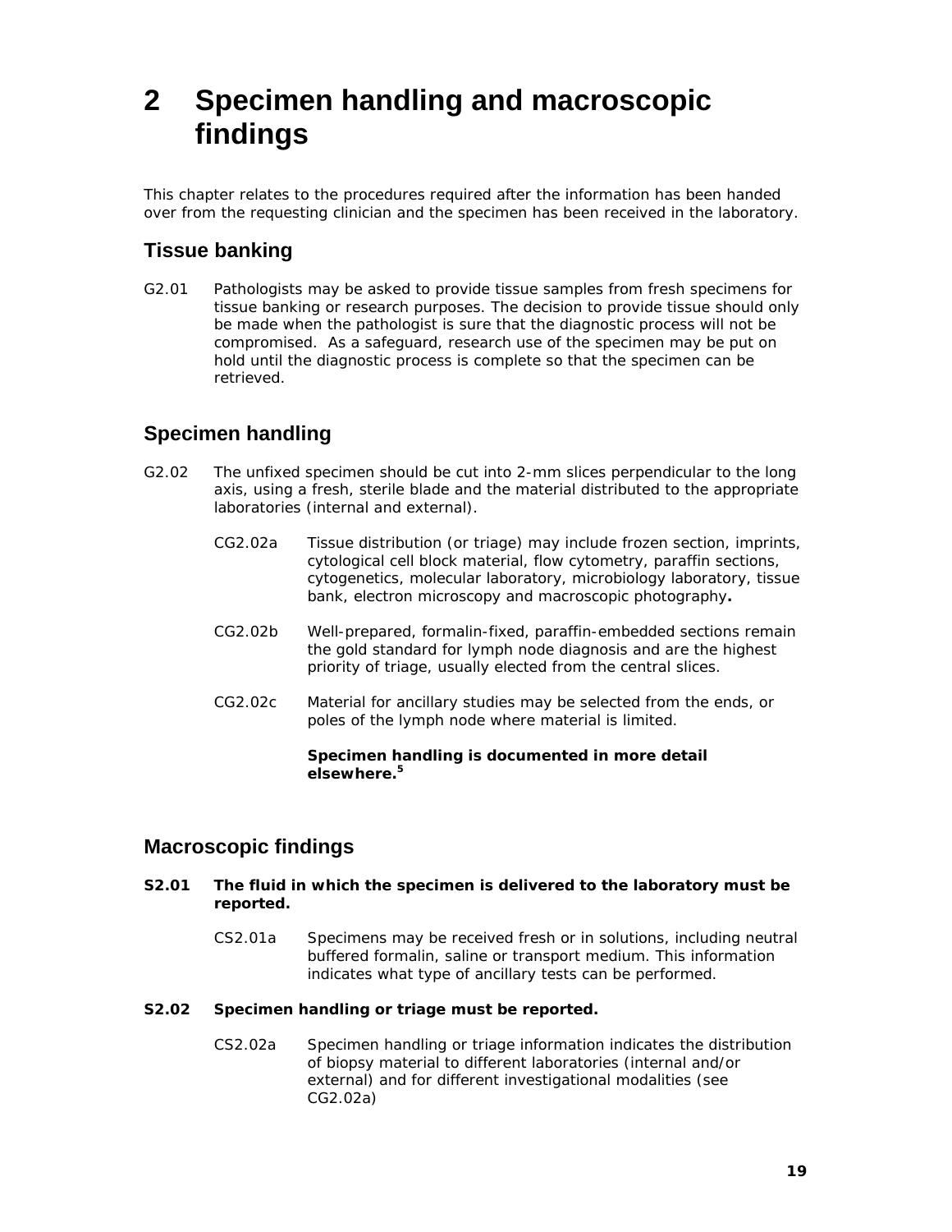# 2 Specimen handling and macroscopic findings

This chapter relates to the procedures required after the information has been handed over from the requesting clinician and the specimen has been received in the laboratory.

## Tissue banking

G2.01 Pathologists may be asked to provide tissue samples from fresh specimens for tissue banking or research purposes. The decision to provide tissue should only be made when the pathologist is sure that the diagnostic process will not be compromised. As a safeguard, research use of the specimen may be put on hold until the diagnostic process is complete so that the specimen can be retrieved.

## Specimen handling

G2.02 The unfixed specimen should be cut into 2-mm slices perpendicular to the long axis, using a fresh, sterile blade and the material distributed to the appropriate laboratories (internal and external).

CG2.02a Tissue distribution (or triage) may include frozen section, imprints, cytological cell block material, flow cytometry, paraffin sections, cytogenetics, molecular laboratory, microbiology laboratory, tissue bank, electron microscopy and macroscopic photography**.**

CG2.02b Well-prepared, formalin-fixed, paraffin-embedded sections remain the gold standard for lymph node diagnosis and are the highest priority of triage, usually elected from the central slices.

CG2.02c Material for ancillary studies may be selected from the ends, or poles of the lymph node where material is limited.

**Specimen handling is documented in more detail elsewhere.[5]**

## Macroscopic findings

**S2.01 The fluid in which the specimen is delivered to the laboratory must be reported.**

CS2.01a Specimens may be received fresh or in solutions, including neutral buffered formalin, saline or transport medium. This information indicates what type of ancillary tests can be performed.

**S2.02 Specimen handling or triage must be reported.**

CS2.02a Specimen handling or triage information indicates the distribution of biopsy material to different laboratories (internal and/or external) and for different investigational modalities (see CG2.02a)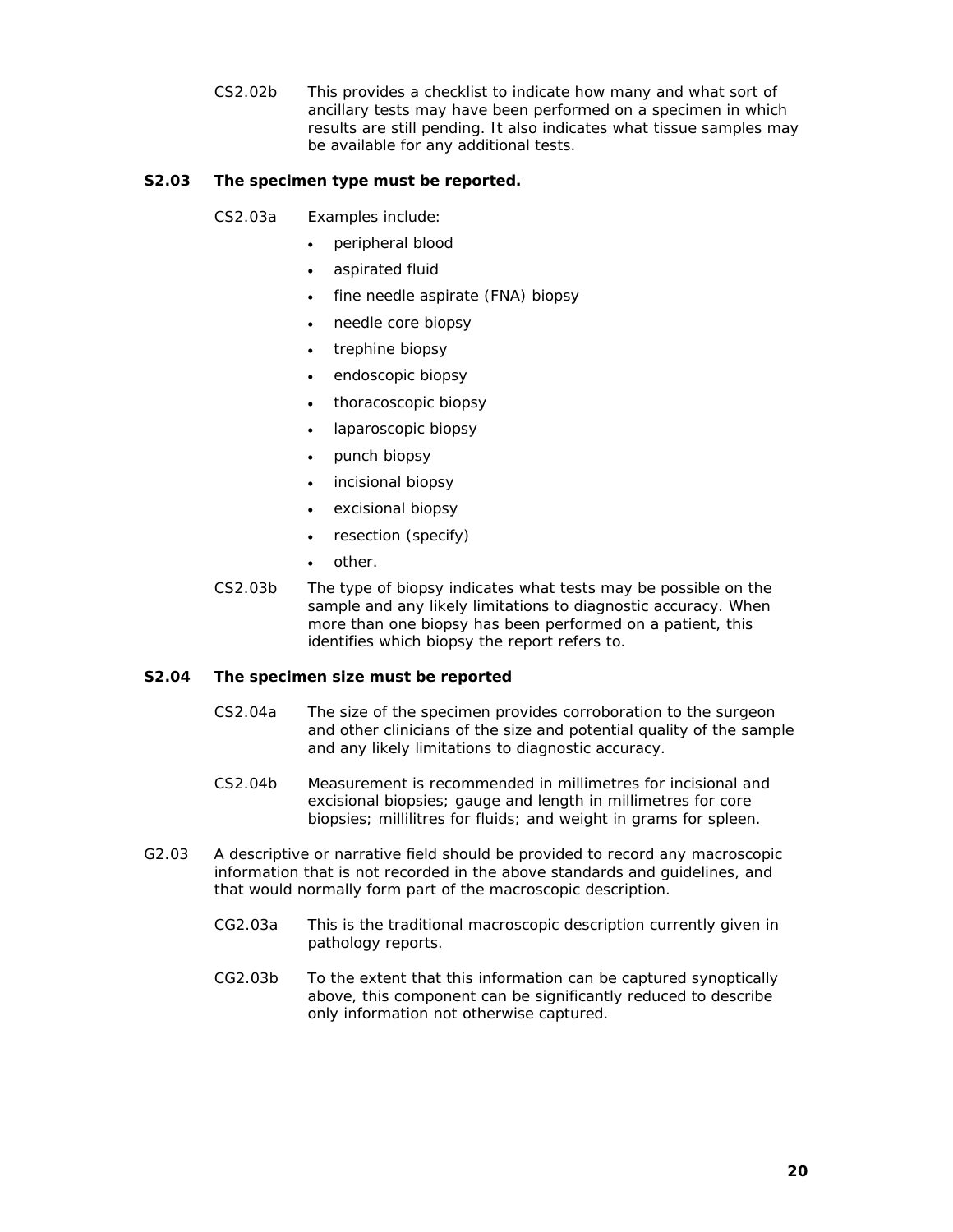CS2.02b This provides a checklist to indicate how many and what sort of ancillary tests may have been performed on a specimen in which results are still pending. It also indicates what tissue samples may be available for any additional tests.

**S2.03 The specimen type must be reported.**

CS2.03a Examples include:

- peripheral blood
- aspirated fluid
- fine needle aspirate (FNA) biopsy
- needle core biopsy
- trephine biopsy
- endoscopic biopsy
- thoracoscopic biopsy
- laparoscopic biopsy
- punch biopsy
- incisional biopsy
- excisional biopsy
- resection (specify)
- other.

CS2.03b The type of biopsy indicates what tests may be possible on the sample and any likely limitations to diagnostic accuracy. When more than one biopsy has been performed on a patient, this identifies which biopsy the report refers to.

**S2.04 The specimen size must be reported**

CS2.04a The size of the specimen provides corroboration to the surgeon and other clinicians of the size and potential quality of the sample and any likely limitations to diagnostic accuracy.

CS2.04b Measurement is recommended in millimetres for incisional and excisional biopsies; gauge and length in millimetres for core biopsies; millilitres for fluids; and weight in grams for spleen.

G2.03 A descriptive or narrative field should be provided to record any macroscopic information that is not recorded in the above standards and guidelines, and that would normally form part of the macroscopic description.

CG2.03a This is the traditional macroscopic description currently given in pathology reports.

CG2.03b To the extent that this information can be captured synoptically above, this component can be significantly reduced to describe only information not otherwise captured.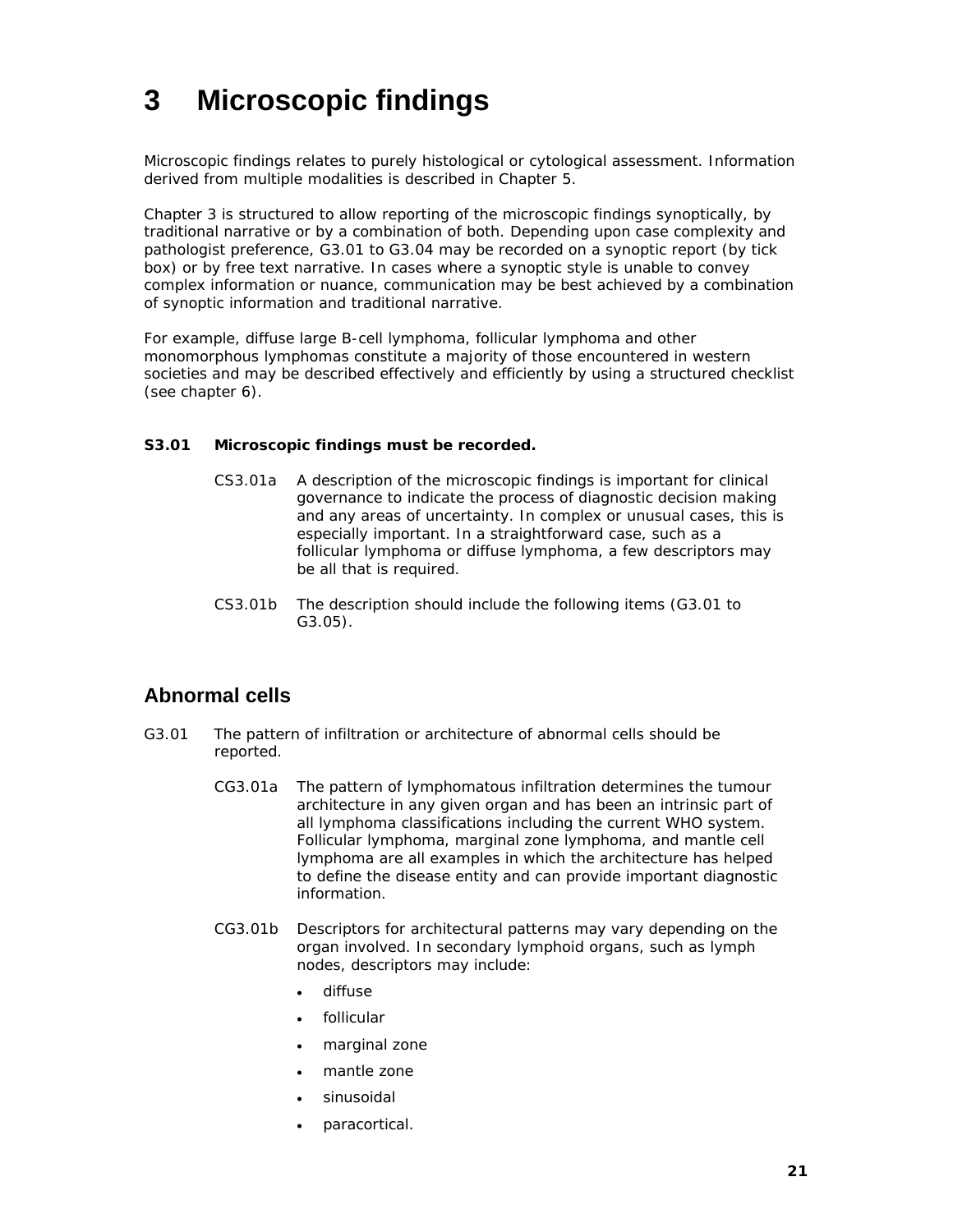# 3 Microscopic findings

Microscopic findings relates to purely histological or cytological assessment. Information derived from multiple modalities is described in Chapter 5.

Chapter 3 is structured to allow reporting of the microscopic findings synoptically, by traditional narrative or by a combination of both. Depending upon case complexity and pathologist preference, G3.01 to G3.04 may be recorded on a synoptic report (by tick box) or by free text narrative. In cases where a synoptic style is unable to convey complex information or nuance, communication may be best achieved by a combination of synoptic information and traditional narrative.

For example, diffuse large B-cell lymphoma, follicular lymphoma and other monomorphous lymphomas constitute a majority of those encountered in western societies and may be described effectively and efficiently by using a structured checklist (see chapter 6).

**S3.01 Microscopic findings must be recorded.**

CS3.01a A description of the microscopic findings is important for clinical governance to indicate the process of diagnostic decision making and any areas of uncertainty. In complex or unusual cases, this is especially important. In a straightforward case, such as a follicular lymphoma or diffuse lymphoma, a few descriptors may be all that is required.

CS3.01b The description should include the following items (G3.01 to G3.05).

## Abnormal cells

G3.01 The pattern of infiltration or architecture of abnormal cells should be reported.

CG3.01a The pattern of lymphomatous infiltration determines the tumour architecture in any given organ and has been an intrinsic part of all lymphoma classifications including the current WHO system. Follicular lymphoma, marginal zone lymphoma, and mantle cell lymphoma are all examples in which the architecture has helped to define the disease entity and can provide important diagnostic information.

CG3.01b Descriptors for architectural patterns may vary depending on the organ involved. In secondary lymphoid organs, such as lymph nodes, descriptors may include:

- diffuse
- follicular
- marginal zone
- mantle zone
- sinusoidal
- paracortical.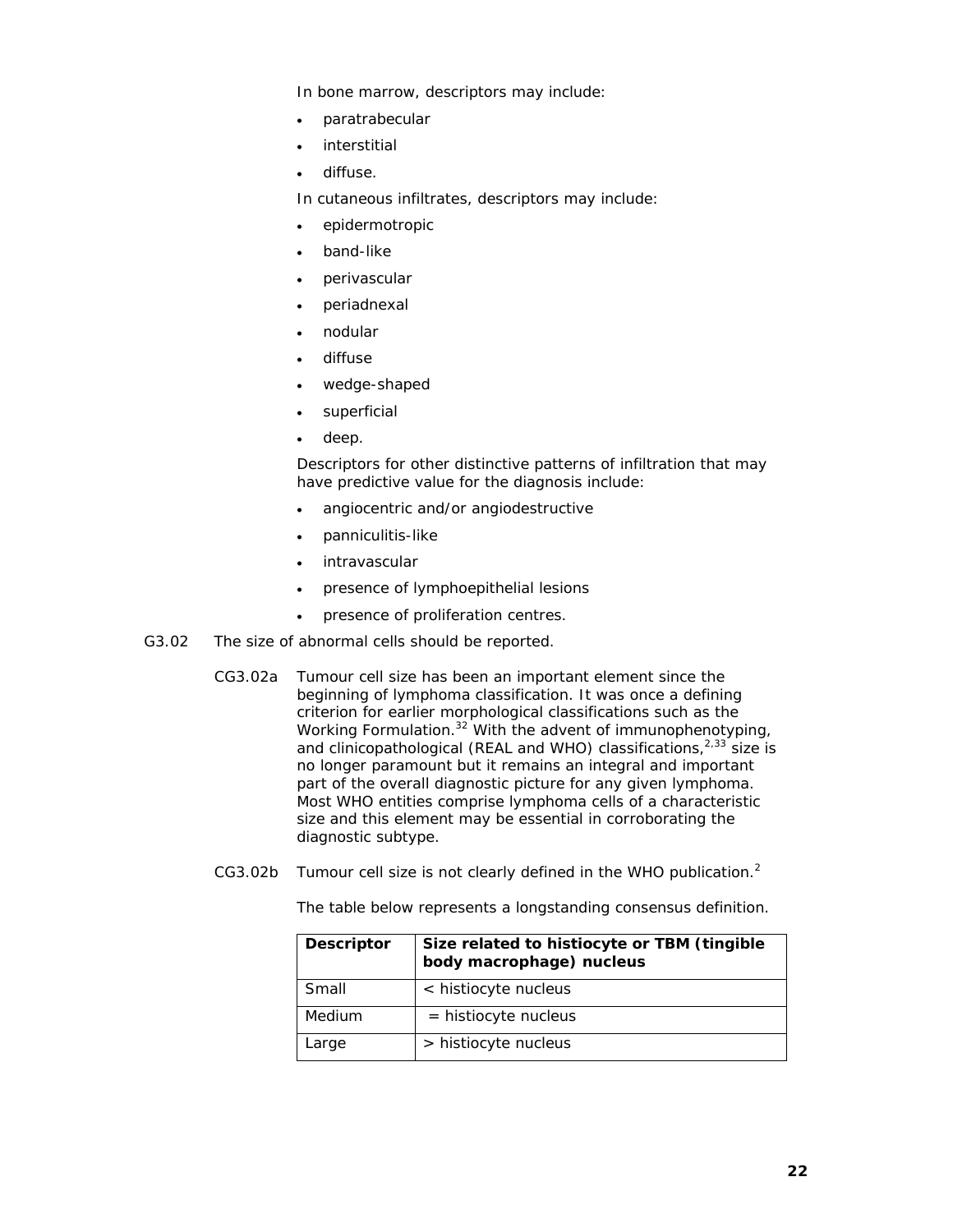In bone marrow, descriptors may include:

- paratrabecular
- interstitial
- diffuse.

In cutaneous infiltrates, descriptors may include:

- epidermotropic
- band-like
- perivascular
- periadnexal
- nodular
- diffuse
- wedge-shaped
- superficial
- deep.

Descriptors for other distinctive patterns of infiltration that may have predictive value for the diagnosis include:

- angiocentric and/or angiodestructive
- panniculitis-like
- intravascular
- presence of lymphoepithelial lesions
- presence of proliferation centres.

G3.02 The size of abnormal cells should be reported.

CG3.02a Tumour cell size has been an important element since the beginning of lymphoma classification. It was once a defining criterion for earlier morphological classifications such as the Working Formulation.[32] With the advent of immunophenotyping, and clinicopathological (REAL and WHO) classifications,[2,33] size is no longer paramount but it remains an integral and important part of the overall diagnostic picture for any given lymphoma. Most WHO entities comprise lymphoma cells of a characteristic size and this element may be essential in corroborating the diagnostic subtype.

CG3.02b Tumour cell size is not clearly defined in the WHO publication.[2]

The table below represents a longstanding consensus definition.

| Descriptor | Size related to histiocyte or TBM (tingible body macrophage) nucleus |
|---|---|
| Small | < histiocyte nucleus |
| Medium | = histiocyte nucleus |
| Large | > histiocyte nucleus |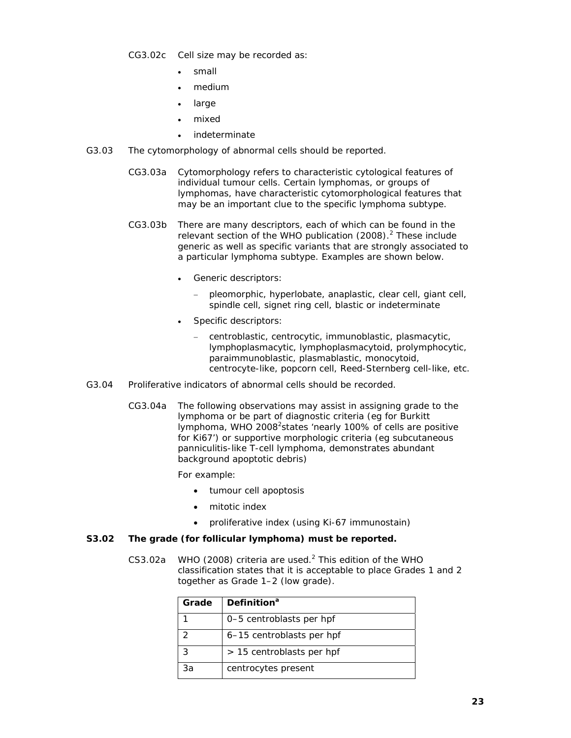CG3.02c Cell size may be recorded as:

- small
- medium
- large
- mixed
- indeterminate

G3.03 The cytomorphology of abnormal cells should be reported.

CG3.03a Cytomorphology refers to characteristic cytological features of individual tumour cells. Certain lymphomas, or groups of lymphomas, have characteristic cytomorphological features that may be an important clue to the specific lymphoma subtype.

CG3.03b There are many descriptors, each of which can be found in the relevant section of the WHO publication (2008).[2] These include generic as well as specific variants that are strongly associated to a particular lymphoma subtype. Examples are shown below.

- Generic descriptors:
  - pleomorphic, hyperlobate, anaplastic, clear cell, giant cell, spindle cell, signet ring cell, blastic or indeterminate
- Specific descriptors:
  - centroblastic, centrocytic, immunoblastic, plasmacytic, lymphoplasmacytic, lymphoplasmacytoid, prolymphocytic, paraimmunoblastic, plasmablastic, monocytoid, centrocyte-like, popcorn cell, Reed-Sternberg cell-like, etc.

G3.04 Proliferative indicators of abnormal cells should be recorded.

CG3.04a The following observations may assist in assigning grade to the lymphoma or be part of diagnostic criteria (eg for Burkitt lymphoma, WHO 2008[2] states 'nearly 100% of cells are positive for Ki67') or supportive morphologic criteria (eg subcutaneous panniculitis-like T-cell lymphoma, demonstrates abundant background apoptotic debris)

For example:

- tumour cell apoptosis
- mitotic index
- proliferative index (using Ki-67 immunostain)

**S3.02 The grade (for follicular lymphoma) must be reported.**

CS3.02a WHO (2008) criteria are used.[2] This edition of the WHO classification states that it is acceptable to place Grades 1 and 2 together as Grade 1–2 (low grade).

| Grade | Definition[a] |
|---|---|
| 1 | 0–5 centroblasts per hpf |
| 2 | 6–15 centroblasts per hpf |
| 3 | > 15 centroblasts per hpf |
| 3a | centrocytes present |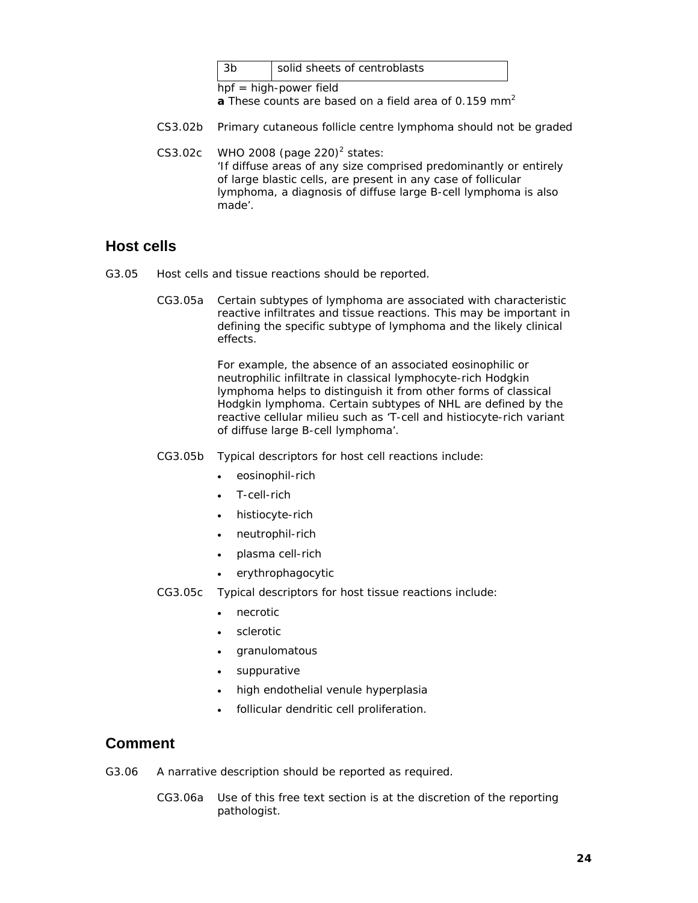| 3b | solid sheets of centroblasts |
|---|---|

hpf = high-power field

**a** These counts are based on a field area of 0.159 mm$^2$

CS3.02b Primary cutaneous follicle centre lymphoma should not be graded

CS3.02c WHO 2008 (page 220)[2] states:
'If diffuse areas of any size comprised predominantly or entirely of large blastic cells, are present in any case of follicular lymphoma, a diagnosis of diffuse large B-cell lymphoma is also made'.

## Host cells

G3.05 Host cells and tissue reactions should be reported.

CG3.05a Certain subtypes of lymphoma are associated with characteristic reactive infiltrates and tissue reactions. This may be important in defining the specific subtype of lymphoma and the likely clinical effects.

For example, the absence of an associated eosinophilic or neutrophilic infiltrate in classical lymphocyte-rich Hodgkin lymphoma helps to distinguish it from other forms of classical Hodgkin lymphoma. Certain subtypes of NHL are defined by the reactive cellular milieu such as 'T-cell and histiocyte-rich variant of diffuse large B-cell lymphoma'.

CG3.05b Typical descriptors for host cell reactions include:

- eosinophil-rich
- T-cell-rich
- histiocyte-rich
- neutrophil-rich
- plasma cell-rich
- erythrophagocytic

CG3.05c Typical descriptors for host tissue reactions include:

- necrotic
- sclerotic
- granulomatous
- suppurative
- high endothelial venule hyperplasia
- follicular dendritic cell proliferation.

## Comment

G3.06 A narrative description should be reported as required.

CG3.06a Use of this free text section is at the discretion of the reporting pathologist.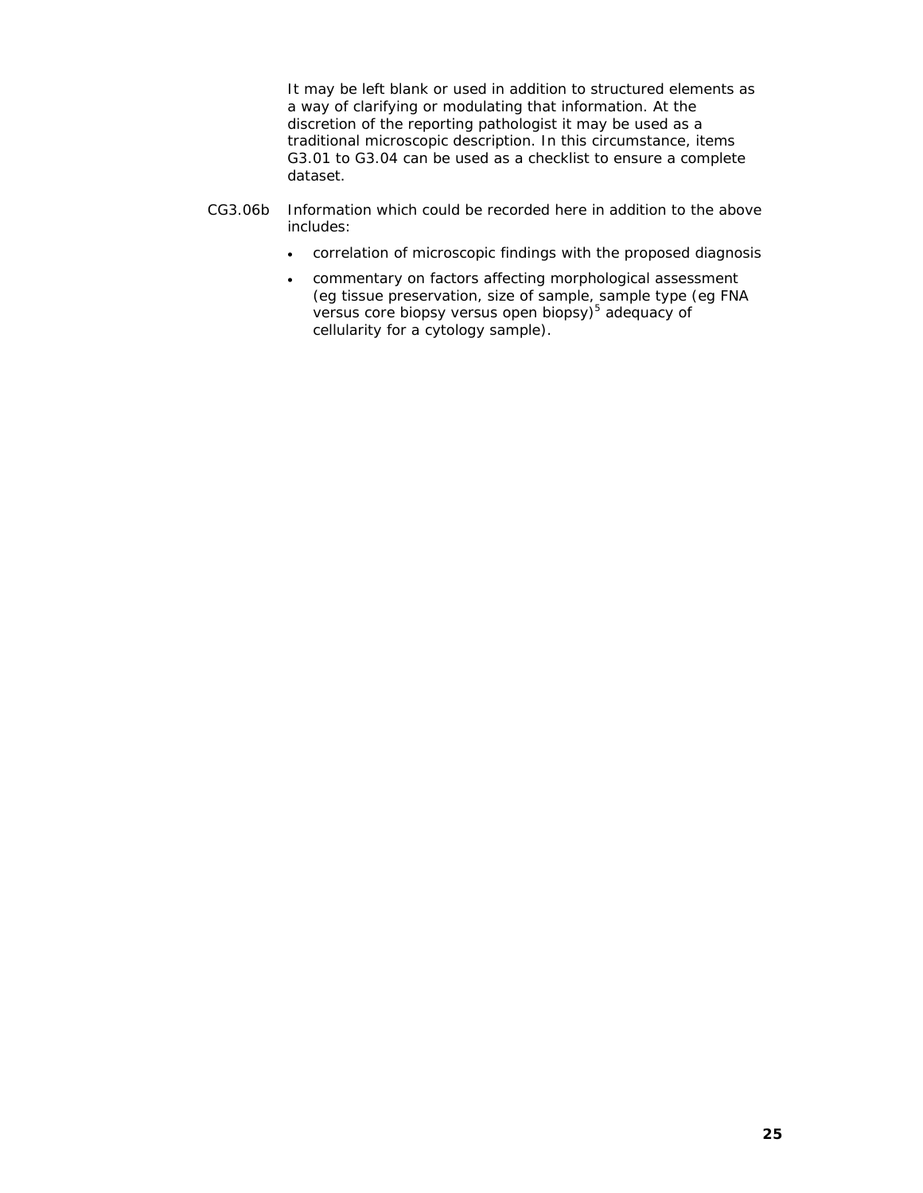It may be left blank or used in addition to structured elements as a way of clarifying or modulating that information. At the discretion of the reporting pathologist it may be used as a traditional microscopic description. In this circumstance, items G3.01 to G3.04 can be used as a checklist to ensure a complete dataset.

CG3.06b Information which could be recorded here in addition to the above includes:

- correlation of microscopic findings with the proposed diagnosis
- commentary on factors affecting morphological assessment (eg tissue preservation, size of sample, sample type (eg FNA versus core biopsy versus open biopsy)[5] adequacy of cellularity for a cytology sample).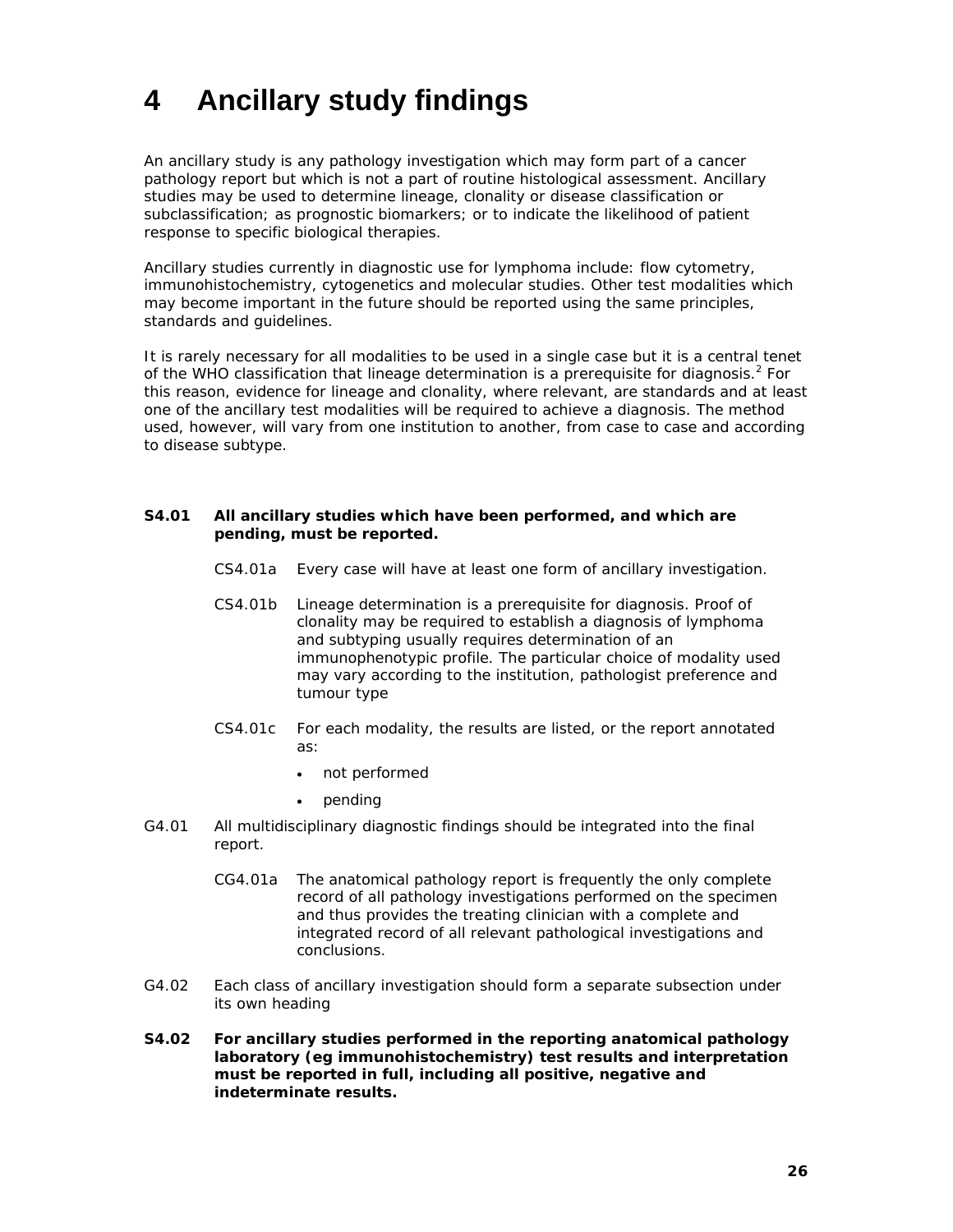# 4 Ancillary study findings

An ancillary study is any pathology investigation which may form part of a cancer pathology report but which is not a part of routine histological assessment. Ancillary studies may be used to determine lineage, clonality or disease classification or subclassification; as prognostic biomarkers; or to indicate the likelihood of patient response to specific biological therapies.

Ancillary studies currently in diagnostic use for lymphoma include: flow cytometry, immunohistochemistry, cytogenetics and molecular studies. Other test modalities which may become important in the future should be reported using the same principles, standards and guidelines.

It is rarely necessary for all modalities to be used in a single case but it is a central tenet of the WHO classification that lineage determination is a prerequisite for diagnosis.[2] For this reason, evidence for lineage and clonality, where relevant, are standards and at least one of the ancillary test modalities will be required to achieve a diagnosis. The method used, however, will vary from one institution to another, from case to case and according to disease subtype.

**S4.01 All ancillary studies which have been performed, and which are pending, must be reported.**

CS4.01a Every case will have at least one form of ancillary investigation.

CS4.01b Lineage determination is a prerequisite for diagnosis. Proof of clonality may be required to establish a diagnosis of lymphoma and subtyping usually requires determination of an immunophenotypic profile. The particular choice of modality used may vary according to the institution, pathologist preference and tumour type

CS4.01c For each modality, the results are listed, or the report annotated as:

- not performed
- pending

G4.01 All multidisciplinary diagnostic findings should be integrated into the final report.

CG4.01a The anatomical pathology report is frequently the only complete record of all pathology investigations performed on the specimen and thus provides the treating clinician with a complete and integrated record of all relevant pathological investigations and conclusions.

G4.02 Each class of ancillary investigation should form a separate subsection under its own heading

**S4.02 For ancillary studies performed in the reporting anatomical pathology laboratory (eg immunohistochemistry) test results and interpretation must be reported in full, including all positive, negative and indeterminate results.**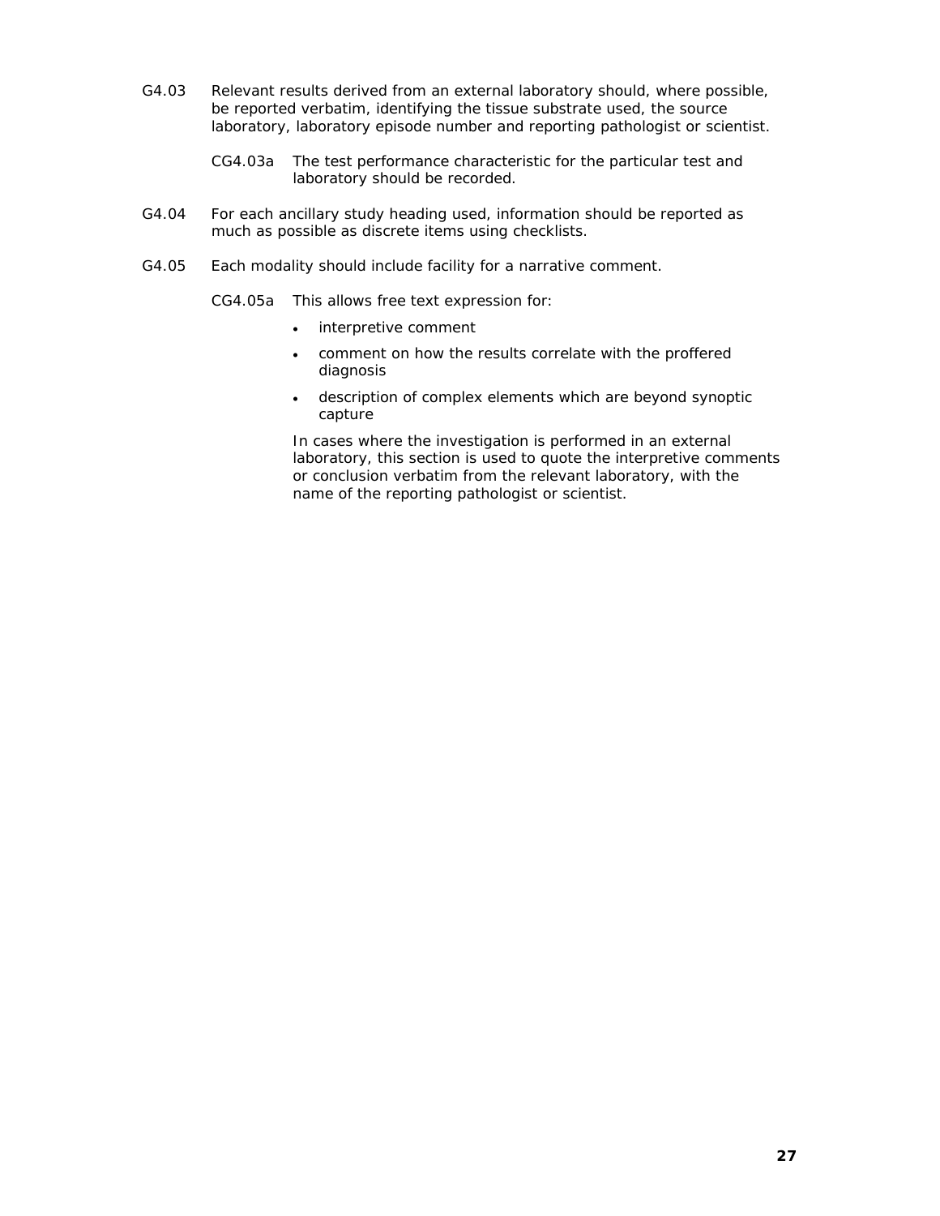G4.03 Relevant results derived from an external laboratory should, where possible, be reported verbatim, identifying the tissue substrate used, the source laboratory, laboratory episode number and reporting pathologist or scientist.

CG4.03a The test performance characteristic for the particular test and laboratory should be recorded.

G4.04 For each ancillary study heading used, information should be reported as much as possible as discrete items using checklists.

G4.05 Each modality should include facility for a narrative comment.

CG4.05a This allows free text expression for:

- interpretive comment
- comment on how the results correlate with the proffered diagnosis
- description of complex elements which are beyond synoptic capture

In cases where the investigation is performed in an external laboratory, this section is used to quote the interpretive comments or conclusion verbatim from the relevant laboratory, with the name of the reporting pathologist or scientist.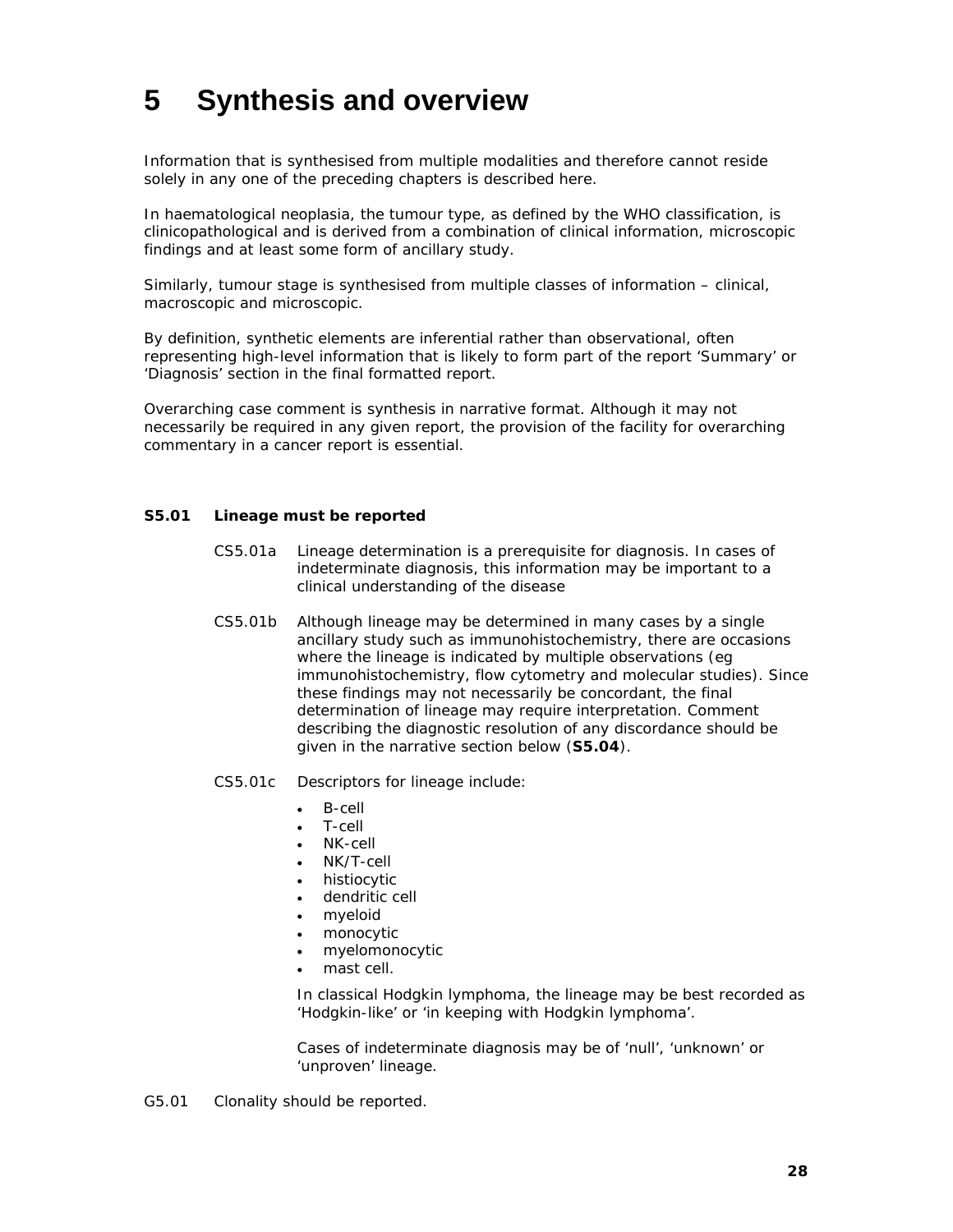# 5 Synthesis and overview

Information that is synthesised from multiple modalities and therefore cannot reside solely in any one of the preceding chapters is described here.

In haematological neoplasia, the tumour type, as defined by the WHO classification, is clinicopathological and is derived from a combination of clinical information, microscopic findings and at least some form of ancillary study.

Similarly, tumour stage is synthesised from multiple classes of information – clinical, macroscopic and microscopic.

By definition, synthetic elements are inferential rather than observational, often representing high-level information that is likely to form part of the report 'Summary' or 'Diagnosis' section in the final formatted report.

Overarching case comment is synthesis in narrative format. Although it may not necessarily be required in any given report, the provision of the facility for overarching commentary in a cancer report is essential.

**S5.01 Lineage must be reported**

CS5.01a Lineage determination is a prerequisite for diagnosis. In cases of indeterminate diagnosis, this information may be important to a clinical understanding of the disease

CS5.01b Although lineage may be determined in many cases by a single ancillary study such as immunohistochemistry, there are occasions where the lineage is indicated by multiple observations (eg immunohistochemistry, flow cytometry and molecular studies). Since these findings may not necessarily be concordant, the final determination of lineage may require interpretation. Comment describing the diagnostic resolution of any discordance should be given in the narrative section below (**S5.04**).

CS5.01c Descriptors for lineage include:

- B-cell
- T-cell
- NK-cell
- NK/T-cell
- histiocytic
- dendritic cell
- myeloid
- monocytic
- myelomonocytic
- mast cell.

In classical Hodgkin lymphoma, the lineage may be best recorded as 'Hodgkin-like' or 'in keeping with Hodgkin lymphoma'.

Cases of indeterminate diagnosis may be of 'null', 'unknown' or 'unproven' lineage.

G5.01 Clonality should be reported.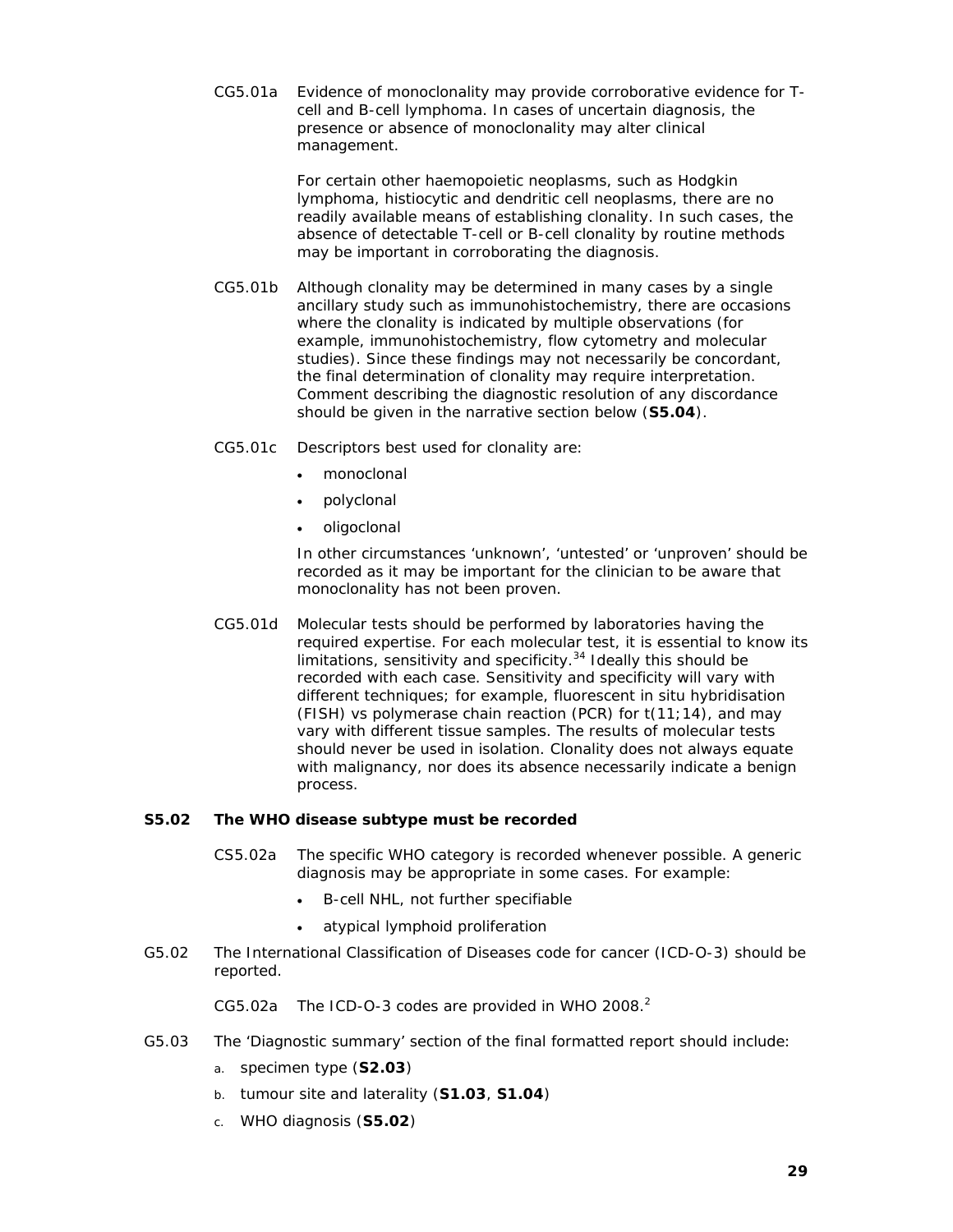CG5.01a Evidence of monoclonality may provide corroborative evidence for T-cell and B-cell lymphoma. In cases of uncertain diagnosis, the presence or absence of monoclonality may alter clinical management.

For certain other haemopoietic neoplasms, such as Hodgkin lymphoma, histiocytic and dendritic cell neoplasms, there are no readily available means of establishing clonality. In such cases, the absence of detectable T-cell or B-cell clonality by routine methods may be important in corroborating the diagnosis.

CG5.01b Although clonality may be determined in many cases by a single ancillary study such as immunohistochemistry, there are occasions where the clonality is indicated by multiple observations (for example, immunohistochemistry, flow cytometry and molecular studies). Since these findings may not necessarily be concordant, the final determination of clonality may require interpretation. Comment describing the diagnostic resolution of any discordance should be given in the narrative section below (**S5.04**).

CG5.01c Descriptors best used for clonality are:

- monoclonal
- polyclonal
- oligoclonal

In other circumstances 'unknown', 'untested' or 'unproven' should be recorded as it may be important for the clinician to be aware that monoclonality has not been proven.

CG5.01d Molecular tests should be performed by laboratories having the required expertise. For each molecular test, it is essential to know its limitations, sensitivity and specificity.[34] Ideally this should be recorded with each case. Sensitivity and specificity will vary with different techniques; for example, fluorescent in situ hybridisation (FISH) vs polymerase chain reaction (PCR) for t(11;14), and may vary with different tissue samples. The results of molecular tests should never be used in isolation. Clonality does not always equate with malignancy, nor does its absence necessarily indicate a benign process.

**S5.02 The WHO disease subtype must be recorded**

CS5.02a The specific WHO category is recorded whenever possible. A generic diagnosis may be appropriate in some cases. For example:

- B-cell NHL, not further specifiable
- atypical lymphoid proliferation

G5.02 The International Classification of Diseases code for cancer (ICD-O-3) should be reported.

CG5.02a The ICD-O-3 codes are provided in WHO 2008.[2]

G5.03 The 'Diagnostic summary' section of the final formatted report should include:

a. specimen type (**S2.03**)
b. tumour site and laterality (**S1.03**, **S1.04**)
c. WHO diagnosis (**S5.02**)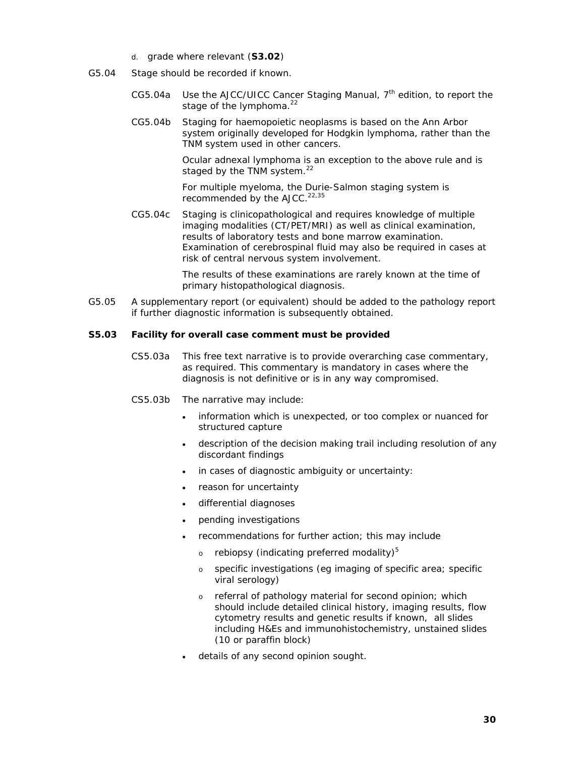d. grade where relevant (**S3.02**)

G5.04 Stage should be recorded if known.

CG5.04a Use the AJCC/UICC Cancer Staging Manual, 7th edition, to report the stage of the lymphoma.[22]

CG5.04b Staging for haemopoietic neoplasms is based on the Ann Arbor system originally developed for Hodgkin lymphoma, rather than the TNM system used in other cancers.

Ocular adnexal lymphoma is an exception to the above rule and is staged by the TNM system.[22]

For multiple myeloma, the Durie-Salmon staging system is recommended by the AJCC.[22,35]

CG5.04c Staging is clinicopathological and requires knowledge of multiple imaging modalities (CT/PET/MRI) as well as clinical examination, results of laboratory tests and bone marrow examination. Examination of cerebrospinal fluid may also be required in cases at risk of central nervous system involvement.

The results of these examinations are rarely known at the time of primary histopathological diagnosis.

G5.05 A supplementary report (or equivalent) should be added to the pathology report if further diagnostic information is subsequently obtained.

**S5.03 Facility for overall case comment must be provided**

CS5.03a This free text narrative is to provide overarching case commentary, as required. This commentary is mandatory in cases where the diagnosis is not definitive or is in any way compromised.

CS5.03b The narrative may include:

- information which is unexpected, or too complex or nuanced for structured capture
- description of the decision making trail including resolution of any discordant findings
- in cases of diagnostic ambiguity or uncertainty:
- reason for uncertainty
- differential diagnoses
- pending investigations
- recommendations for further action; this may include
  - rebiopsy (indicating preferred modality)[5]
  - specific investigations (eg imaging of specific area; specific viral serology)
  - referral of pathology material for second opinion; which should include detailed clinical history, imaging results, flow cytometry results and genetic results if known, all slides including H&Es and immunohistochemistry, unstained slides (10 or paraffin block)
- details of any second opinion sought.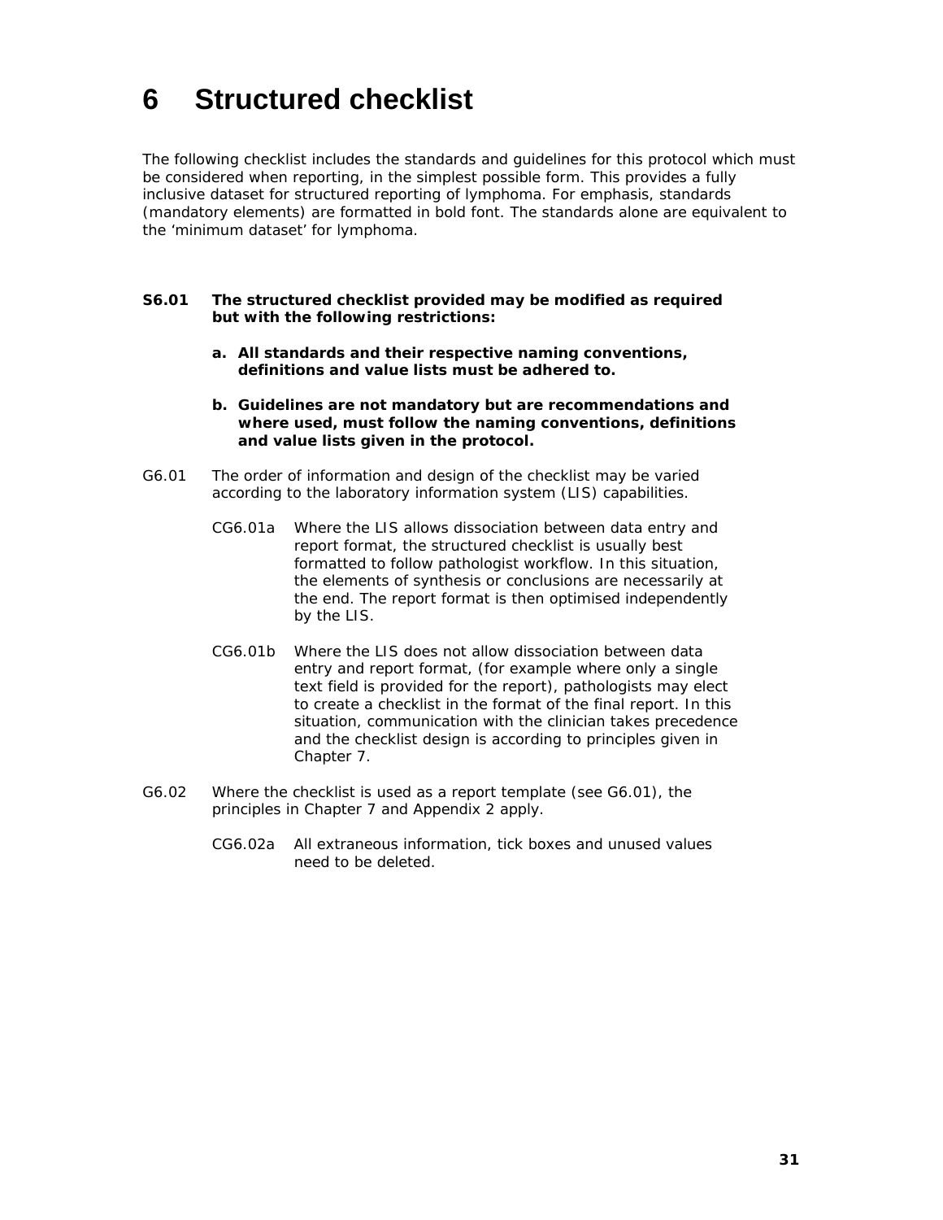# 6 Structured checklist

The following checklist includes the standards and guidelines for this protocol which must be considered when reporting, in the simplest possible form. This provides a fully inclusive dataset for structured reporting of lymphoma. For emphasis, standards (mandatory elements) are formatted in bold font. The standards alone are equivalent to the 'minimum dataset' for lymphoma.

**S6.01 The structured checklist provided may be modified as required but with the following restrictions:**

**a. All standards and their respective naming conventions, definitions and value lists must be adhered to.**

**b. Guidelines are not mandatory but are recommendations and where used, must follow the naming conventions, definitions and value lists given in the protocol.**

G6.01 The order of information and design of the checklist may be varied according to the laboratory information system (LIS) capabilities.

CG6.01a Where the LIS allows dissociation between data entry and report format, the structured checklist is usually best formatted to follow pathologist workflow. In this situation, the elements of synthesis or conclusions are necessarily at the end. The report format is then optimised independently by the LIS.

CG6.01b Where the LIS does not allow dissociation between data entry and report format, (for example where only a single text field is provided for the report), pathologists may elect to create a checklist in the format of the final report. In this situation, communication with the clinician takes precedence and the checklist design is according to principles given in Chapter 7.

G6.02 Where the checklist is used as a report template (see G6.01), the principles in Chapter 7 and Appendix 2 apply.

CG6.02a All extraneous information, tick boxes and unused values need to be deleted.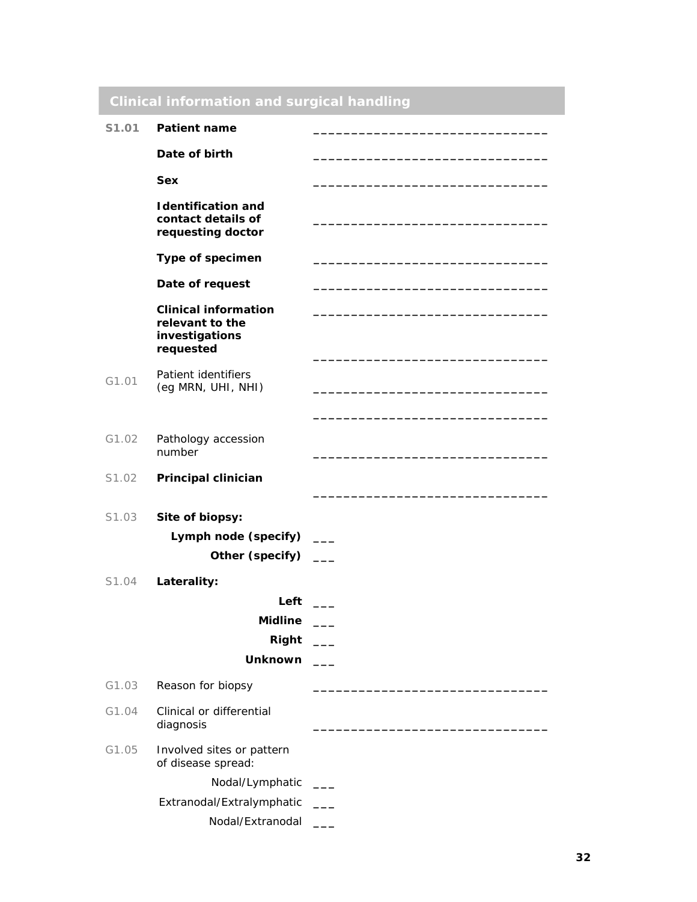## Clinical information and surgical handling

**S1.01** **Patient name** _______________________________

**Date of birth** _______________________________

**Sex** _______________________________

**Identification and contact details of requesting doctor** _______________________________

**Type of specimen** _______________________________

**Date of request** _______________________________

**Clinical information relevant to the investigations requested** _______________________________

_______________________________

G1.01 Patient identifiers (eg MRN, UHI, NHI) _______________________________

_______________________________

G1.02 Pathology accession number _______________________________

S1.02 **Principal clinician** _______________________________

S1.03 **Site of biopsy:**

- **Lymph node (specify)** ___
- **Other (specify)** ___

S1.04 **Laterality:**

- **Left** ___
- **Midline** ___
- **Right** ___
- **Unknown** ___

G1.03 Reason for biopsy _______________________________

G1.04 Clinical or differential diagnosis _______________________________

G1.05 Involved sites or pattern of disease spread:

- Nodal/Lymphatic ___
- Extranodal/Extralymphatic ___
- Nodal/Extranodal ___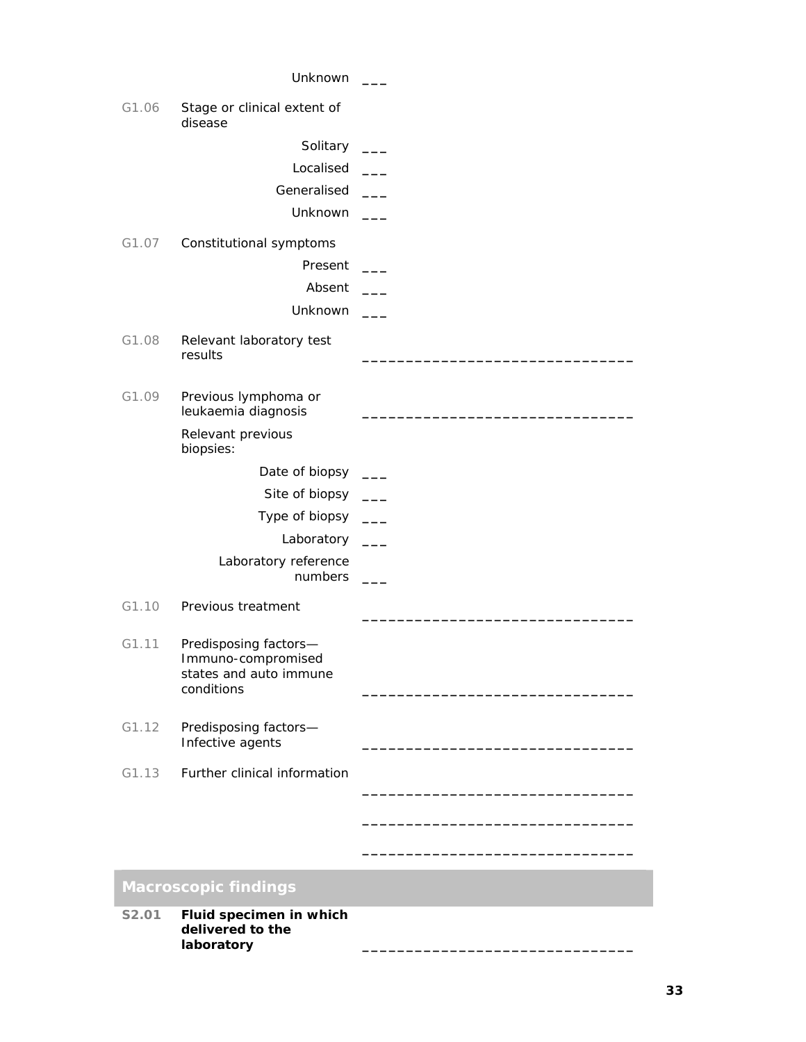Unknown ___

G1.06 Stage or clinical extent of disease

Solitary ___

Localised ___

Generalised ___

Unknown ___

G1.07 Constitutional symptoms

Present ___

Absent ___

Unknown ___

G1.08 Relevant laboratory test results _______________________________

G1.09 Previous lymphoma or leukaemia diagnosis _______________________________

Relevant previous biopsies:

Date of biopsy ___

Site of biopsy ___

Type of biopsy ___

Laboratory ___

Laboratory reference numbers ___

G1.10 Previous treatment _______________________________

G1.11 Predisposing factors—Immuno-compromised states and auto immune conditions _______________________________

G1.12 Predisposing factors—Infective agents _______________________________

G1.13 Further clinical information

_______________________________

_______________________________

_______________________________

## Macroscopic findings

**S2.01** **Fluid specimen in which delivered to the laboratory** _______________________________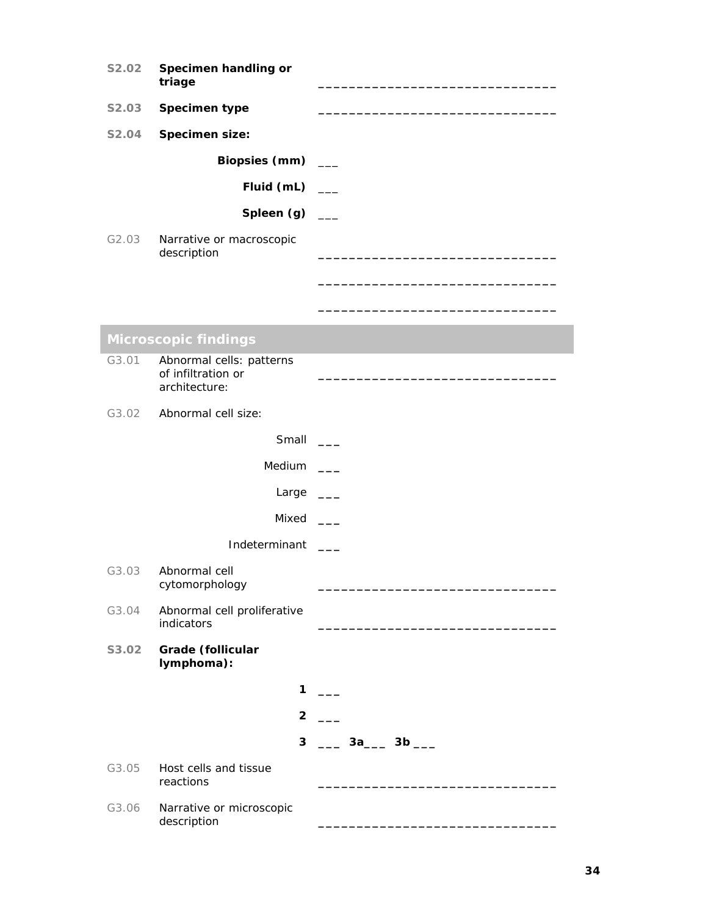| | | |
|---|---|---|
| **S2.02** | **Specimen handling or triage** | _______________________________ |
| **S2.03** | **Specimen type** | _______________________________ |
| **S2.04** | **Specimen size:** | |
| | **Biopsies (mm)** | ___ |
| | **Fluid (mL)** | ___ |
| | **Spleen (g)** | ___ |
| G2.03 | Narrative or macroscopic description | _______________________________ |
| | | _______________________________ |
| | | _______________________________ |

## Microscopic findings

| | | |
|---|---|---|
| G3.01 | Abnormal cells: patterns of infiltration or architecture: | _______________________________ |
| G3.02 | Abnormal cell size: | |
| | Small | ___ |
| | Medium | ___ |
| | Large | ___ |
| | Mixed | ___ |
| | Indeterminant | ___ |
| G3.03 | Abnormal cell cytomorphology | _______________________________ |
| G3.04 | Abnormal cell proliferative indicators | _______________________________ |
| **S3.02** | **Grade (follicular lymphoma):** | |
| | **1** | ___ |
| | **2** | ___ |
| | **3** | ___ **3a**___ **3b** ___ |
| G3.05 | Host cells and tissue reactions | _______________________________ |
| G3.06 | Narrative or microscopic description | _______________________________ |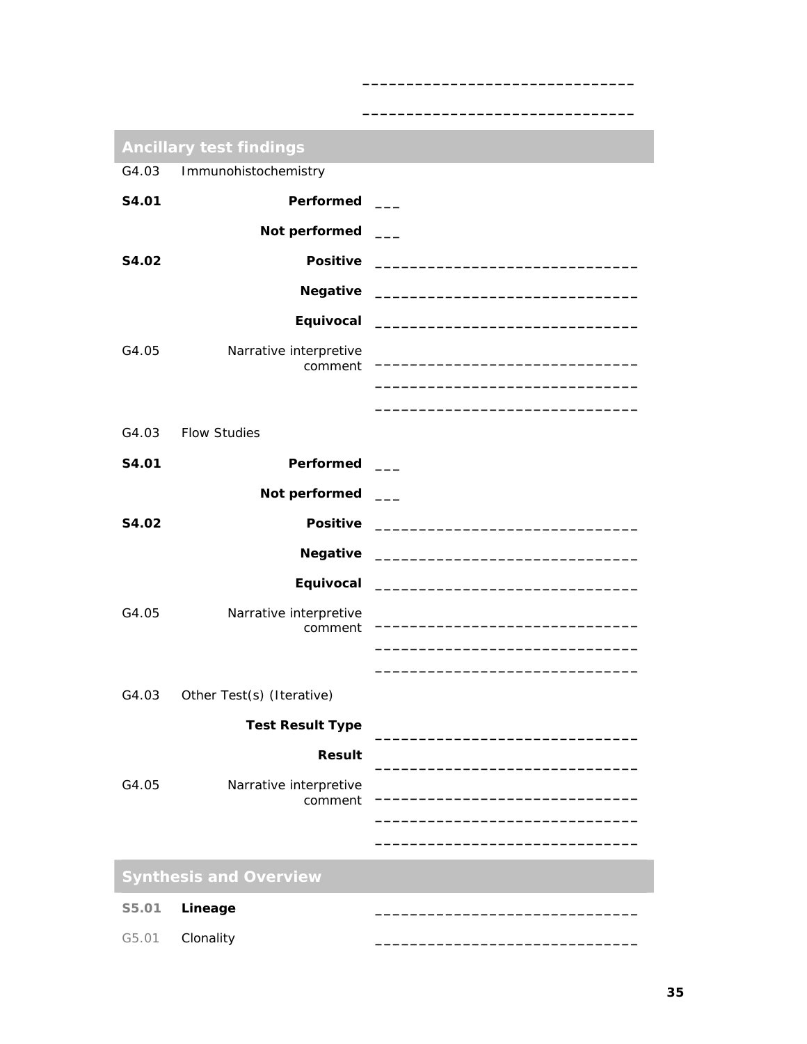______________________________

______________________________

## Ancillary test findings

G4.03 Immunohistochemistry

| | | |
|---|---|---|
| **S4.01** | **Performed** | ___ |
| | **Not performed** | ___ |
| **S4.02** | **Positive** | ______________________________ |
| | **Negative** | ______________________________ |
| | **Equivocal** | ______________________________ |
| G4.05 | Narrative interpretive comment | ______________________________ |
| | | ______________________________ |
| | | ______________________________ |

G4.03 Flow Studies

| | | |
|---|---|---|
| **S4.01** | **Performed** | ___ |
| | **Not performed** | ___ |
| **S4.02** | **Positive** | ______________________________ |
| | **Negative** | ______________________________ |
| | **Equivocal** | ______________________________ |
| G4.05 | Narrative interpretive comment | ______________________________ |
| | | ______________________________ |
| | | ______________________________ |

G4.03 Other Test(s) (Iterative)

| | | |
|---|---|---|
| | **Test Result Type** | ______________________________ |
| | **Result** | ______________________________ |
| G4.05 | Narrative interpretive comment | ______________________________ |
| | | ______________________________ |
| | | ______________________________ |

## Synthesis and Overview

| | | |
|---|---|---|
| S5.01 | **Lineage** | ______________________________ |
| G5.01 | Clonality | ______________________________ |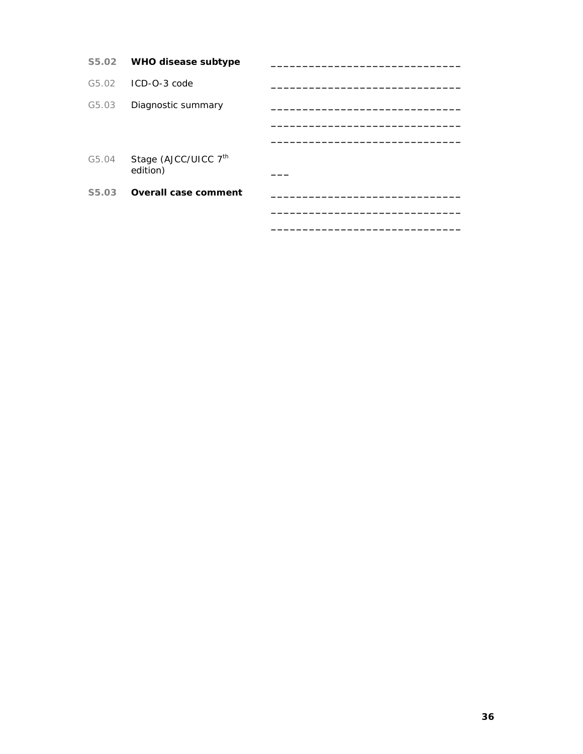| | | |
|---|---|---|
| **S5.02** | **WHO disease subtype** | _______________________________ |
| G5.02 | ICD-O-3 code | _______________________________ |
| G5.03 | Diagnostic summary | _______________________________ |
| | | _______________________________ |
| | | _______________________________ |
| G5.04 | Stage (AJCC/UICC 7th edition) | ___ |
| **S5.03** | **Overall case comment** | _______________________________ |
| | | _______________________________ |
| | | _______________________________ |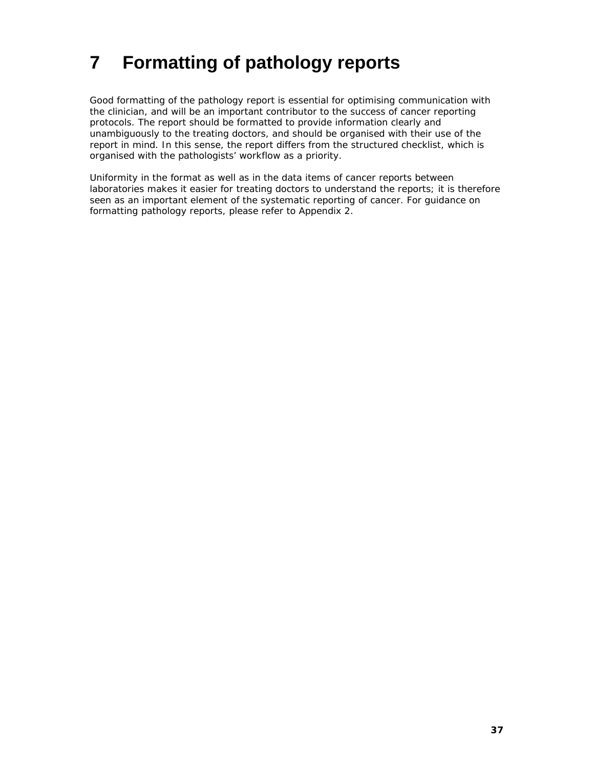# 7 Formatting of pathology reports

Good formatting of the pathology report is essential for optimising communication with the clinician, and will be an important contributor to the success of cancer reporting protocols. The report should be formatted to provide information clearly and unambiguously to the treating doctors, and should be organised with their use of the report in mind. In this sense, the report differs from the structured checklist, which is organised with the pathologists' workflow as a priority.

Uniformity in the format as well as in the data items of cancer reports between laboratories makes it easier for treating doctors to understand the reports; it is therefore seen as an important element of the systematic reporting of cancer. For guidance on formatting pathology reports, please refer to Appendix 2.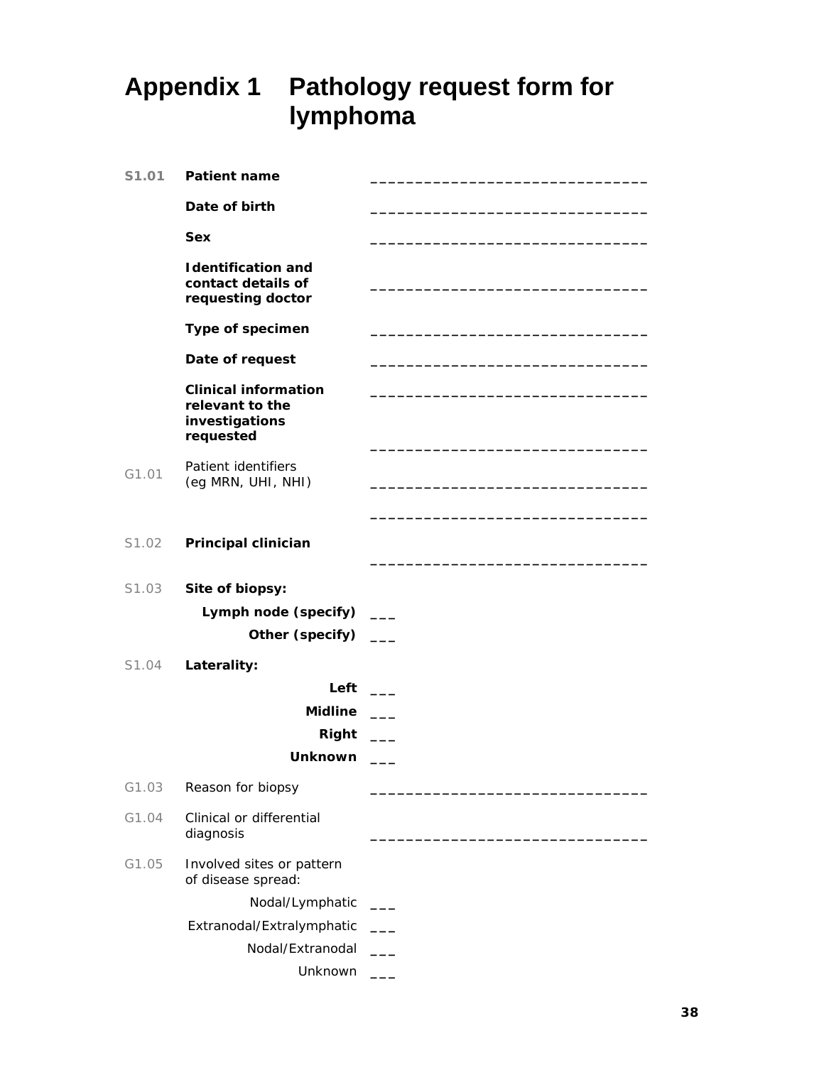# Appendix 1 Pathology request form for lymphoma

| | | |
|---|---|---|
| **S1.01** | **Patient name** | _______________________________ |
| | **Date of birth** | _______________________________ |
| | **Sex** | _______________________________ |
| | **Identification and contact details of requesting doctor** | _______________________________ |
| | **Type of specimen** | _______________________________ |
| | **Date of request** | _______________________________ |
| | **Clinical information relevant to the investigations requested** | _______________________________<br>_______________________________ |
| G1.01 | Patient identifiers (eg MRN, UHI, NHI) | _______________________________<br>_______________________________ |
| S1.02 | **Principal clinician** | _______________________________ |
| S1.03 | **Site of biopsy:** | |
| | **Lymph node (specify)** | ___ |
| | **Other (specify)** | ___ |
| S1.04 | **Laterality:** | |
| | **Left** | ___ |
| | **Midline** | ___ |
| | **Right** | ___ |
| | **Unknown** | ___ |
| G1.03 | Reason for biopsy | _______________________________ |
| G1.04 | Clinical or differential diagnosis | _______________________________ |
| G1.05 | Involved sites or pattern of disease spread: | |
| | Nodal/Lymphatic | ___ |
| | Extranodal/Extralymphatic | ___ |
| | Nodal/Extranodal | ___ |
| | Unknown | ___ |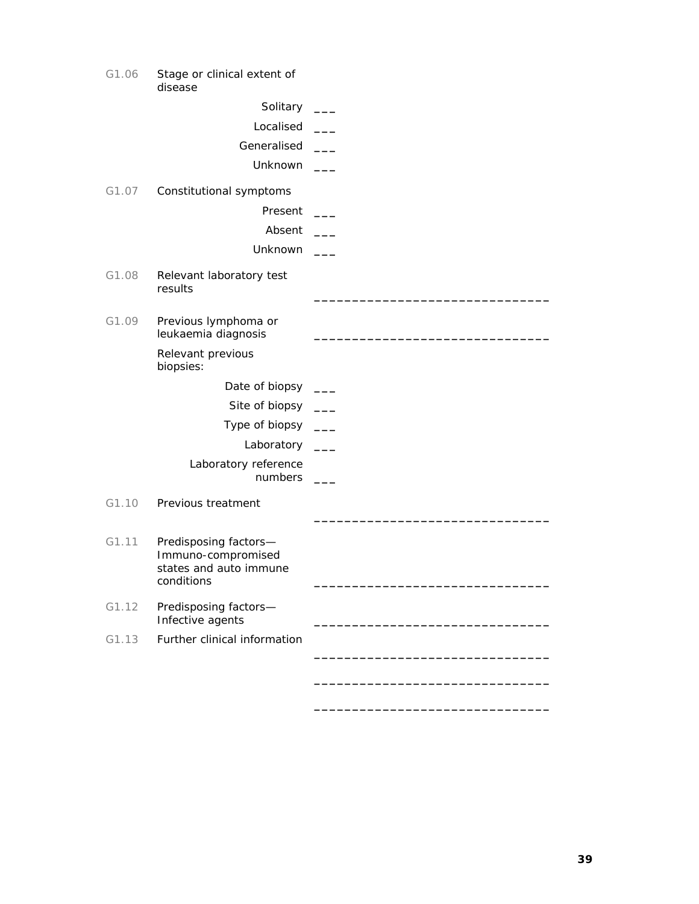G1.06 Stage or clinical extent of disease

- Solitary ___
- Localised ___
- Generalised ___
- Unknown ___

G1.07 Constitutional symptoms

- Present ___
- Absent ___
- Unknown ___

G1.08 Relevant laboratory test results ______________________________

G1.09 Previous lymphoma or leukaemia diagnosis ______________________________

Relevant previous biopsies:

- Date of biopsy ___
- Site of biopsy ___
- Type of biopsy ___
- Laboratory ___
- Laboratory reference numbers ___

G1.10 Previous treatment ______________________________

G1.11 Predisposing factors—Immuno-compromised states and auto immune conditions ______________________________

G1.12 Predisposing factors—Infective agents ______________________________

G1.13 Further clinical information

______________________________

______________________________

______________________________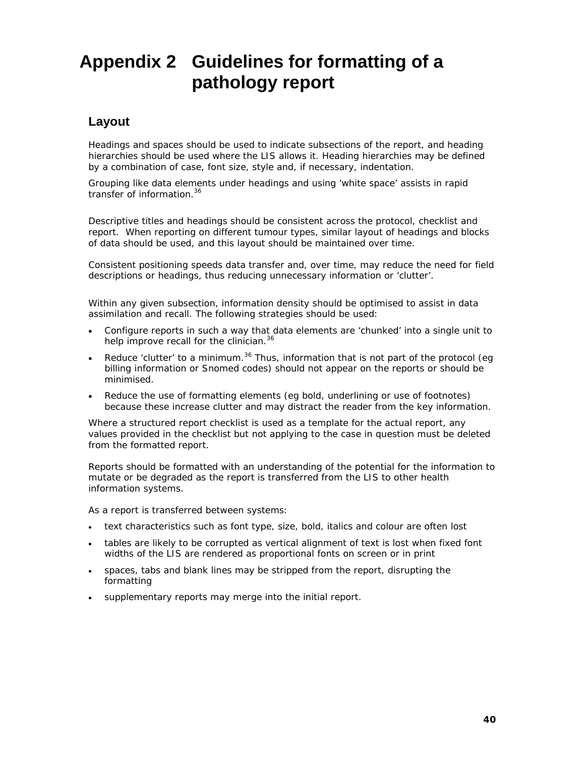# Appendix 2 Guidelines for formatting of a pathology report

## Layout

Headings and spaces should be used to indicate subsections of the report, and heading hierarchies should be used where the LIS allows it. Heading hierarchies may be defined by a combination of case, font size, style and, if necessary, indentation.

Grouping like data elements under headings and using 'white space' assists in rapid transfer of information.[36]

Descriptive titles and headings should be consistent across the protocol, checklist and report. When reporting on different tumour types, similar layout of headings and blocks of data should be used, and this layout should be maintained over time.

Consistent positioning speeds data transfer and, over time, may reduce the need for field descriptions or headings, thus reducing unnecessary information or 'clutter'.

Within any given subsection, information density should be optimised to assist in data assimilation and recall. The following strategies should be used:

- Configure reports in such a way that data elements are 'chunked' into a single unit to help improve recall for the clinician.[36]
- Reduce 'clutter' to a minimum.[36] Thus, information that is not part of the protocol (eg billing information or Snomed codes) should not appear on the reports or should be minimised.
- Reduce the use of formatting elements (eg bold, underlining or use of footnotes) because these increase clutter and may distract the reader from the key information.

Where a structured report checklist is used as a template for the actual report, any values provided in the checklist but not applying to the case in question must be deleted from the formatted report.

Reports should be formatted with an understanding of the potential for the information to mutate or be degraded as the report is transferred from the LIS to other health information systems.

As a report is transferred between systems:

- text characteristics such as font type, size, bold, italics and colour are often lost
- tables are likely to be corrupted as vertical alignment of text is lost when fixed font widths of the LIS are rendered as proportional fonts on screen or in print
- spaces, tabs and blank lines may be stripped from the report, disrupting the formatting
- supplementary reports may merge into the initial report.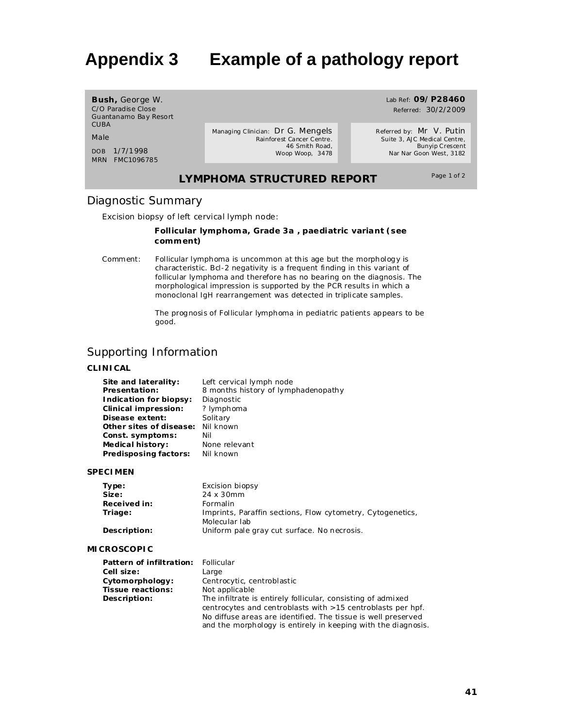# Appendix 3 Example of a pathology report

**Bush,** George W.
C/O Paradise Close
Guantanamo Bay Resort
CUBA

Male

DOB 1/7/1998
MRN FMC1096785

Managing Clinician: Dr G. Mengels
Rainforest Cancer Centre.
46 Smith Road,
Woop Woop, 3478

Lab Ref: **09/P28460**
Referred: 30/2/2009

Referred by: Mr V. Putin
Suite 3, AJC Medical Centre,
Bunyip Crescent
Nar Nar Goon West, 3182

**LYMPHOMA STRUCTURED REPORT**

Page 1 of 2

## Diagnostic Summary

Excision biopsy of left cervical lymph node:

**Follicular lymphoma, Grade 3a , paediatric variant (see comment)**

Comment: Follicular lymphoma is uncommon at this age but the morphology is characteristic. Bcl-2 negativity is a frequent finding in this variant of follicular lymphoma and therefore has no bearing on the diagnosis. The morphological impression is supported by the PCR results in which a monoclonal IgH rearrangement was detected in triplicate samples.

The prognosis of Follicular lymphoma in pediatric patients appears to be good.

## Supporting Information

### CLINICAL

**Site and laterality:** Left cervical lymph node
**Presentation:** 8 months history of lymphadenopathy
**Indication for biopsy:** Diagnostic
**Clinical impression:** ? lymphoma
**Disease extent:** Solitary
**Other sites of disease:** Nil known
**Const. symptoms:** Nil
**Medical history:** None relevant
**Predisposing factors:** Nil known

### SPECIMEN

**Type:** Excision biopsy
**Size:** 24 x 30mm
**Received in:** Formalin
**Triage:** Imprints, Paraffin sections, Flow cytometry, Cytogenetics, Molecular lab
**Description:** Uniform pale gray cut surface. No necrosis.

### MICROSCOPIC

**Pattern of infiltration:** Follicular
**Cell size:** Large
**Cytomorphology:** Centrocytic, centroblastic
**Tissue reactions:** Not applicable
**Description:** The infiltrate is entirely follicular, consisting of admixed centrocytes and centroblasts with >15 centroblasts per hpf. No diffuse areas are identified. The tissue is well preserved and the morphology is entirely in keeping with the diagnosis.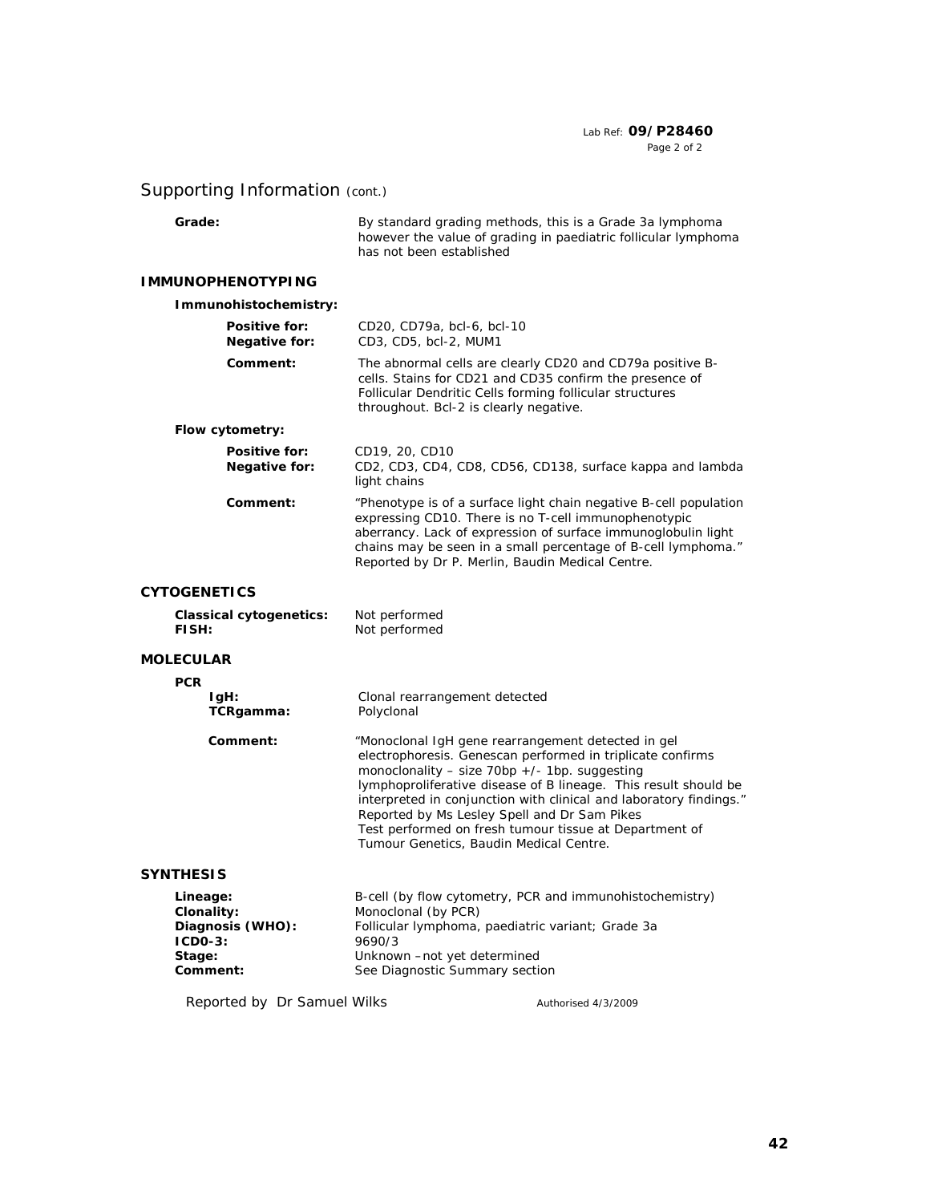Lab Ref: **09/P28460**

## Supporting Information *(cont.)*

**Grade:** By standard grading methods, this is a Grade 3a lymphoma however the value of grading in paediatric follicular lymphoma has not been established

### IMMUNOPHENOTYPING

#### Immunohistochemistry:

**Positive for:** CD20, CD79a, bcl-6, bcl-10
**Negative for:** CD3, CD5, bcl-2, MUM1

**Comment:** The abnormal cells are clearly CD20 and CD79a positive B-cells. Stains for CD21 and CD35 confirm the presence of Follicular Dendritic Cells forming follicular structures throughout. Bcl-2 is clearly negative.

#### Flow cytometry:

**Positive for:** CD19, 20, CD10
**Negative for:** CD2, CD3, CD4, CD8, CD56, CD138, surface kappa and lambda light chains

**Comment:** "Phenotype is of a surface light chain negative B-cell population expressing CD10. There is no T-cell immunophenotypic aberrancy. Lack of expression of surface immunoglobulin light chains may be seen in a small percentage of B-cell lymphoma." Reported by Dr P. Merlin, Baudin Medical Centre.

### CYTOGENETICS

**Classical cytogenetics:** Not performed
**FISH:** Not performed

### MOLECULAR

**PCR**

**IgH:** Clonal rearrangement detected
**TCRgamma:** Polyclonal

**Comment:** "Monoclonal IgH gene rearrangement detected in gel electrophoresis. Genescan performed in triplicate confirms monoclonality – size 70bp +/- 1bp. suggesting lymphoproliferative disease of B lineage. This result should be interpreted in conjunction with clinical and laboratory findings." Reported by Ms Lesley Spell and Dr Sam Pikes
Test performed on fresh tumour tissue at Department of Tumour Genetics, Baudin Medical Centre.

### SYNTHESIS

**Lineage:** B-cell (by flow cytometry, PCR and immunohistochemistry)
**Clonality:** Monoclonal (by PCR)
**Diagnosis (WHO):** Follicular lymphoma, paediatric variant; Grade 3a
**ICD0-3:** 9690/3
**Stage:** Unknown –not yet determined
**Comment:** See Diagnostic Summary section

Reported by Dr Samuel Wilks — Authorised 4/3/2009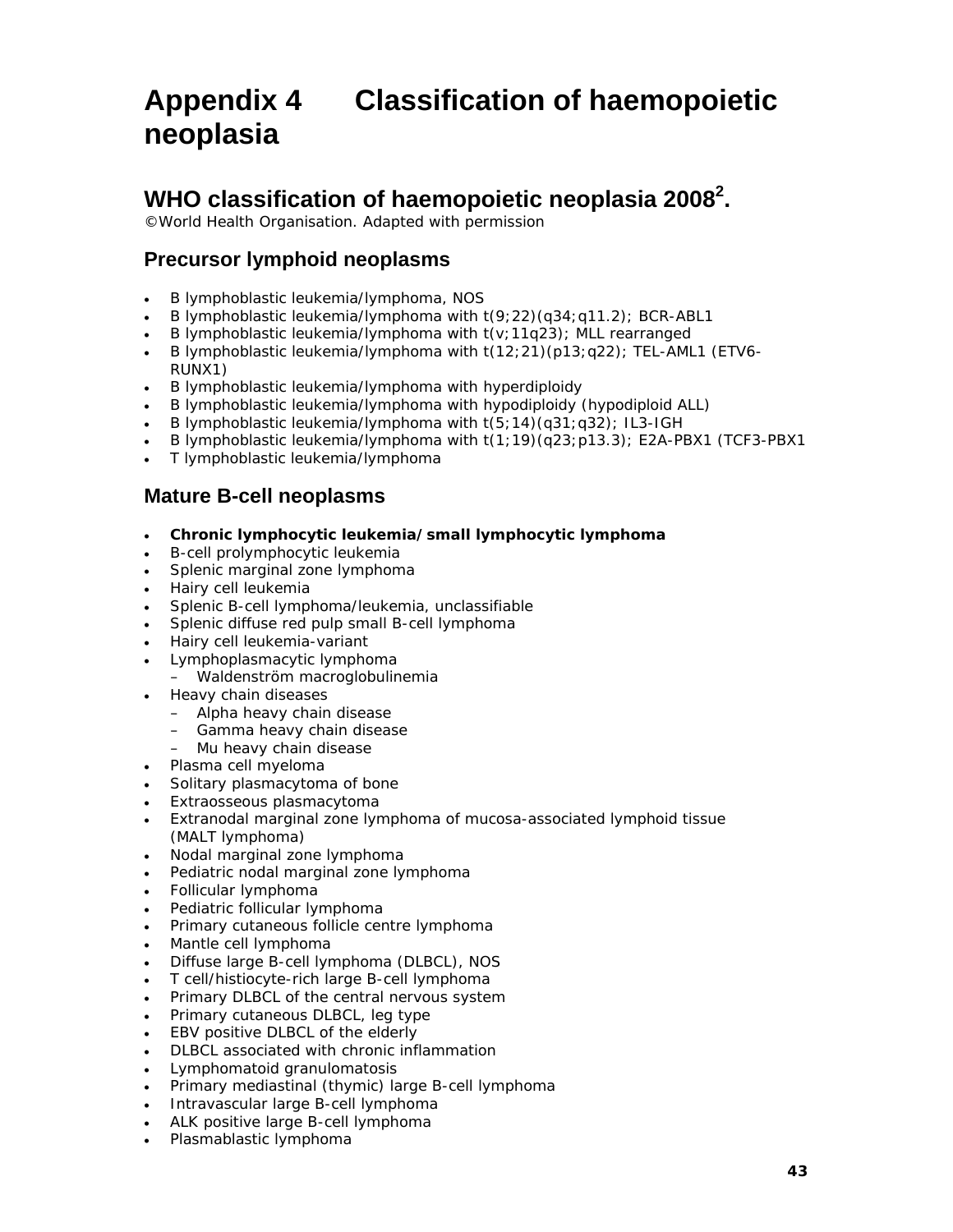# Appendix 4 Classification of haemopoietic neoplasia

## WHO classification of haemopoietic neoplasia 2008[2].

©World Health Organisation. Adapted with permission

### Precursor lymphoid neoplasms

- B lymphoblastic leukemia/lymphoma, NOS
- B lymphoblastic leukemia/lymphoma with t(9;22)(q34;q11.2); BCR-ABL1
- B lymphoblastic leukemia/lymphoma with t(v;11q23); MLL rearranged
- B lymphoblastic leukemia/lymphoma with t(12;21)(p13;q22); TEL-AML1 (ETV6-RUNX1)
- B lymphoblastic leukemia/lymphoma with hyperdiploidy
- B lymphoblastic leukemia/lymphoma with hypodiploidy (hypodiploid ALL)
- B lymphoblastic leukemia/lymphoma with t(5;14)(q31;q32); IL3-IGH
- B lymphoblastic leukemia/lymphoma with t(1;19)(q23;p13.3); E2A-PBX1 (TCF3-PBX1
- T lymphoblastic leukemia/lymphoma

### Mature B-cell neoplasms

- **Chronic lymphocytic leukemia/small lymphocytic lymphoma**
- B-cell prolymphocytic leukemia
- Splenic marginal zone lymphoma
- Hairy cell leukemia
- Splenic B-cell lymphoma/leukemia, unclassifiable
- Splenic diffuse red pulp small B-cell lymphoma
- Hairy cell leukemia-variant
- Lymphoplasmacytic lymphoma
  - Waldenström macroglobulinemia
- Heavy chain diseases
  - Alpha heavy chain disease
  - Gamma heavy chain disease
  - Mu heavy chain disease
- Plasma cell myeloma
- Solitary plasmacytoma of bone
- Extraosseous plasmacytoma
- Extranodal marginal zone lymphoma of mucosa-associated lymphoid tissue (MALT lymphoma)
- Nodal marginal zone lymphoma
- Pediatric nodal marginal zone lymphoma
- Follicular lymphoma
- Pediatric follicular lymphoma
- Primary cutaneous follicle centre lymphoma
- Mantle cell lymphoma
- Diffuse large B-cell lymphoma (DLBCL), NOS
- T cell/histiocyte-rich large B-cell lymphoma
- Primary DLBCL of the central nervous system
- Primary cutaneous DLBCL, leg type
- EBV positive DLBCL of the elderly
- DLBCL associated with chronic inflammation
- Lymphomatoid granulomatosis
- Primary mediastinal (thymic) large B-cell lymphoma
- Intravascular large B-cell lymphoma
- ALK positive large B-cell lymphoma
- Plasmablastic lymphoma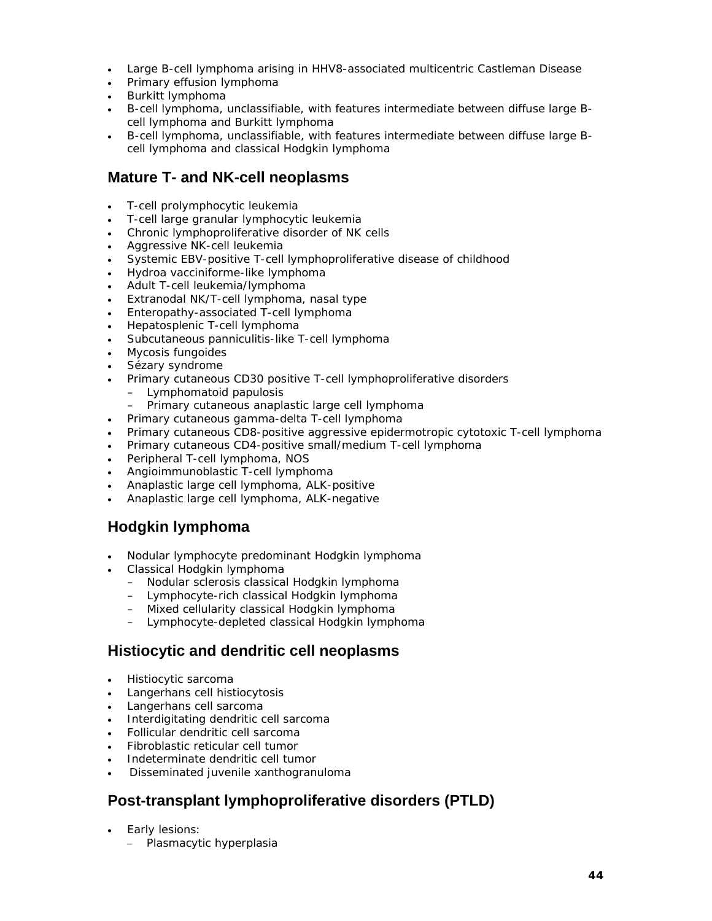- Large B-cell lymphoma arising in HHV8-associated multicentric Castleman Disease
- Primary effusion lymphoma
- Burkitt lymphoma
- B-cell lymphoma, unclassifiable, with features intermediate between diffuse large B-cell lymphoma and Burkitt lymphoma
- B-cell lymphoma, unclassifiable, with features intermediate between diffuse large B-cell lymphoma and classical Hodgkin lymphoma

## Mature T- and NK-cell neoplasms

- T-cell prolymphocytic leukemia
- T-cell large granular lymphocytic leukemia
- Chronic lymphoproliferative disorder of NK cells
- Aggressive NK-cell leukemia
- Systemic EBV-positive T-cell lymphoproliferative disease of childhood
- Hydroa vacciniforme-like lymphoma
- Adult T-cell leukemia/lymphoma
- Extranodal NK/T-cell lymphoma, nasal type
- Enteropathy-associated T-cell lymphoma
- Hepatosplenic T-cell lymphoma
- Subcutaneous panniculitis-like T-cell lymphoma
- Mycosis fungoides
- Sézary syndrome
- Primary cutaneous CD30 positive T-cell lymphoproliferative disorders
  - Lymphomatoid papulosis
  - Primary cutaneous anaplastic large cell lymphoma
- Primary cutaneous gamma-delta T-cell lymphoma
- Primary cutaneous CD8-positive aggressive epidermotropic cytotoxic T-cell lymphoma
- Primary cutaneous CD4-positive small/medium T-cell lymphoma
- Peripheral T-cell lymphoma, NOS
- Angioimmunoblastic T-cell lymphoma
- Anaplastic large cell lymphoma, ALK-positive
- Anaplastic large cell lymphoma, ALK-negative

## Hodgkin lymphoma

- Nodular lymphocyte predominant Hodgkin lymphoma
- Classical Hodgkin lymphoma
  - Nodular sclerosis classical Hodgkin lymphoma
  - Lymphocyte-rich classical Hodgkin lymphoma
  - Mixed cellularity classical Hodgkin lymphoma
  - Lymphocyte-depleted classical Hodgkin lymphoma

## Histiocytic and dendritic cell neoplasms

- Histiocytic sarcoma
- Langerhans cell histiocytosis
- Langerhans cell sarcoma
- Interdigitating dendritic cell sarcoma
- Follicular dendritic cell sarcoma
- Fibroblastic reticular cell tumor
- Indeterminate dendritic cell tumor
- Disseminated juvenile xanthogranuloma

## Post-transplant lymphoproliferative disorders (PTLD)

- Early lesions:
  - Plasmacytic hyperplasia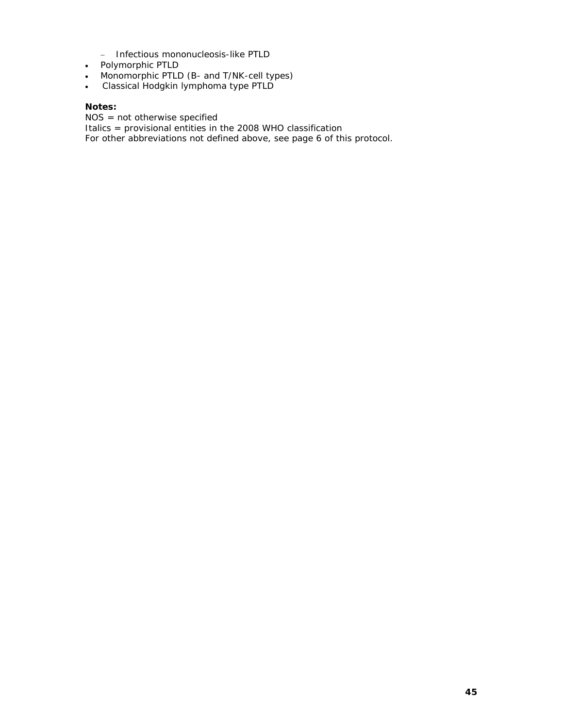- Infectious mononucleosis-like PTLD
- Polymorphic PTLD
- Monomorphic PTLD (B- and T/NK-cell types)
- Classical Hodgkin lymphoma type PTLD

**Notes:**
NOS = not otherwise specified
Italics = provisional entities in the 2008 WHO classification
For other abbreviations not defined above, see page 6 of this protocol.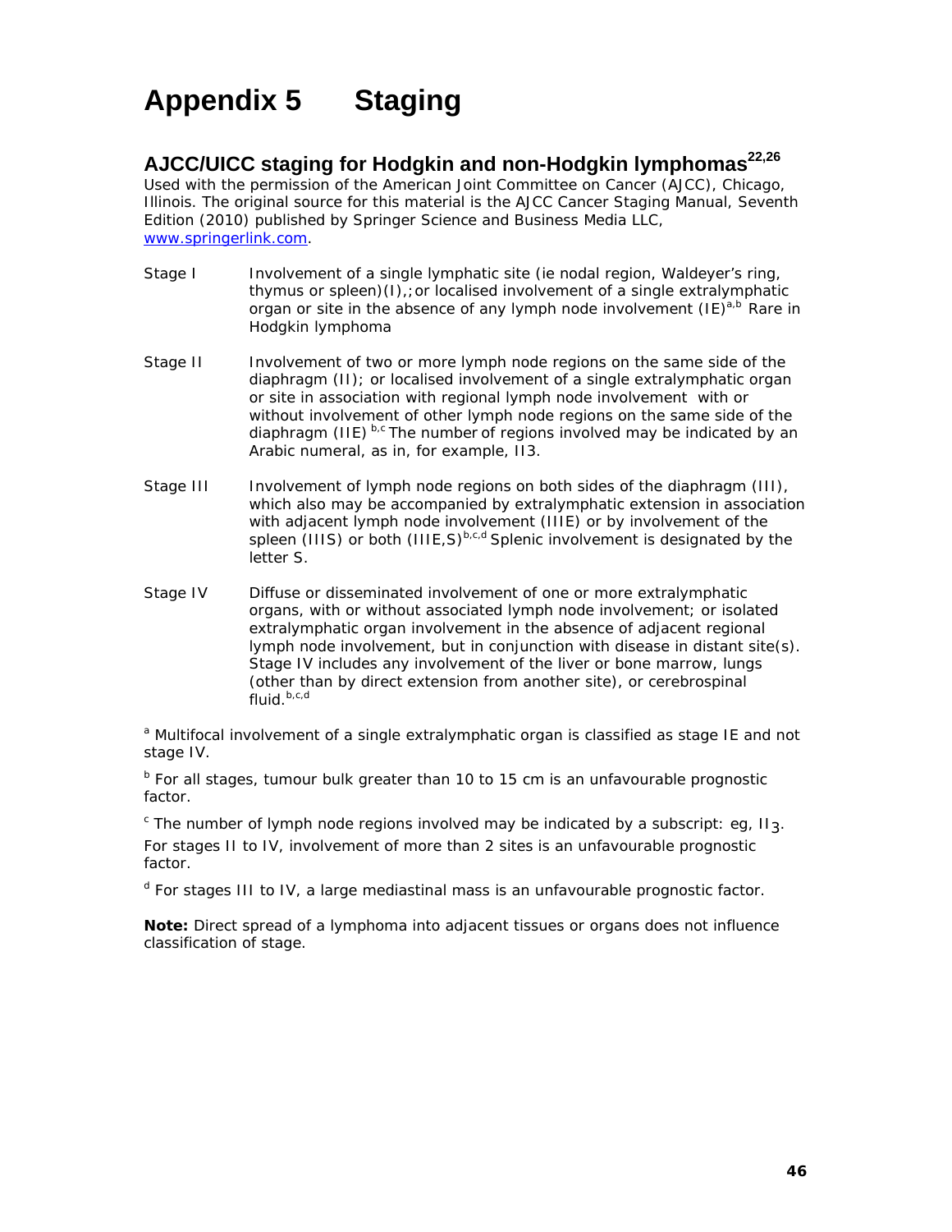# Appendix 5 Staging

## AJCC/UICC staging for Hodgkin and non-Hodgkin lymphomas[22,26]

Used with the permission of the American Joint Committee on Cancer (AJCC), Chicago, Illinois. The original source for this material is the AJCC Cancer Staging Manual, Seventh Edition (2010) published by Springer Science and Business Media LLC, www.springerlink.com.

Stage I — Involvement of a single lymphatic site (ie nodal region, Waldeyer's ring, thymus or spleen)(I),;or localised involvement of a single extralymphatic organ or site in the absence of any lymph node involvement (IE)[a,b] Rare in Hodgkin lymphoma

Stage II — Involvement of two or more lymph node regions on the same side of the diaphragm (II); or localised involvement of a single extralymphatic organ or site in association with regional lymph node involvement with or without involvement of other lymph node regions on the same side of the diaphragm (IIE) [b,c] The number of regions involved may be indicated by an Arabic numeral, as in, for example, II3.

Stage III — Involvement of lymph node regions on both sides of the diaphragm (III), which also may be accompanied by extralymphatic extension in association with adjacent lymph node involvement (IIIE) or by involvement of the spleen (IIIS) or both (IIIE,S)[b,c,d] Splenic involvement is designated by the letter S.

Stage IV — Diffuse or disseminated involvement of one or more extralymphatic organs, with or without associated lymph node involvement; or isolated extralymphatic organ involvement in the absence of adjacent regional lymph node involvement, but in conjunction with disease in distant site(s). Stage IV includes any involvement of the liver or bone marrow, lungs (other than by direct extension from another site), or cerebrospinal fluid.[b,c,d]

[a] Multifocal involvement of a single extralymphatic organ is classified as stage IE and not stage IV.

[b] For all stages, tumour bulk greater than 10 to 15 cm is an unfavourable prognostic factor.

[c] The number of lymph node regions involved may be indicated by a subscript: eg, $II_3$.
For stages II to IV, involvement of more than 2 sites is an unfavourable prognostic factor.

[d] For stages III to IV, a large mediastinal mass is an unfavourable prognostic factor.

**Note:** Direct spread of a lymphoma into adjacent tissues or organs does not influence classification of stage.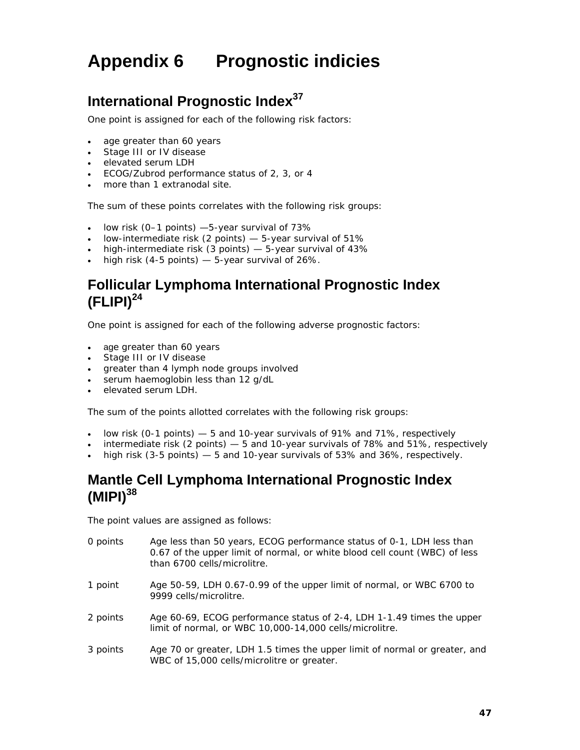# Appendix 6 Prognostic indicies

## International Prognostic Index[37]

One point is assigned for each of the following risk factors:

- age greater than 60 years
- Stage III or IV disease
- elevated serum LDH
- ECOG/Zubrod performance status of 2, 3, or 4
- more than 1 extranodal site.

The sum of these points correlates with the following risk groups:

- low risk (0–1 points) —5-year survival of 73%
- low-intermediate risk (2 points) — 5-year survival of 51%
- high-intermediate risk (3 points) — 5-year survival of 43%
- high risk (4-5 points) — 5-year survival of 26%.

## Follicular Lymphoma International Prognostic Index (FLIPI)[24]

One point is assigned for each of the following adverse prognostic factors:

- age greater than 60 years
- Stage III or IV disease
- greater than 4 lymph node groups involved
- serum haemoglobin less than 12 g/dL
- elevated serum LDH.

The sum of the points allotted correlates with the following risk groups:

- low risk (0-1 points) — 5 and 10-year survivals of 91% and 71%, respectively
- intermediate risk (2 points) — 5 and 10-year survivals of 78% and 51%, respectively
- high risk (3-5 points) — 5 and 10-year survivals of 53% and 36%, respectively.

## Mantle Cell Lymphoma International Prognostic Index (MIPI)[38]

The point values are assigned as follows:

0 points: Age less than 50 years, ECOG performance status of 0-1, LDH less than 0.67 of the upper limit of normal, or white blood cell count (WBC) of less than 6700 cells/microlitre.

1 point: Age 50-59, LDH 0.67-0.99 of the upper limit of normal, or WBC 6700 to 9999 cells/microlitre.

2 points: Age 60-69, ECOG performance status of 2-4, LDH 1-1.49 times the upper limit of normal, or WBC 10,000-14,000 cells/microlitre.

3 points: Age 70 or greater, LDH 1.5 times the upper limit of normal or greater, and WBC of 15,000 cells/microlitre or greater.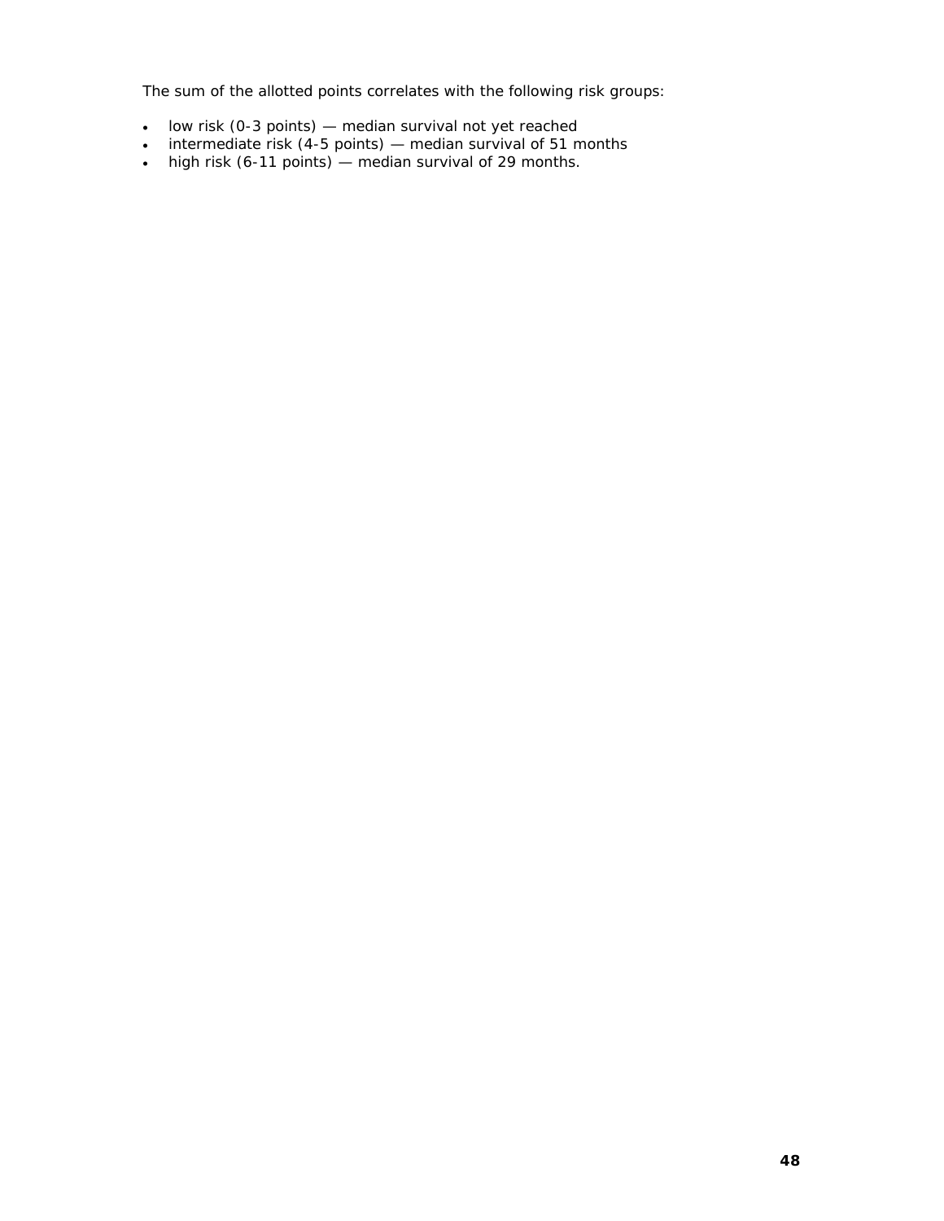The sum of the allotted points correlates with the following risk groups:

- low risk (0-3 points) — median survival not yet reached
- intermediate risk (4-5 points) — median survival of 51 months
- high risk (6-11 points) — median survival of 29 months.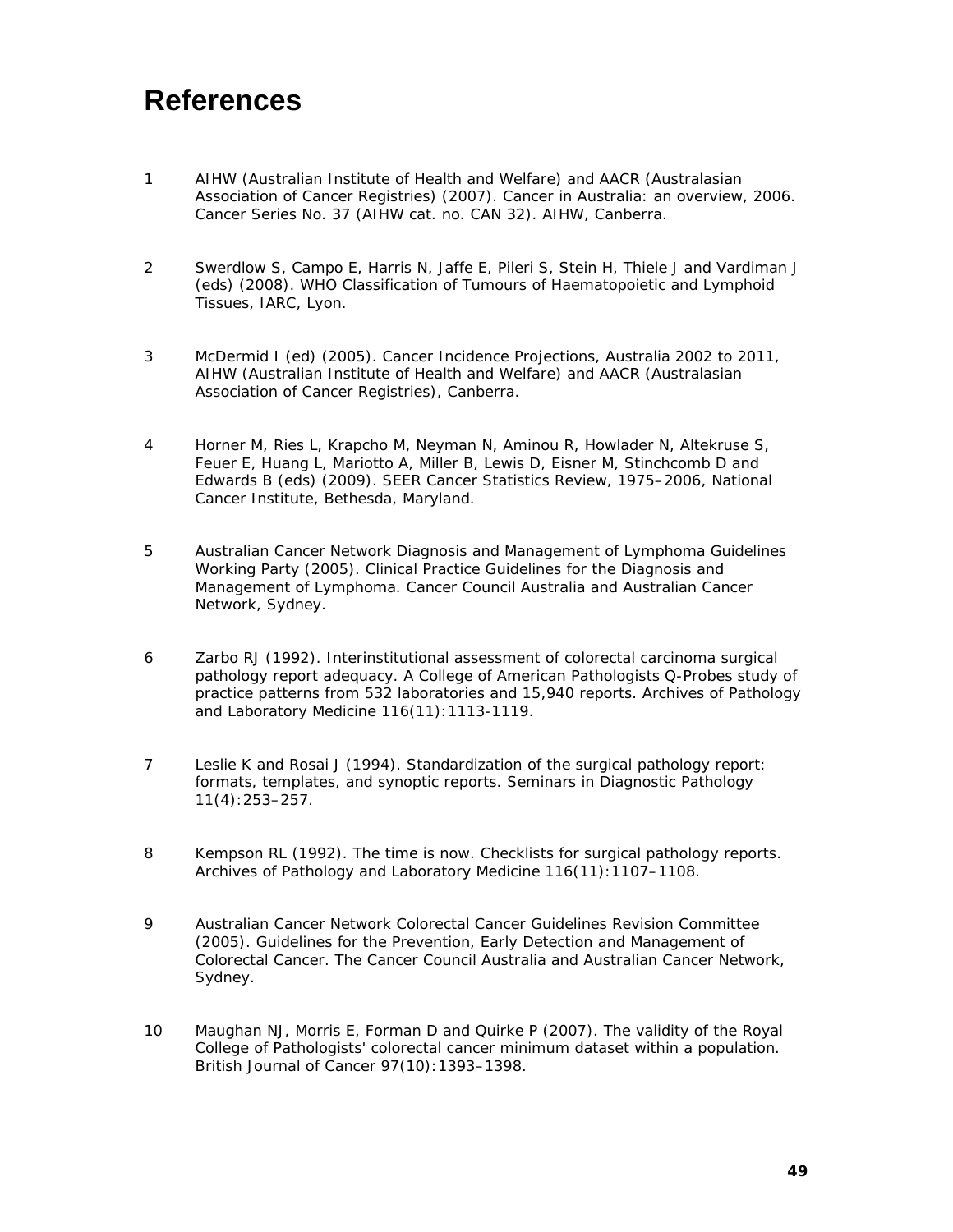# References

1 AIHW (Australian Institute of Health and Welfare) and AACR (Australasian Association of Cancer Registries) (2007). Cancer in Australia: an overview, 2006. Cancer Series No. 37 (AIHW cat. no. CAN 32). AIHW, Canberra.

2 Swerdlow S, Campo E, Harris N, Jaffe E, Pileri S, Stein H, Thiele J and Vardiman J (eds) (2008). WHO Classification of Tumours of Haematopoietic and Lymphoid Tissues, IARC, Lyon.

3 McDermid I (ed) (2005). Cancer Incidence Projections, Australia 2002 to 2011, AIHW (Australian Institute of Health and Welfare) and AACR (Australasian Association of Cancer Registries), Canberra.

4 Horner M, Ries L, Krapcho M, Neyman N, Aminou R, Howlader N, Altekruse S, Feuer E, Huang L, Mariotto A, Miller B, Lewis D, Eisner M, Stinchcomb D and Edwards B (eds) (2009). SEER Cancer Statistics Review, 1975–2006, National Cancer Institute, Bethesda, Maryland.

5 Australian Cancer Network Diagnosis and Management of Lymphoma Guidelines Working Party (2005). Clinical Practice Guidelines for the Diagnosis and Management of Lymphoma. Cancer Council Australia and Australian Cancer Network, Sydney.

6 Zarbo RJ (1992). Interinstitutional assessment of colorectal carcinoma surgical pathology report adequacy. A College of American Pathologists Q-Probes study of practice patterns from 532 laboratories and 15,940 reports. Archives of Pathology and Laboratory Medicine 116(11):1113-1119.

7 Leslie K and Rosai J (1994). Standardization of the surgical pathology report: formats, templates, and synoptic reports. Seminars in Diagnostic Pathology 11(4):253–257.

8 Kempson RL (1992). The time is now. Checklists for surgical pathology reports. Archives of Pathology and Laboratory Medicine 116(11):1107–1108.

9 Australian Cancer Network Colorectal Cancer Guidelines Revision Committee (2005). Guidelines for the Prevention, Early Detection and Management of Colorectal Cancer. The Cancer Council Australia and Australian Cancer Network, Sydney.

10 Maughan NJ, Morris E, Forman D and Quirke P (2007). The validity of the Royal College of Pathologists' colorectal cancer minimum dataset within a population. British Journal of Cancer 97(10):1393–1398.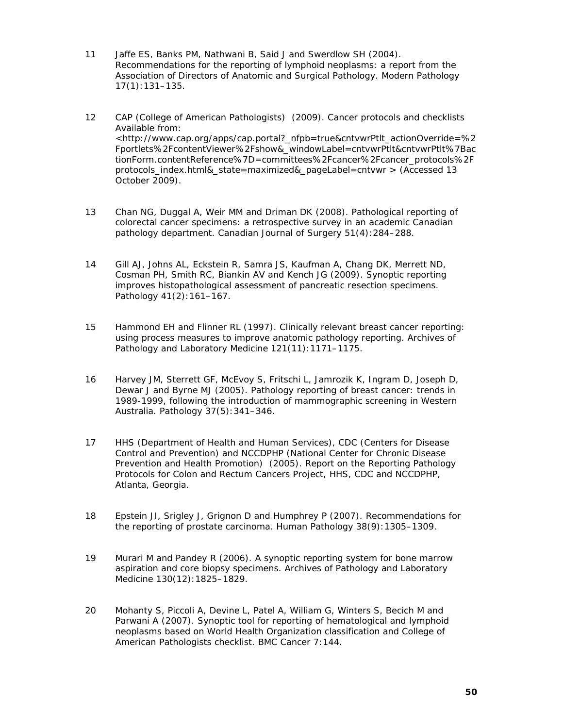11 Jaffe ES, Banks PM, Nathwani B, Said J and Swerdlow SH (2004). Recommendations for the reporting of lymphoid neoplasms: a report from the Association of Directors of Anatomic and Surgical Pathology. *Modern Pathology* 17(1):131–135.

12 CAP (College of American Pathologists) (2009). Cancer protocols and checklists Available from: <http://www.cap.org/apps/cap.portal?_nfpb=true&cntvwrPtlt_actionOverride=%2Fportlets%2FcontentViewer%2Fshow&_windowLabel=cntvwrPtlt&cntvwrPtlt%7BactionForm.contentReference%7D=committees%2Fcancer%2Fcancer_protocols%2Fprotocols_index.html&_state=maximized&_pageLabel=cntvwr > (Accessed 13 October 2009).

13 Chan NG, Duggal A, Weir MM and Driman DK (2008). Pathological reporting of colorectal cancer specimens: a retrospective survey in an academic Canadian pathology department. *Canadian Journal of Surgery* 51(4):284–288.

14 Gill AJ, Johns AL, Eckstein R, Samra JS, Kaufman A, Chang DK, Merrett ND, Cosman PH, Smith RC, Biankin AV and Kench JG (2009). Synoptic reporting improves histopathological assessment of pancreatic resection specimens. *Pathology* 41(2):161–167.

15 Hammond EH and Flinner RL (1997). Clinically relevant breast cancer reporting: using process measures to improve anatomic pathology reporting. *Archives of Pathology and Laboratory Medicine* 121(11):1171–1175.

16 Harvey JM, Sterrett GF, McEvoy S, Fritschi L, Jamrozik K, Ingram D, Joseph D, Dewar J and Byrne MJ (2005). Pathology reporting of breast cancer: trends in 1989-1999, following the introduction of mammographic screening in Western Australia. *Pathology* 37(5):341–346.

17 HHS (Department of Health and Human Services), CDC (Centers for Disease Control and Prevention) and NCCDPHP (National Center for Chronic Disease Prevention and Health Promotion) (2005). *Report on the Reporting Pathology Protocols for Colon and Rectum Cancers Project*, HHS, CDC and NCCDPHP, Atlanta, Georgia.

18 Epstein JI, Srigley J, Grignon D and Humphrey P (2007). Recommendations for the reporting of prostate carcinoma. *Human Pathology* 38(9):1305–1309.

19 Murari M and Pandey R (2006). A synoptic reporting system for bone marrow aspiration and core biopsy specimens. *Archives of Pathology and Laboratory Medicine* 130(12):1825–1829.

20 Mohanty S, Piccoli A, Devine L, Patel A, William G, Winters S, Becich M and Parwani A (2007). Synoptic tool for reporting of hematological and lymphoid neoplasms based on World Health Organization classification and College of American Pathologists checklist. *BMC Cancer* 7:144.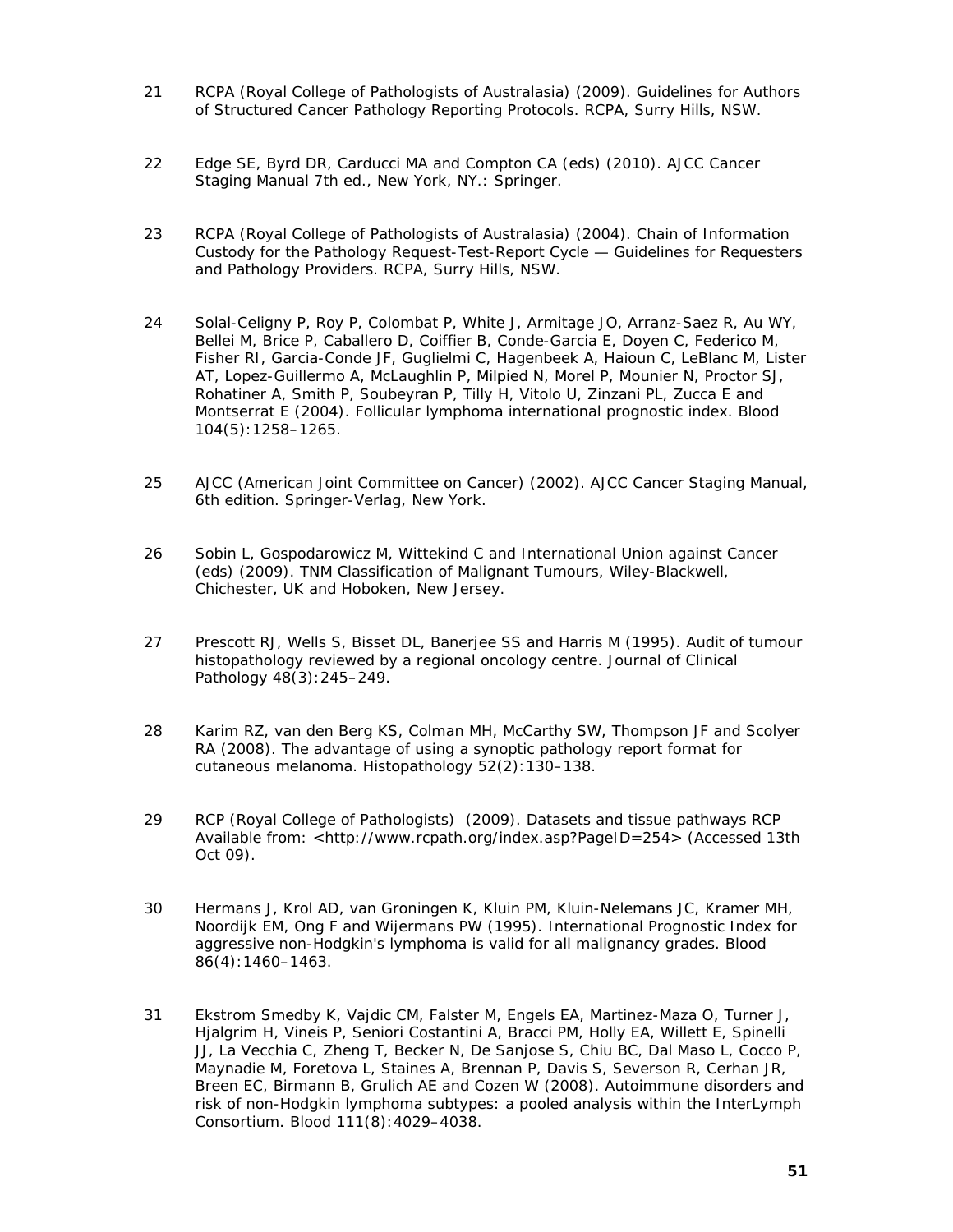21 RCPA (Royal College of Pathologists of Australasia) (2009). Guidelines for Authors of Structured Cancer Pathology Reporting Protocols. RCPA, Surry Hills, NSW.

22 Edge SE, Byrd DR, Carducci MA and Compton CA (eds) (2010). AJCC Cancer Staging Manual 7th ed., New York, NY.: Springer.

23 RCPA (Royal College of Pathologists of Australasia) (2004). Chain of Information Custody for the Pathology Request-Test-Report Cycle — Guidelines for Requesters and Pathology Providers. RCPA, Surry Hills, NSW.

24 Solal-Celigny P, Roy P, Colombat P, White J, Armitage JO, Arranz-Saez R, Au WY, Bellei M, Brice P, Caballero D, Coiffier B, Conde-Garcia E, Doyen C, Federico M, Fisher RI, Garcia-Conde JF, Guglielmi C, Hagenbeek A, Haioun C, LeBlanc M, Lister AT, Lopez-Guillermo A, McLaughlin P, Milpied N, Morel P, Mounier N, Proctor SJ, Rohatiner A, Smith P, Soubeyran P, Tilly H, Vitolo U, Zinzani PL, Zucca E and Montserrat E (2004). Follicular lymphoma international prognostic index. Blood 104(5):1258–1265.

25 AJCC (American Joint Committee on Cancer) (2002). AJCC Cancer Staging Manual, 6th edition. Springer-Verlag, New York.

26 Sobin L, Gospodarowicz M, Wittekind C and International Union against Cancer (eds) (2009). TNM Classification of Malignant Tumours, Wiley-Blackwell, Chichester, UK and Hoboken, New Jersey.

27 Prescott RJ, Wells S, Bisset DL, Banerjee SS and Harris M (1995). Audit of tumour histopathology reviewed by a regional oncology centre. Journal of Clinical Pathology 48(3):245–249.

28 Karim RZ, van den Berg KS, Colman MH, McCarthy SW, Thompson JF and Scolyer RA (2008). The advantage of using a synoptic pathology report format for cutaneous melanoma. Histopathology 52(2):130–138.

29 RCP (Royal College of Pathologists) (2009). Datasets and tissue pathways RCP Available from: <http://www.rcpath.org/index.asp?PageID=254> (Accessed 13th Oct 09).

30 Hermans J, Krol AD, van Groningen K, Kluin PM, Kluin-Nelemans JC, Kramer MH, Noordijk EM, Ong F and Wijermans PW (1995). International Prognostic Index for aggressive non-Hodgkin's lymphoma is valid for all malignancy grades. Blood 86(4):1460–1463.

31 Ekstrom Smedby K, Vajdic CM, Falster M, Engels EA, Martinez-Maza O, Turner J, Hjalgrim H, Vineis P, Seniori Costantini A, Bracci PM, Holly EA, Willett E, Spinelli JJ, La Vecchia C, Zheng T, Becker N, De Sanjose S, Chiu BC, Dal Maso L, Cocco P, Maynadie M, Foretova L, Staines A, Brennan P, Davis S, Severson R, Cerhan JR, Breen EC, Birmann B, Grulich AE and Cozen W (2008). Autoimmune disorders and risk of non-Hodgkin lymphoma subtypes: a pooled analysis within the InterLymph Consortium. Blood 111(8):4029–4038.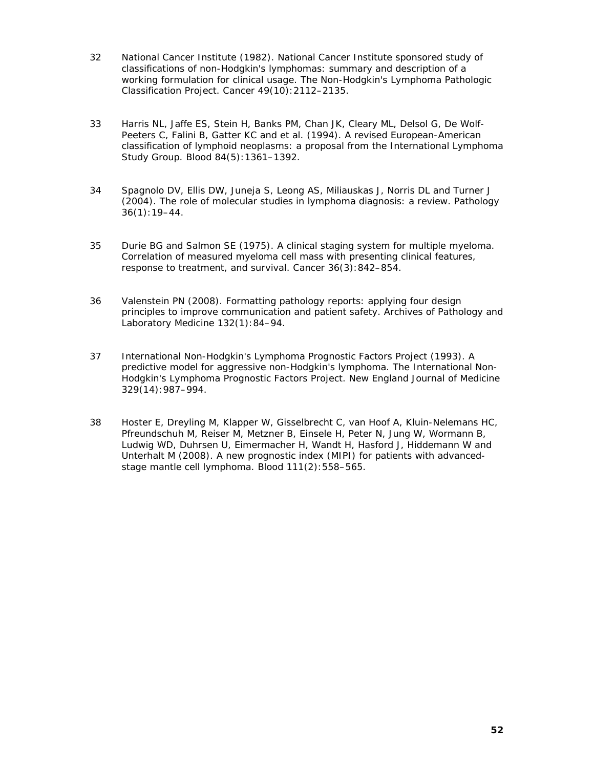32 National Cancer Institute (1982). National Cancer Institute sponsored study of classifications of non-Hodgkin's lymphomas: summary and description of a working formulation for clinical usage. The Non-Hodgkin's Lymphoma Pathologic Classification Project. Cancer 49(10):2112–2135.

33 Harris NL, Jaffe ES, Stein H, Banks PM, Chan JK, Cleary ML, Delsol G, De Wolf-Peeters C, Falini B, Gatter KC and et al. (1994). A revised European-American classification of lymphoid neoplasms: a proposal from the International Lymphoma Study Group. Blood 84(5):1361–1392.

34 Spagnolo DV, Ellis DW, Juneja S, Leong AS, Miliauskas J, Norris DL and Turner J (2004). The role of molecular studies in lymphoma diagnosis: a review. Pathology 36(1):19–44.

35 Durie BG and Salmon SE (1975). A clinical staging system for multiple myeloma. Correlation of measured myeloma cell mass with presenting clinical features, response to treatment, and survival. Cancer 36(3):842–854.

36 Valenstein PN (2008). Formatting pathology reports: applying four design principles to improve communication and patient safety. Archives of Pathology and Laboratory Medicine 132(1):84–94.

37 International Non-Hodgkin's Lymphoma Prognostic Factors Project (1993). A predictive model for aggressive non-Hodgkin's lymphoma. The International Non-Hodgkin's Lymphoma Prognostic Factors Project. New England Journal of Medicine 329(14):987–994.

38 Hoster E, Dreyling M, Klapper W, Gisselbrecht C, van Hoof A, Kluin-Nelemans HC, Pfreundschuh M, Reiser M, Metzner B, Einsele H, Peter N, Jung W, Wormann B, Ludwig WD, Duhrsen U, Eimermacher H, Wandt H, Hasford J, Hiddemann W and Unterhalt M (2008). A new prognostic index (MIPI) for patients with advanced-stage mantle cell lymphoma. Blood 111(2):558–565.